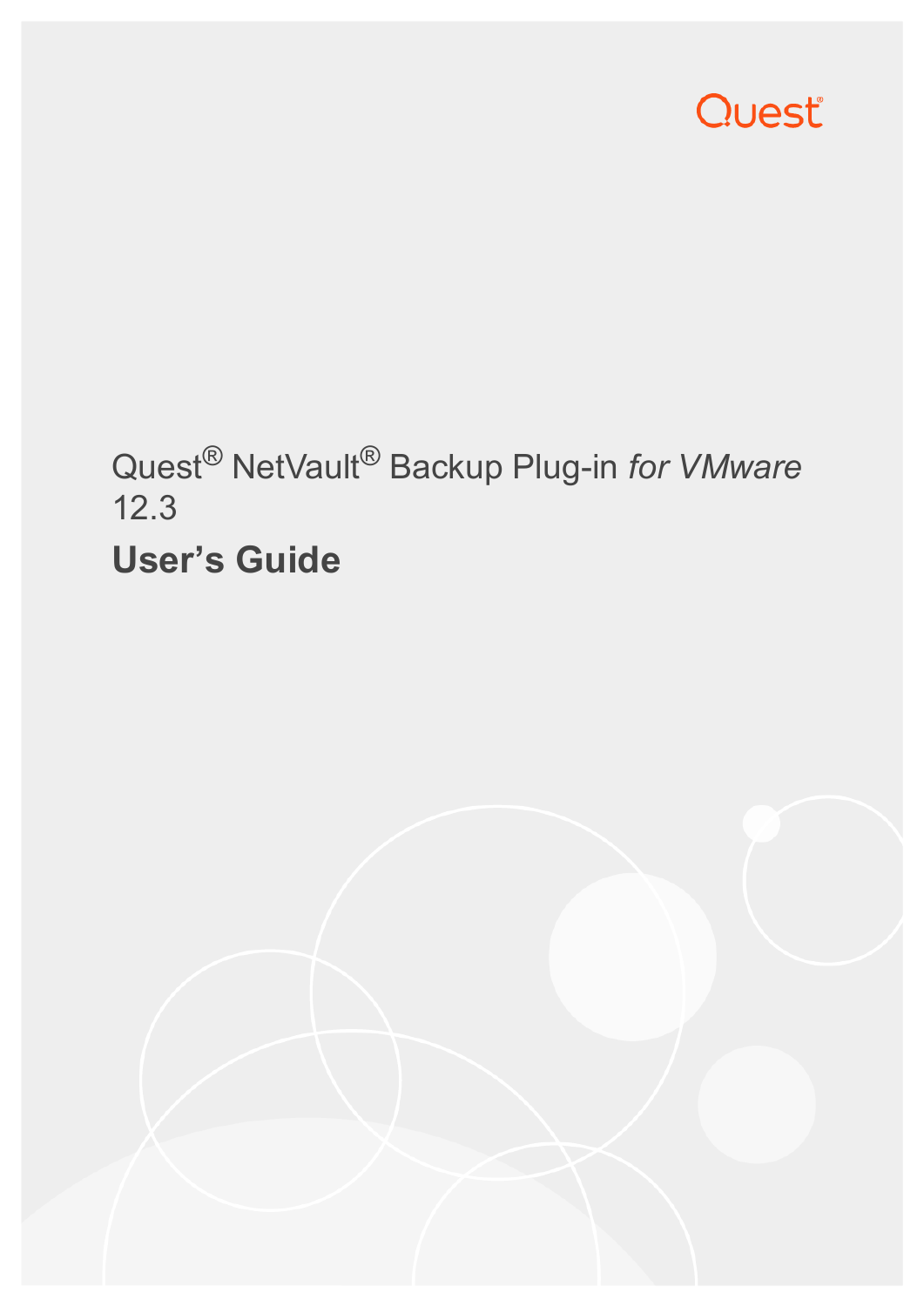Quest

# Quest® NetVault® Backup Plug-in *for VMware* 12.3

## User's Guide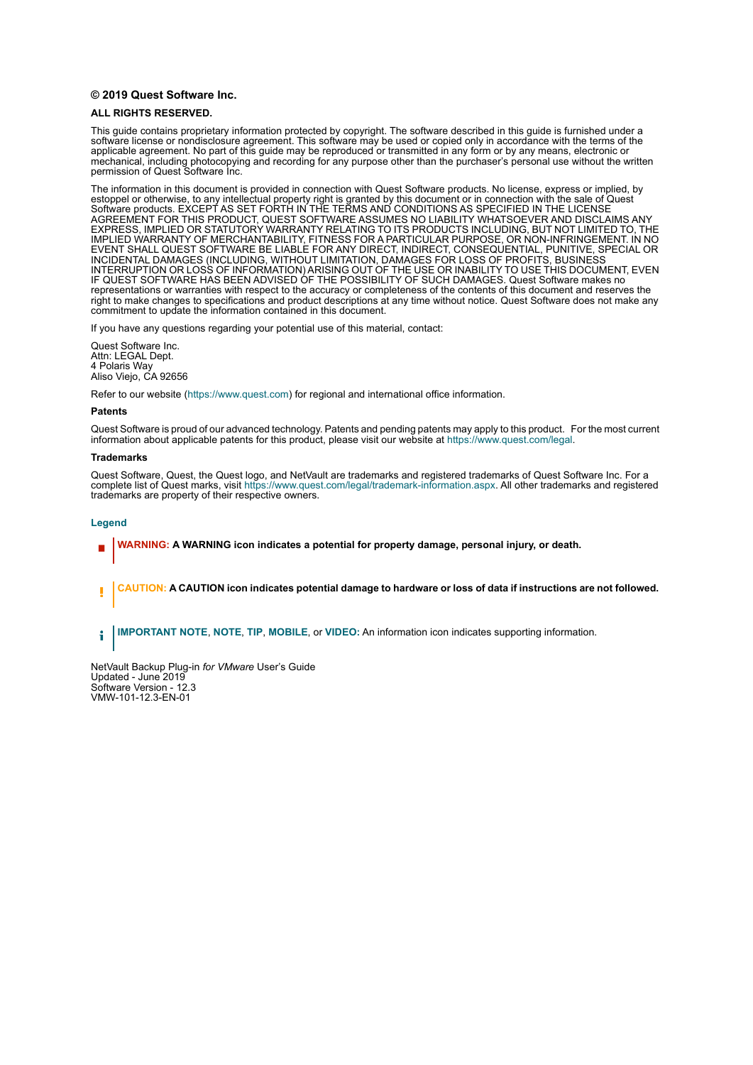**© 2019 Quest Software Inc.**

**ALL RIGHTS RESERVED.**

This guide contains proprietary information protected by copyright. The software described in this guide is furnished under a software license or nondisclosure agreement. This software may be used or copied only in accordance with the terms of the applicable agreement. No part of this guide may be reproduced or transmitted in any form or by any means, electronic or mechanical, including photocopying and recording for any purpose other than the purchaser's personal use without the written permission of Quest Software Inc.

The information in this document is provided in connection with Quest Software products. No license, express or implied, by estoppel or otherwise, to any intellectual property right is granted by this document or in connection with the sale of Quest Software products. EXCEPT AS SET FORTH IN THE TERMS AND CONDITIONS AS SPECIFIED IN THE LICENSE AGREEMENT FOR THIS PRODUCT, QUEST SOFTWARE ASSUMES NO LIABILITY WHATSOEVER AND DISCLAIMS ANY EXPRESS, IMPLIED OR STATUTORY WARRANTY RELATING TO ITS PRODUCTS INCLUDING, BUT NOT LIMITED TO, THE IMPLIED WARRANTY OF MERCHANTABILITY, FITNESS FOR A PARTICULAR PURPOSE, OR NON-INFRINGEMENT. IN NO EVENT SHALL QUEST SOFTWARE BE LIABLE FOR ANY DIRECT, INDIRECT, CONSEQUENTIAL, PUNITIVE, SPECIAL OR INCIDENTAL DAMAGES (INCLUDING, WITHOUT LIMITATION, DAMAGES FOR LOSS OF PROFITS, BUSINESS INTERRUPTION OR LOSS OF INFORMATION) ARISING OUT OF THE USE OR INABILITY TO USE THIS DOCUMENT, EVEN IF QUEST SOFTWARE HAS BEEN ADVISED OF THE POSSIBILITY OF SUCH DAMAGES. Quest Software makes no representations or warranties with respect to the accuracy or completeness of the contents of this document and reserves the right to make changes to specifications and product descriptions at any time without notice. Quest Software does not make any commitment to update the information contained in this document.

If you have any questions regarding your potential use of this material, contact:

Quest Software Inc.
Attn: LEGAL Dept.
4 Polaris Way
Aliso Viejo, CA 92656

Refer to our website (https://www.quest.com) for regional and international office information.

**Patents**

Quest Software is proud of our advanced technology. Patents and pending patents may apply to this product. For the most current information about applicable patents for this product, please visit our website at https://www.quest.com/legal.

**Trademarks**

Quest Software, Quest, the Quest logo, and NetVault are trademarks and registered trademarks of Quest Software Inc. For a complete list of Quest marks, visit https://www.quest.com/legal/trademark-information.aspx. All other trademarks and registered trademarks are property of their respective owners.

**Legend**

**WARNING: A WARNING icon indicates a potential for property damage, personal injury, or death.**

**CAUTION: A CAUTION icon indicates potential damage to hardware or loss of data if instructions are not followed.**

**IMPORTANT NOTE**, **NOTE**, **TIP**, **MOBILE**, or **VIDEO:** An information icon indicates supporting information.

NetVault Backup Plug-in *for VMware* User's Guide
Updated - June 2019
Software Version - 12.3
VMW-101-12.3-EN-01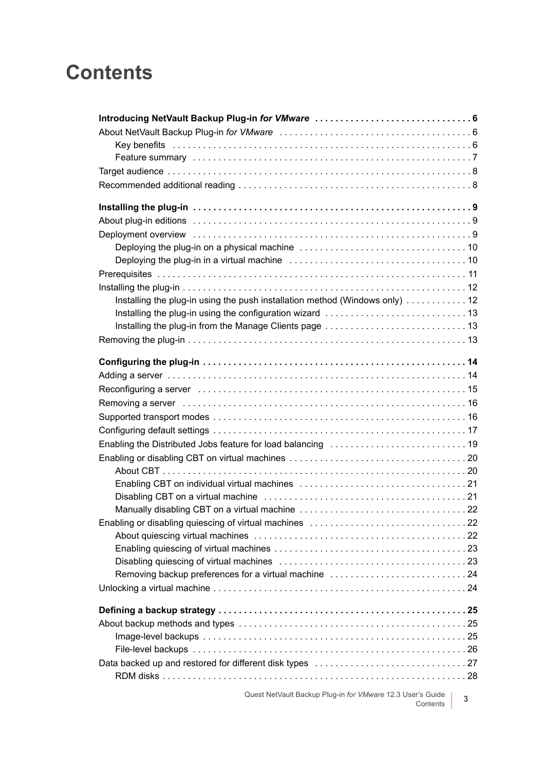# Contents

**Introducing NetVault Backup Plug-in *for VMware*** . . . . . . . . . . . . . . . . . . . . . . . . . . . . . . . 6

About NetVault Backup Plug-in *for VMware* . . . . . . . . . . . . . . . . . . . . . . . . . . . . . . . . . . . . . . 6

- Key benefits . . . . . . . . . . . . . . . . . . . . . . . . . . . . . . . . . . . . . . . . . . . . . . . . . . . . . . . . . . 6
- Feature summary . . . . . . . . . . . . . . . . . . . . . . . . . . . . . . . . . . . . . . . . . . . . . . . . . . . . . . 7

Target audience . . . . . . . . . . . . . . . . . . . . . . . . . . . . . . . . . . . . . . . . . . . . . . . . . . . . . . . . . . . 8

Recommended additional reading . . . . . . . . . . . . . . . . . . . . . . . . . . . . . . . . . . . . . . . . . . . . . 8

**Installing the plug-in** . . . . . . . . . . . . . . . . . . . . . . . . . . . . . . . . . . . . . . . . . . . . . . . . . . . . . 9

About plug-in editions . . . . . . . . . . . . . . . . . . . . . . . . . . . . . . . . . . . . . . . . . . . . . . . . . . . . . . 9

Deployment overview . . . . . . . . . . . . . . . . . . . . . . . . . . . . . . . . . . . . . . . . . . . . . . . . . . . . . . 9

- Deploying the plug-in on a physical machine . . . . . . . . . . . . . . . . . . . . . . . . . . . . . . . . 10
- Deploying the plug-in in a virtual machine . . . . . . . . . . . . . . . . . . . . . . . . . . . . . . . . . . 10

Prerequisites . . . . . . . . . . . . . . . . . . . . . . . . . . . . . . . . . . . . . . . . . . . . . . . . . . . . . . . . . . . . 11

Installing the plug-in . . . . . . . . . . . . . . . . . . . . . . . . . . . . . . . . . . . . . . . . . . . . . . . . . . . . . . 12

- Installing the plug-in using the push installation method (Windows only) . . . . . . . . . . . 12
- Installing the plug-in using the configuration wizard . . . . . . . . . . . . . . . . . . . . . . . . . . . 13
- Installing the plug-in from the Manage Clients page . . . . . . . . . . . . . . . . . . . . . . . . . . . 13

Removing the plug-in . . . . . . . . . . . . . . . . . . . . . . . . . . . . . . . . . . . . . . . . . . . . . . . . . . . . . . 13

**Configuring the plug-in** . . . . . . . . . . . . . . . . . . . . . . . . . . . . . . . . . . . . . . . . . . . . . . . . . . . 14

Adding a server . . . . . . . . . . . . . . . . . . . . . . . . . . . . . . . . . . . . . . . . . . . . . . . . . . . . . . . . . . 14

Reconfiguring a server . . . . . . . . . . . . . . . . . . . . . . . . . . . . . . . . . . . . . . . . . . . . . . . . . . . . 15

Removing a server . . . . . . . . . . . . . . . . . . . . . . . . . . . . . . . . . . . . . . . . . . . . . . . . . . . . . . . 16

Supported transport modes . . . . . . . . . . . . . . . . . . . . . . . . . . . . . . . . . . . . . . . . . . . . . . . . . 16

Configuring default settings . . . . . . . . . . . . . . . . . . . . . . . . . . . . . . . . . . . . . . . . . . . . . . . . . 17

Enabling the Distributed Jobs feature for load balancing . . . . . . . . . . . . . . . . . . . . . . . . . . 19

Enabling or disabling CBT on virtual machines . . . . . . . . . . . . . . . . . . . . . . . . . . . . . . . . . . 20

- About CBT . . . . . . . . . . . . . . . . . . . . . . . . . . . . . . . . . . . . . . . . . . . . . . . . . . . . . . . . . . . 20
- Enabling CBT on individual virtual machines . . . . . . . . . . . . . . . . . . . . . . . . . . . . . . . . 21
- Disabling CBT on a virtual machine . . . . . . . . . . . . . . . . . . . . . . . . . . . . . . . . . . . . . . . 21
- Manually disabling CBT on a virtual machine . . . . . . . . . . . . . . . . . . . . . . . . . . . . . . . . 22

Enabling or disabling quiescing of virtual machines . . . . . . . . . . . . . . . . . . . . . . . . . . . . . . 22

- About quiescing virtual machines . . . . . . . . . . . . . . . . . . . . . . . . . . . . . . . . . . . . . . . . . 22
- Enabling quiescing of virtual machines . . . . . . . . . . . . . . . . . . . . . . . . . . . . . . . . . . . . . 23
- Disabling quiescing of virtual machines . . . . . . . . . . . . . . . . . . . . . . . . . . . . . . . . . . . . 23
- Removing backup preferences for a virtual machine . . . . . . . . . . . . . . . . . . . . . . . . . . 24

Unlocking a virtual machine . . . . . . . . . . . . . . . . . . . . . . . . . . . . . . . . . . . . . . . . . . . . . . . . . 24

**Defining a backup strategy** . . . . . . . . . . . . . . . . . . . . . . . . . . . . . . . . . . . . . . . . . . . . . . . . 25

About backup methods and types . . . . . . . . . . . . . . . . . . . . . . . . . . . . . . . . . . . . . . . . . . . . 25

- Image-level backups . . . . . . . . . . . . . . . . . . . . . . . . . . . . . . . . . . . . . . . . . . . . . . . . . . . 25
- File-level backups . . . . . . . . . . . . . . . . . . . . . . . . . . . . . . . . . . . . . . . . . . . . . . . . . . . . . 26

Data backed up and restored for different disk types . . . . . . . . . . . . . . . . . . . . . . . . . . . . . 27

- RDM disks . . . . . . . . . . . . . . . . . . . . . . . . . . . . . . . . . . . . . . . . . . . . . . . . . . . . . . . . . . . 28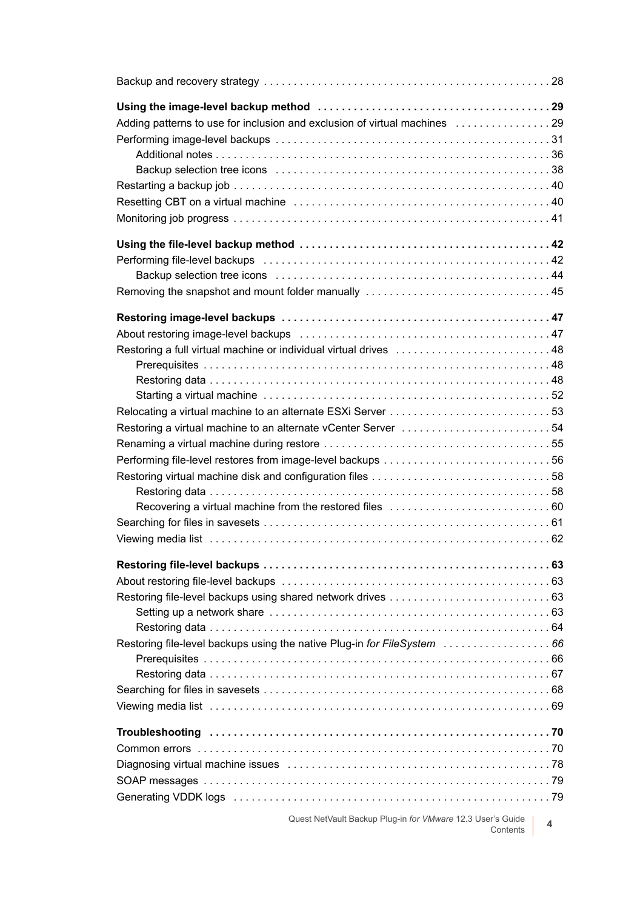Backup and recovery strategy . . . . . . . . . . . . . . . . . . . . . . . . . . . . . . . . . . . . . . . . . . . . . . . 28

**Using the image-level backup method . . . . . . . . . . . . . . . . . . . . . . . . . . . . . . . . . . . . . . 29**

Adding patterns to use for inclusion and exclusion of virtual machines . . . . . . . . . . . . . . . . 29

Performing image-level backups . . . . . . . . . . . . . . . . . . . . . . . . . . . . . . . . . . . . . . . . . . . . . 31

  Additional notes . . . . . . . . . . . . . . . . . . . . . . . . . . . . . . . . . . . . . . . . . . . . . . . . . . . . . . 36

  Backup selection tree icons . . . . . . . . . . . . . . . . . . . . . . . . . . . . . . . . . . . . . . . . . . . . . 38

Restarting a backup job . . . . . . . . . . . . . . . . . . . . . . . . . . . . . . . . . . . . . . . . . . . . . . . . . . . . 40

Resetting CBT on a virtual machine . . . . . . . . . . . . . . . . . . . . . . . . . . . . . . . . . . . . . . . . . . 40

Monitoring job progress . . . . . . . . . . . . . . . . . . . . . . . . . . . . . . . . . . . . . . . . . . . . . . . . . . . . 41

**Using the file-level backup method . . . . . . . . . . . . . . . . . . . . . . . . . . . . . . . . . . . . . . . . . 42**

Performing file-level backups . . . . . . . . . . . . . . . . . . . . . . . . . . . . . . . . . . . . . . . . . . . . . . . 42

  Backup selection tree icons . . . . . . . . . . . . . . . . . . . . . . . . . . . . . . . . . . . . . . . . . . . . . 44

Removing the snapshot and mount folder manually . . . . . . . . . . . . . . . . . . . . . . . . . . . . . . 45

**Restoring image-level backups . . . . . . . . . . . . . . . . . . . . . . . . . . . . . . . . . . . . . . . . . . . . 47**

About restoring image-level backups . . . . . . . . . . . . . . . . . . . . . . . . . . . . . . . . . . . . . . . . . 47

Restoring a full virtual machine or individual virtual drives . . . . . . . . . . . . . . . . . . . . . . . . . 48

  Prerequisites . . . . . . . . . . . . . . . . . . . . . . . . . . . . . . . . . . . . . . . . . . . . . . . . . . . . . . . . . 48

  Restoring data . . . . . . . . . . . . . . . . . . . . . . . . . . . . . . . . . . . . . . . . . . . . . . . . . . . . . . . 48

  Starting a virtual machine . . . . . . . . . . . . . . . . . . . . . . . . . . . . . . . . . . . . . . . . . . . . . . . 52

Relocating a virtual machine to an alternate ESXi Server . . . . . . . . . . . . . . . . . . . . . . . . . . 53

Restoring a virtual machine to an alternate vCenter Server . . . . . . . . . . . . . . . . . . . . . . . . 54

Renaming a virtual machine during restore . . . . . . . . . . . . . . . . . . . . . . . . . . . . . . . . . . . . . 55

Performing file-level restores from image-level backups . . . . . . . . . . . . . . . . . . . . . . . . . . . 56

Restoring virtual machine disk and configuration files . . . . . . . . . . . . . . . . . . . . . . . . . . . . . 58

  Restoring data . . . . . . . . . . . . . . . . . . . . . . . . . . . . . . . . . . . . . . . . . . . . . . . . . . . . . . . 58

  Recovering a virtual machine from the restored files . . . . . . . . . . . . . . . . . . . . . . . . . . 60

Searching for files in savesets . . . . . . . . . . . . . . . . . . . . . . . . . . . . . . . . . . . . . . . . . . . . . . . 61

Viewing media list . . . . . . . . . . . . . . . . . . . . . . . . . . . . . . . . . . . . . . . . . . . . . . . . . . . . . . . . 62

**Restoring file-level backups . . . . . . . . . . . . . . . . . . . . . . . . . . . . . . . . . . . . . . . . . . . . . . . 63**

About restoring file-level backups . . . . . . . . . . . . . . . . . . . . . . . . . . . . . . . . . . . . . . . . . . . . 63

Restoring file-level backups using shared network drives . . . . . . . . . . . . . . . . . . . . . . . . . . 63

  Setting up a network share . . . . . . . . . . . . . . . . . . . . . . . . . . . . . . . . . . . . . . . . . . . . . . 63

  Restoring data . . . . . . . . . . . . . . . . . . . . . . . . . . . . . . . . . . . . . . . . . . . . . . . . . . . . . . . 64

Restoring file-level backups using the native Plug-in *for FileSystem* . . . . . . . . . . . . . . . . . . *66*

  Prerequisites . . . . . . . . . . . . . . . . . . . . . . . . . . . . . . . . . . . . . . . . . . . . . . . . . . . . . . . . . 66

  Restoring data . . . . . . . . . . . . . . . . . . . . . . . . . . . . . . . . . . . . . . . . . . . . . . . . . . . . . . . 67

Searching for files in savesets . . . . . . . . . . . . . . . . . . . . . . . . . . . . . . . . . . . . . . . . . . . . . . . 68

Viewing media list . . . . . . . . . . . . . . . . . . . . . . . . . . . . . . . . . . . . . . . . . . . . . . . . . . . . . . . . 69

**Troubleshooting . . . . . . . . . . . . . . . . . . . . . . . . . . . . . . . . . . . . . . . . . . . . . . . . . . . . . . . . 70**

Common errors . . . . . . . . . . . . . . . . . . . . . . . . . . . . . . . . . . . . . . . . . . . . . . . . . . . . . . . . . . 70

Diagnosing virtual machine issues . . . . . . . . . . . . . . . . . . . . . . . . . . . . . . . . . . . . . . . . . . . 78

SOAP messages . . . . . . . . . . . . . . . . . . . . . . . . . . . . . . . . . . . . . . . . . . . . . . . . . . . . . . . . . 79

Generating VDDK logs . . . . . . . . . . . . . . . . . . . . . . . . . . . . . . . . . . . . . . . . . . . . . . . . . . . . 79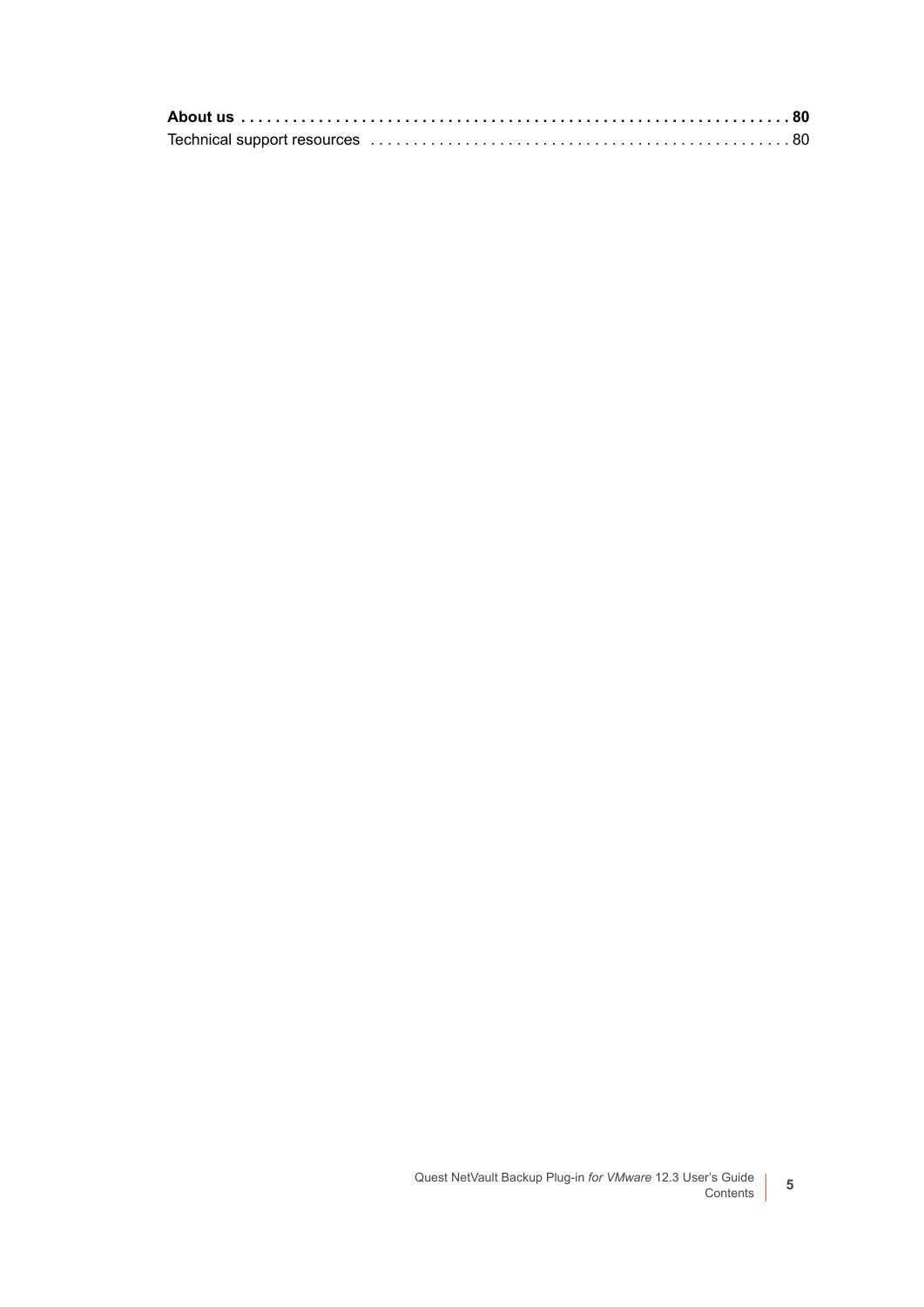**About us . . . . . . . . . . . . . . . . . . . . . . . . . . . . . . . . . . . . . . . . . . . . . . . . . . . . . . . . . . . . . . 80**

Technical support resources . . . . . . . . . . . . . . . . . . . . . . . . . . . . . . . . . . . . . . . . . . . . . . . . . 80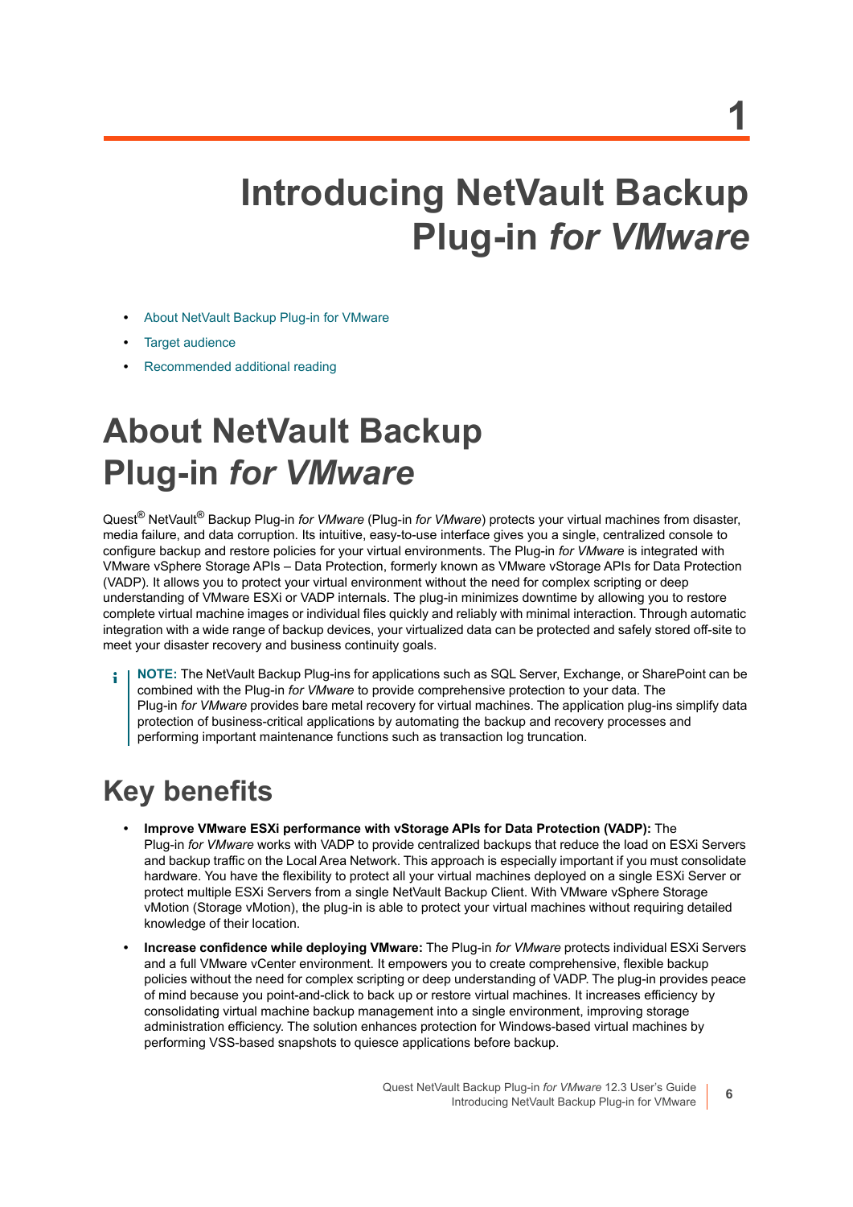# 1

# Introducing NetVault Backup Plug-in *for VMware*

- About NetVault Backup Plug-in for VMware
- Target audience
- Recommended additional reading

## About NetVault Backup Plug-in *for VMware*

Quest® NetVault® Backup Plug-in *for VMware* (Plug-in *for VMware*) protects your virtual machines from disaster, media failure, and data corruption. Its intuitive, easy-to-use interface gives you a single, centralized console to configure backup and restore policies for your virtual environments. The Plug-in *for VMware* is integrated with VMware vSphere Storage APIs – Data Protection, formerly known as VMware vStorage APIs for Data Protection (VADP). It allows you to protect your virtual environment without the need for complex scripting or deep understanding of VMware ESXi or VADP internals. The plug-in minimizes downtime by allowing you to restore complete virtual machine images or individual files quickly and reliably with minimal interaction. Through automatic integration with a wide range of backup devices, your virtualized data can be protected and safely stored off-site to meet your disaster recovery and business continuity goals.

> **NOTE:** The NetVault Backup Plug-ins for applications such as SQL Server, Exchange, or SharePoint can be combined with the Plug-in *for VMware* to provide comprehensive protection to your data. The Plug-in *for VMware* provides bare metal recovery for virtual machines. The application plug-ins simplify data protection of business-critical applications by automating the backup and recovery processes and performing important maintenance functions such as transaction log truncation.

### Key benefits

- **Improve VMware ESXi performance with vStorage APIs for Data Protection (VADP):** The Plug-in *for VMware* works with VADP to provide centralized backups that reduce the load on ESXi Servers and backup traffic on the Local Area Network. This approach is especially important if you must consolidate hardware. You have the flexibility to protect all your virtual machines deployed on a single ESXi Server or protect multiple ESXi Servers from a single NetVault Backup Client. With VMware vSphere Storage vMotion (Storage vMotion), the plug-in is able to protect your virtual machines without requiring detailed knowledge of their location.
- **Increase confidence while deploying VMware:** The Plug-in *for VMware* protects individual ESXi Servers and a full VMware vCenter environment. It empowers you to create comprehensive, flexible backup policies without the need for complex scripting or deep understanding of VADP. The plug-in provides peace of mind because you point-and-click to back up or restore virtual machines. It increases efficiency by consolidating virtual machine backup management into a single environment, improving storage administration efficiency. The solution enhances protection for Windows-based virtual machines by performing VSS-based snapshots to quiesce applications before backup.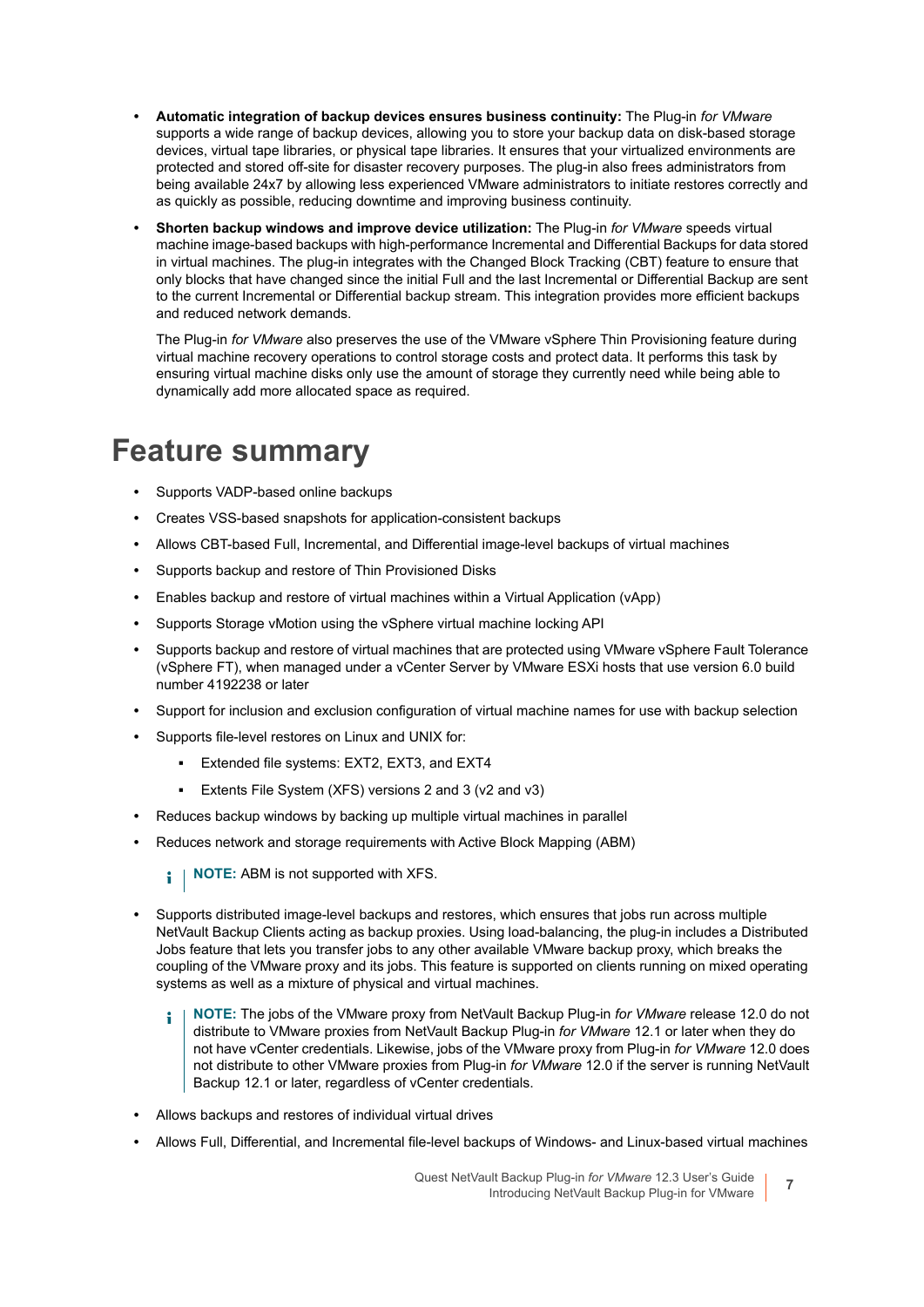- **Automatic integration of backup devices ensures business continuity:** The Plug-in *for VMware* supports a wide range of backup devices, allowing you to store your backup data on disk-based storage devices, virtual tape libraries, or physical tape libraries. It ensures that your virtualized environments are protected and stored off-site for disaster recovery purposes. The plug-in also frees administrators from being available 24x7 by allowing less experienced VMware administrators to initiate restores correctly and as quickly as possible, reducing downtime and improving business continuity.
- **Shorten backup windows and improve device utilization:** The Plug-in *for VMware* speeds virtual machine image-based backups with high-performance Incremental and Differential Backups for data stored in virtual machines. The plug-in integrates with the Changed Block Tracking (CBT) feature to ensure that only blocks that have changed since the initial Full and the last Incremental or Differential Backup are sent to the current Incremental or Differential backup stream. This integration provides more efficient backups and reduced network demands.

  The Plug-in *for VMware* also preserves the use of the VMware vSphere Thin Provisioning feature during virtual machine recovery operations to control storage costs and protect data. It performs this task by ensuring virtual machine disks only use the amount of storage they currently need while being able to dynamically add more allocated space as required.

# Feature summary

- Supports VADP-based online backups
- Creates VSS-based snapshots for application-consistent backups
- Allows CBT-based Full, Incremental, and Differential image-level backups of virtual machines
- Supports backup and restore of Thin Provisioned Disks
- Enables backup and restore of virtual machines within a Virtual Application (vApp)
- Supports Storage vMotion using the vSphere virtual machine locking API
- Supports backup and restore of virtual machines that are protected using VMware vSphere Fault Tolerance (vSphere FT), when managed under a vCenter Server by VMware ESXi hosts that use version 6.0 build number 4192238 or later
- Support for inclusion and exclusion configuration of virtual machine names for use with backup selection
- Supports file-level restores on Linux and UNIX for:
  - Extended file systems: EXT2, EXT3, and EXT4
  - Extents File System (XFS) versions 2 and 3 (v2 and v3)
- Reduces backup windows by backing up multiple virtual machines in parallel
- Reduces network and storage requirements with Active Block Mapping (ABM)

  **NOTE:** ABM is not supported with XFS.

- Supports distributed image-level backups and restores, which ensures that jobs run across multiple NetVault Backup Clients acting as backup proxies. Using load-balancing, the plug-in includes a Distributed Jobs feature that lets you transfer jobs to any other available VMware backup proxy, which breaks the coupling of the VMware proxy and its jobs. This feature is supported on clients running on mixed operating systems as well as a mixture of physical and virtual machines.

  **NOTE:** The jobs of the VMware proxy from NetVault Backup Plug-in *for VMware* release 12.0 do not distribute to VMware proxies from NetVault Backup Plug-in *for VMware* 12.1 or later when they do not have vCenter credentials. Likewise, jobs of the VMware proxy from Plug-in *for VMware* 12.0 does not distribute to other VMware proxies from Plug-in *for VMware* 12.0 if the server is running NetVault Backup 12.1 or later, regardless of vCenter credentials.

- Allows backups and restores of individual virtual drives
- Allows Full, Differential, and Incremental file-level backups of Windows- and Linux-based virtual machines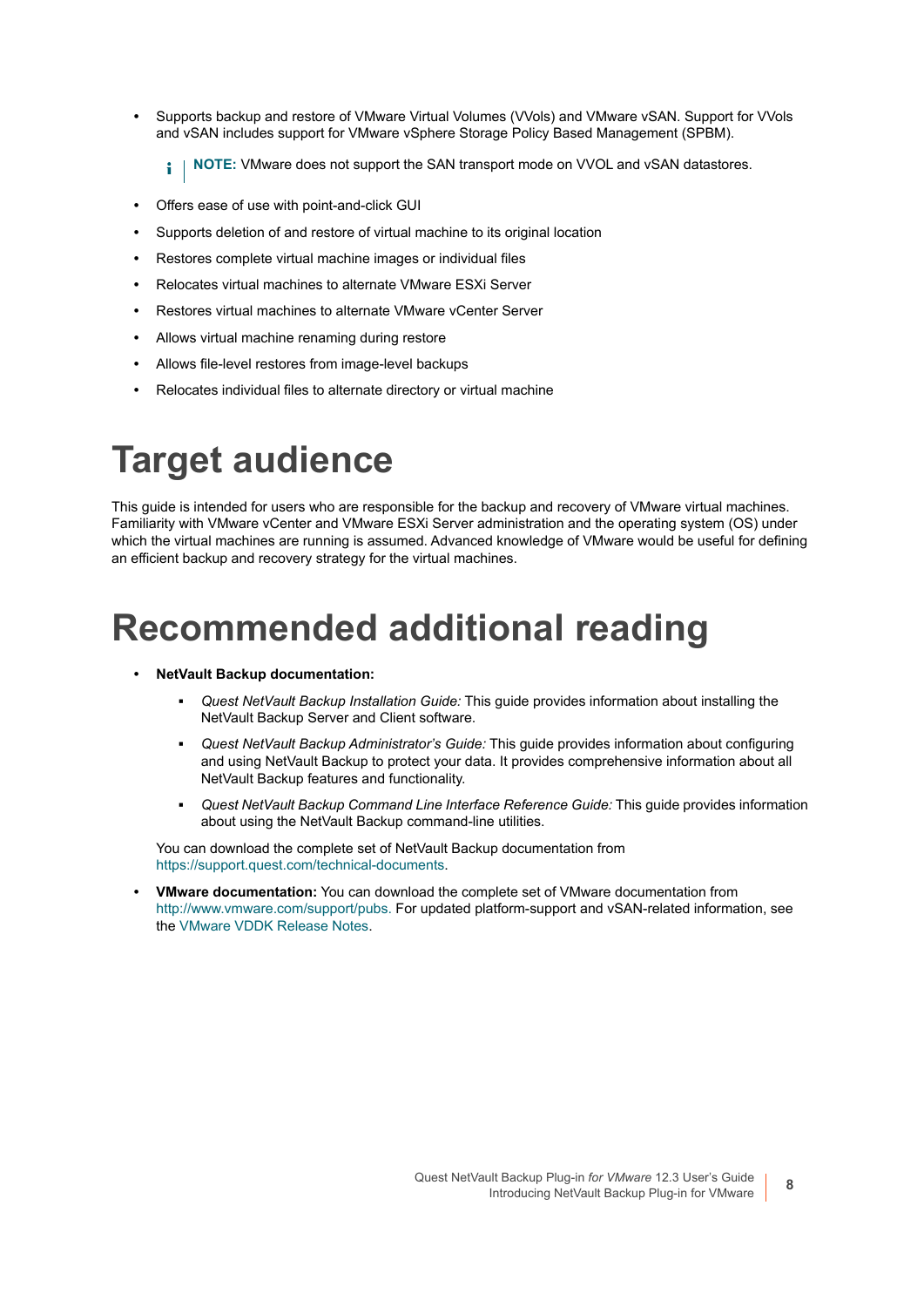- Supports backup and restore of VMware Virtual Volumes (VVols) and VMware vSAN. Support for VVols and vSAN includes support for VMware vSphere Storage Policy Based Management (SPBM).

  **NOTE:** VMware does not support the SAN transport mode on VVOL and vSAN datastores.

- Offers ease of use with point-and-click GUI
- Supports deletion of and restore of virtual machine to its original location
- Restores complete virtual machine images or individual files
- Relocates virtual machines to alternate VMware ESXi Server
- Restores virtual machines to alternate VMware vCenter Server
- Allows virtual machine renaming during restore
- Allows file-level restores from image-level backups
- Relocates individual files to alternate directory or virtual machine

# Target audience

This guide is intended for users who are responsible for the backup and recovery of VMware virtual machines. Familiarity with VMware vCenter and VMware ESXi Server administration and the operating system (OS) under which the virtual machines are running is assumed. Advanced knowledge of VMware would be useful for defining an efficient backup and recovery strategy for the virtual machines.

# Recommended additional reading

- **NetVault Backup documentation:**
  - *Quest NetVault Backup Installation Guide:* This guide provides information about installing the NetVault Backup Server and Client software.
  - *Quest NetVault Backup Administrator's Guide:* This guide provides information about configuring and using NetVault Backup to protect your data. It provides comprehensive information about all NetVault Backup features and functionality.
  - *Quest NetVault Backup Command Line Interface Reference Guide:* This guide provides information about using the NetVault Backup command-line utilities.

  You can download the complete set of NetVault Backup documentation from https://support.quest.com/technical-documents.

- **VMware documentation:** You can download the complete set of VMware documentation from http://www.vmware.com/support/pubs. For updated platform-support and vSAN-related information, see the VMware VDDK Release Notes.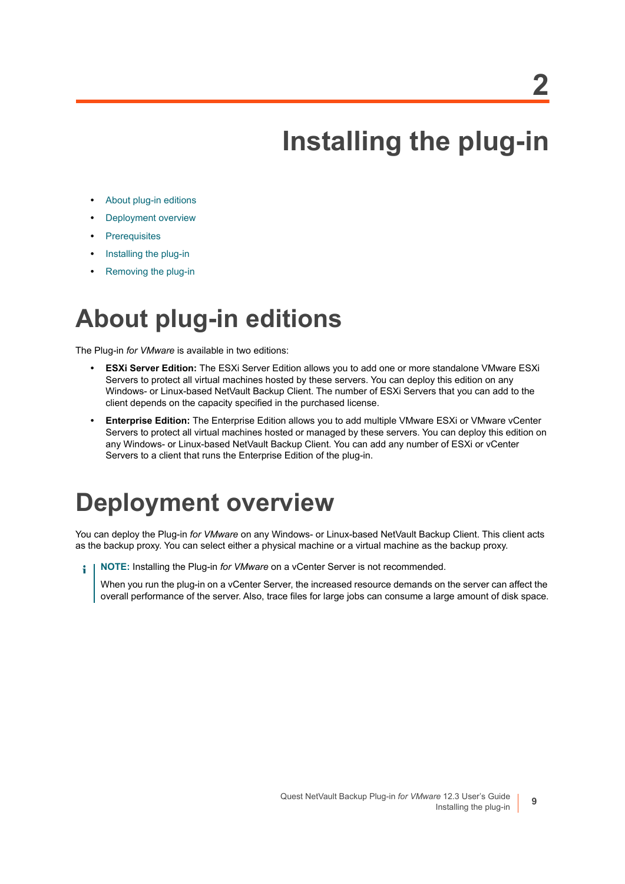# 2 Installing the plug-in

- About plug-in editions
- Deployment overview
- Prerequisites
- Installing the plug-in
- Removing the plug-in

## About plug-in editions

The Plug-in *for VMware* is available in two editions:

- **ESXi Server Edition:** The ESXi Server Edition allows you to add one or more standalone VMware ESXi Servers to protect all virtual machines hosted by these servers. You can deploy this edition on any Windows- or Linux-based NetVault Backup Client. The number of ESXi Servers that you can add to the client depends on the capacity specified in the purchased license.
- **Enterprise Edition:** The Enterprise Edition allows you to add multiple VMware ESXi or VMware vCenter Servers to protect all virtual machines hosted or managed by these servers. You can deploy this edition on any Windows- or Linux-based NetVault Backup Client. You can add any number of ESXi or vCenter Servers to a client that runs the Enterprise Edition of the plug-in.

## Deployment overview

You can deploy the Plug-in *for VMware* on any Windows- or Linux-based NetVault Backup Client. This client acts as the backup proxy. You can select either a physical machine or a virtual machine as the backup proxy.

> **NOTE:** Installing the Plug-in *for VMware* on a vCenter Server is not recommended.
>
> When you run the plug-in on a vCenter Server, the increased resource demands on the server can affect the overall performance of the server. Also, trace files for large jobs can consume a large amount of disk space.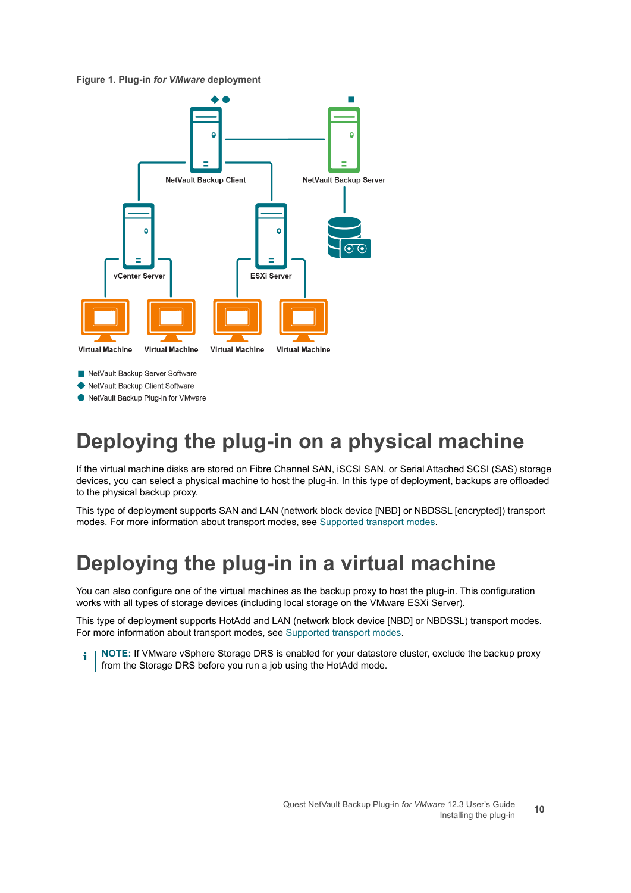**Figure 1. Plug-in *for VMware* deployment**

# Deploying the plug-in on a physical machine

If the virtual machine disks are stored on Fibre Channel SAN, iSCSI SAN, or Serial Attached SCSI (SAS) storage devices, you can select a physical machine to host the plug-in. In this type of deployment, backups are offloaded to the physical backup proxy.

This type of deployment supports SAN and LAN (network block device [NBD] or NBDSSL [encrypted]) transport modes. For more information about transport modes, see Supported transport modes.

# Deploying the plug-in in a virtual machine

You can also configure one of the virtual machines as the backup proxy to host the plug-in. This configuration works with all types of storage devices (including local storage on the VMware ESXi Server).

This type of deployment supports HotAdd and LAN (network block device [NBD] or NBDSSL) transport modes. For more information about transport modes, see Supported transport modes.

**NOTE:** If VMware vSphere Storage DRS is enabled for your datastore cluster, exclude the backup proxy from the Storage DRS before you run a job using the HotAdd mode.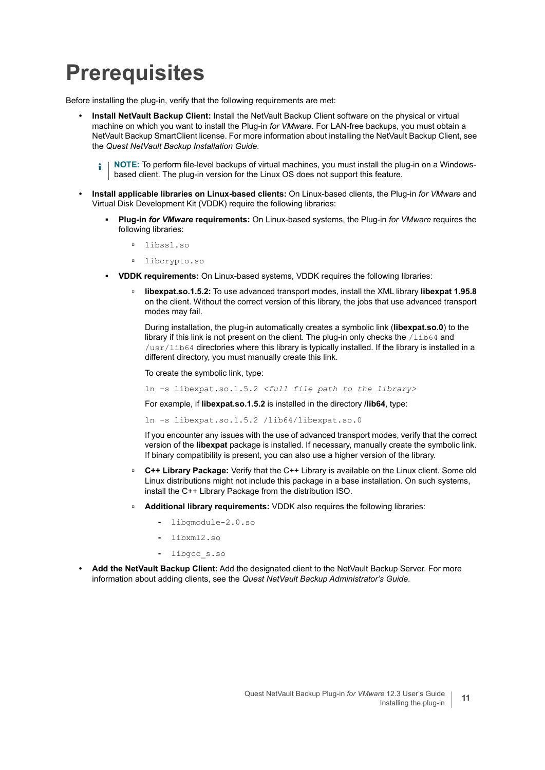# Prerequisites

Before installing the plug-in, verify that the following requirements are met:

- **Install NetVault Backup Client:** Install the NetVault Backup Client software on the physical or virtual machine on which you want to install the Plug-in *for VMware*. For LAN-free backups, you must obtain a NetVault Backup SmartClient license. For more information about installing the NetVault Backup Client, see the *Quest NetVault Backup Installation Guide*.

  > **NOTE:** To perform file-level backups of virtual machines, you must install the plug-in on a Windows-based client. The plug-in version for the Linux OS does not support this feature.

- **Install applicable libraries on Linux-based clients:** On Linux-based clients, the Plug-in *for VMware* and Virtual Disk Development Kit (VDDK) require the following libraries:
  - **Plug-in *for VMware* requirements:** On Linux-based systems, the Plug-in *for VMware* requires the following libraries:
    - `libssl.so`
    - `libcrypto.so`
  - **VDDK requirements:** On Linux-based systems, VDDK requires the following libraries:
    - **libexpat.so.1.5.2:** To use advanced transport modes, install the XML library **libexpat 1.95.8** on the client. Without the correct version of this library, the jobs that use advanced transport modes may fail.

      During installation, the plug-in automatically creates a symbolic link (**libexpat.so.0**) to the library if this link is not present on the client. The plug-in only checks the `/lib64` and `/usr/lib64` directories where this library is typically installed. If the library is installed in a different directory, you must manually create this link.

      To create the symbolic link, type:

      ```
      ln -s libexpat.so.1.5.2 <full file path to the library>
      ```

      For example, if **libexpat.so.1.5.2** is installed in the directory **/lib64**, type:

      ```
      ln -s libexpat.so.1.5.2 /lib64/libexpat.so.0
      ```

      If you encounter any issues with the use of advanced transport modes, verify that the correct version of the **libexpat** package is installed. If necessary, manually create the symbolic link. If binary compatibility is present, you can also use a higher version of the library.
    - **C++ Library Package:** Verify that the C++ Library is available on the Linux client. Some old Linux distributions might not include this package in a base installation. On such systems, install the C++ Library Package from the distribution ISO.
    - **Additional library requirements:** VDDK also requires the following libraries:
      - `libgmodule-2.0.so`
      - `libxml2.so`
      - `libgcc_s.so`

- **Add the NetVault Backup Client:** Add the designated client to the NetVault Backup Server. For more information about adding clients, see the *Quest NetVault Backup Administrator's Guide*.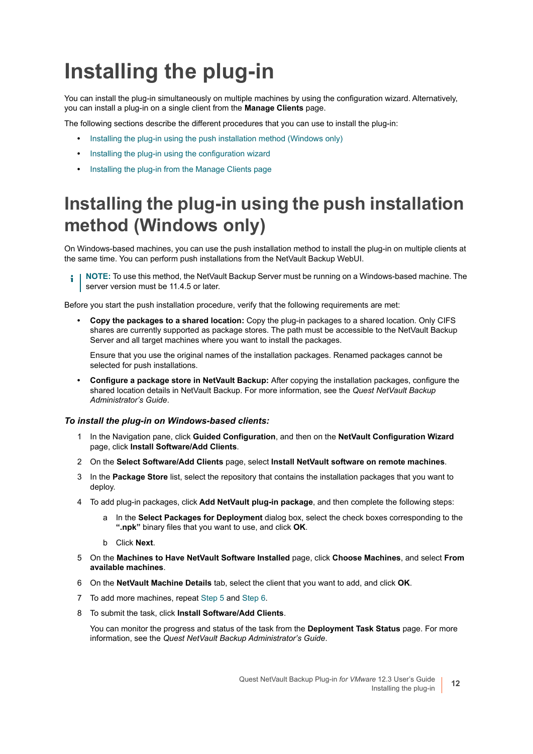# Installing the plug-in

You can install the plug-in simultaneously on multiple machines by using the configuration wizard. Alternatively, you can install a plug-in on a single client from the **Manage Clients** page.

The following sections describe the different procedures that you can use to install the plug-in:

- Installing the plug-in using the push installation method (Windows only)
- Installing the plug-in using the configuration wizard
- Installing the plug-in from the Manage Clients page

# Installing the plug-in using the push installation method (Windows only)

On Windows-based machines, you can use the push installation method to install the plug-in on multiple clients at the same time. You can perform push installations from the NetVault Backup WebUI.

> **NOTE:** To use this method, the NetVault Backup Server must be running on a Windows-based machine. The server version must be 11.4.5 or later.

Before you start the push installation procedure, verify that the following requirements are met:

- **Copy the packages to a shared location:** Copy the plug-in packages to a shared location. Only CIFS shares are currently supported as package stores. The path must be accessible to the NetVault Backup Server and all target machines where you want to install the packages.

  Ensure that you use the original names of the installation packages. Renamed packages cannot be selected for push installations.

- **Configure a package store in NetVault Backup:** After copying the installation packages, configure the shared location details in NetVault Backup. For more information, see the *Quest NetVault Backup Administrator's Guide*.

### *To install the plug-in on Windows-based clients:*

1. In the Navigation pane, click **Guided Configuration**, and then on the **NetVault Configuration Wizard** page, click **Install Software/Add Clients**.
2. On the **Select Software/Add Clients** page, select **Install NetVault software on remote machines**.
3. In the **Package Store** list, select the repository that contains the installation packages that you want to deploy.
4. To add plug-in packages, click **Add NetVault plug-in package**, and then complete the following steps:
   a. In the **Select Packages for Deployment** dialog box, select the check boxes corresponding to the **".npk"** binary files that you want to use, and click **OK**.
   b. Click **Next**.
5. On the **Machines to Have NetVault Software Installed** page, click **Choose Machines**, and select **From available machines**.
6. On the **NetVault Machine Details** tab, select the client that you want to add, and click **OK**.
7. To add more machines, repeat Step 5 and Step 6.
8. To submit the task, click **Install Software/Add Clients**.

   You can monitor the progress and status of the task from the **Deployment Task Status** page. For more information, see the *Quest NetVault Backup Administrator's Guide*.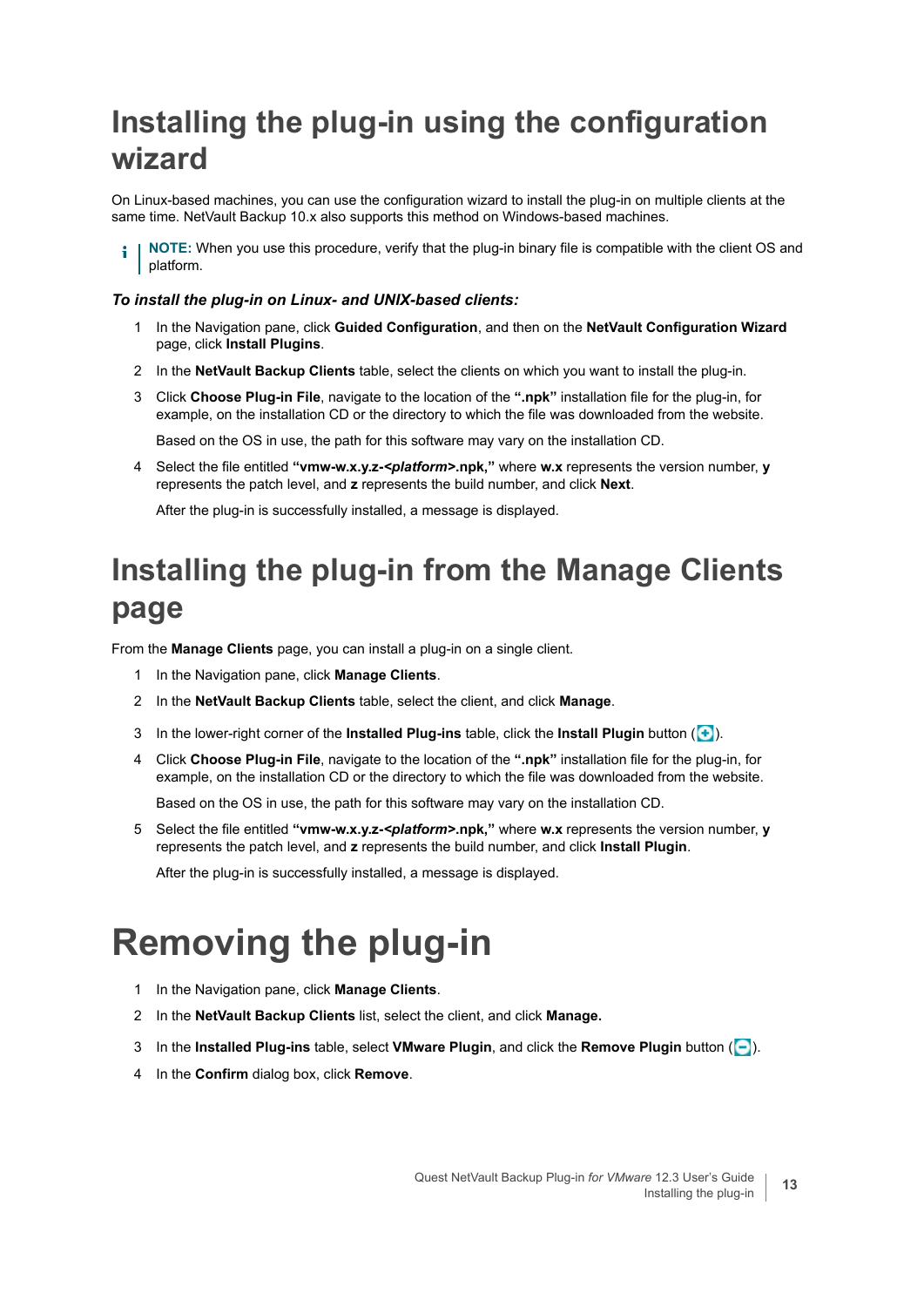# Installing the plug-in using the configuration wizard

On Linux-based machines, you can use the configuration wizard to install the plug-in on multiple clients at the same time. NetVault Backup 10.x also supports this method on Windows-based machines.

**NOTE:** When you use this procedure, verify that the plug-in binary file is compatible with the client OS and platform.

***To install the plug-in on Linux- and UNIX-based clients:***

1. In the Navigation pane, click **Guided Configuration**, and then on the **NetVault Configuration Wizard** page, click **Install Plugins**.
2. In the **NetVault Backup Clients** table, select the clients on which you want to install the plug-in.
3. Click **Choose Plug-in File**, navigate to the location of the **".npk"** installation file for the plug-in, for example, on the installation CD or the directory to which the file was downloaded from the website.

   Based on the OS in use, the path for this software may vary on the installation CD.
4. Select the file entitled **"vmw-w.x.y.z-<*platform*>.npk,"** where **w.x** represents the version number, **y** represents the patch level, and **z** represents the build number, and click **Next**.

   After the plug-in is successfully installed, a message is displayed.

# Installing the plug-in from the Manage Clients page

From the **Manage Clients** page, you can install a plug-in on a single client.

1. In the Navigation pane, click **Manage Clients**.
2. In the **NetVault Backup Clients** table, select the client, and click **Manage**.
3. In the lower-right corner of the **Installed Plug-ins** table, click the **Install Plugin** button ( ).
4. Click **Choose Plug-in File**, navigate to the location of the **".npk"** installation file for the plug-in, for example, on the installation CD or the directory to which the file was downloaded from the website.

   Based on the OS in use, the path for this software may vary on the installation CD.
5. Select the file entitled **"vmw-w.x.y.z-<*platform*>.npk,"** where **w.x** represents the version number, **y** represents the patch level, and **z** represents the build number, and click **Install Plugin**.

   After the plug-in is successfully installed, a message is displayed.

# Removing the plug-in

1. In the Navigation pane, click **Manage Clients**.
2. In the **NetVault Backup Clients** list, select the client, and click **Manage.**
3. In the **Installed Plug-ins** table, select **VMware Plugin**, and click the **Remove Plugin** button ( ).
4. In the **Confirm** dialog box, click **Remove**.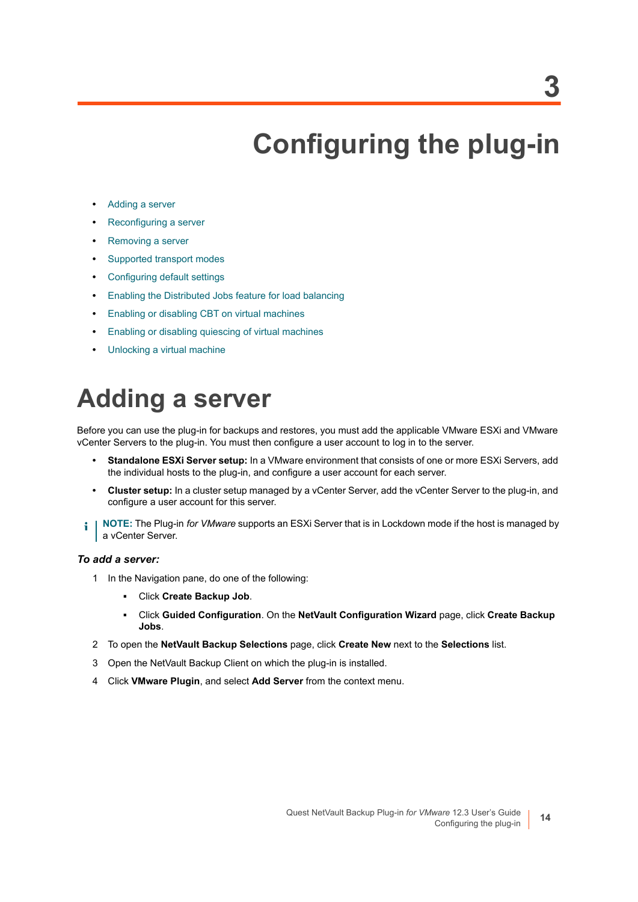# 3

# Configuring the plug-in

- Adding a server
- Reconfiguring a server
- Removing a server
- Supported transport modes
- Configuring default settings
- Enabling the Distributed Jobs feature for load balancing
- Enabling or disabling CBT on virtual machines
- Enabling or disabling quiescing of virtual machines
- Unlocking a virtual machine

## Adding a server

Before you can use the plug-in for backups and restores, you must add the applicable VMware ESXi and VMware vCenter Servers to the plug-in. You must then configure a user account to log in to the server.

- **Standalone ESXi Server setup:** In a VMware environment that consists of one or more ESXi Servers, add the individual hosts to the plug-in, and configure a user account for each server.
- **Cluster setup:** In a cluster setup managed by a vCenter Server, add the vCenter Server to the plug-in, and configure a user account for this server.

> **NOTE:** The Plug-in *for VMware* supports an ESXi Server that is in Lockdown mode if the host is managed by a vCenter Server.

***To add a server:***

1. In the Navigation pane, do one of the following:
   - Click **Create Backup Job**.
   - Click **Guided Configuration**. On the **NetVault Configuration Wizard** page, click **Create Backup Jobs**.
2. To open the **NetVault Backup Selections** page, click **Create New** next to the **Selections** list.
3. Open the NetVault Backup Client on which the plug-in is installed.
4. Click **VMware Plugin**, and select **Add Server** from the context menu.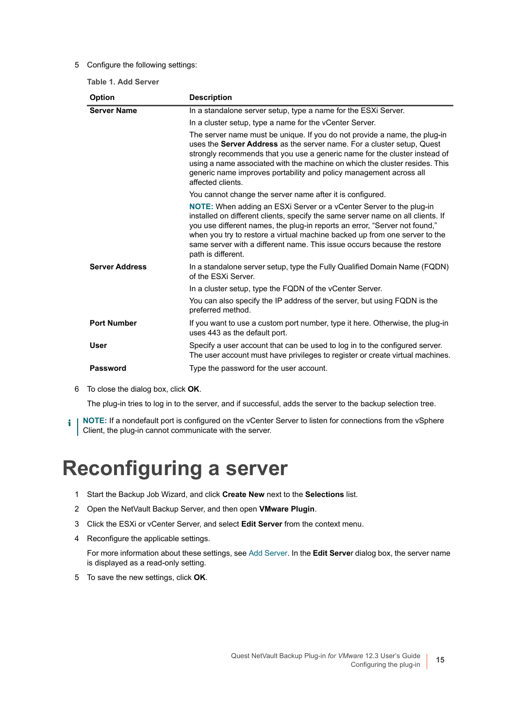5 Configure the following settings:

Table 1. Add Server

| Option | Description |
| --- | --- |
| **Server Name** | In a standalone server setup, type a name for the ESXi Server.<br>In a cluster setup, type a name for the vCenter Server.<br>The server name must be unique. If you do not provide a name, the plug-in uses the **Server Address** as the server name. For a cluster setup, Quest strongly recommends that you use a generic name for the cluster instead of using a name associated with the machine on which the cluster resides. This generic name improves portability and policy management across all affected clients.<br>You cannot change the server name after it is configured.<br>**NOTE:** When adding an ESXi Server or a vCenter Server to the plug-in installed on different clients, specify the same server name on all clients. If you use different names, the plug-in reports an error, "Server not found," when you try to restore a virtual machine backed up from one server to the same server with a different name. This issue occurs because the restore path is different. |
| **Server Address** | In a standalone server setup, type the Fully Qualified Domain Name (FQDN) of the ESXi Server.<br>In a cluster setup, type the FQDN of the vCenter Server.<br>You can also specify the IP address of the server, but using FQDN is the preferred method. |
| **Port Number** | If you want to use a custom port number, type it here. Otherwise, the plug-in uses 443 as the default port. |
| **User** | Specify a user account that can be used to log in to the configured server. The user account must have privileges to register or create virtual machines. |
| **Password** | Type the password for the user account. |

6 To close the dialog box, click **OK**.

The plug-in tries to log in to the server, and if successful, adds the server to the backup selection tree.

> **NOTE:** If a nondefault port is configured on the vCenter Server to listen for connections from the vSphere Client, the plug-in cannot communicate with the server.

# Reconfiguring a server

1 Start the Backup Job Wizard, and click **Create New** next to the **Selections** list.

2 Open the NetVault Backup Server, and then open **VMware Plugin**.

3 Click the ESXi or vCenter Server, and select **Edit Server** from the context menu.

4 Reconfigure the applicable settings.

For more information about these settings, see Add Server. In the **Edit Server** dialog box, the server name is displayed as a read-only setting.

5 To save the new settings, click **OK**.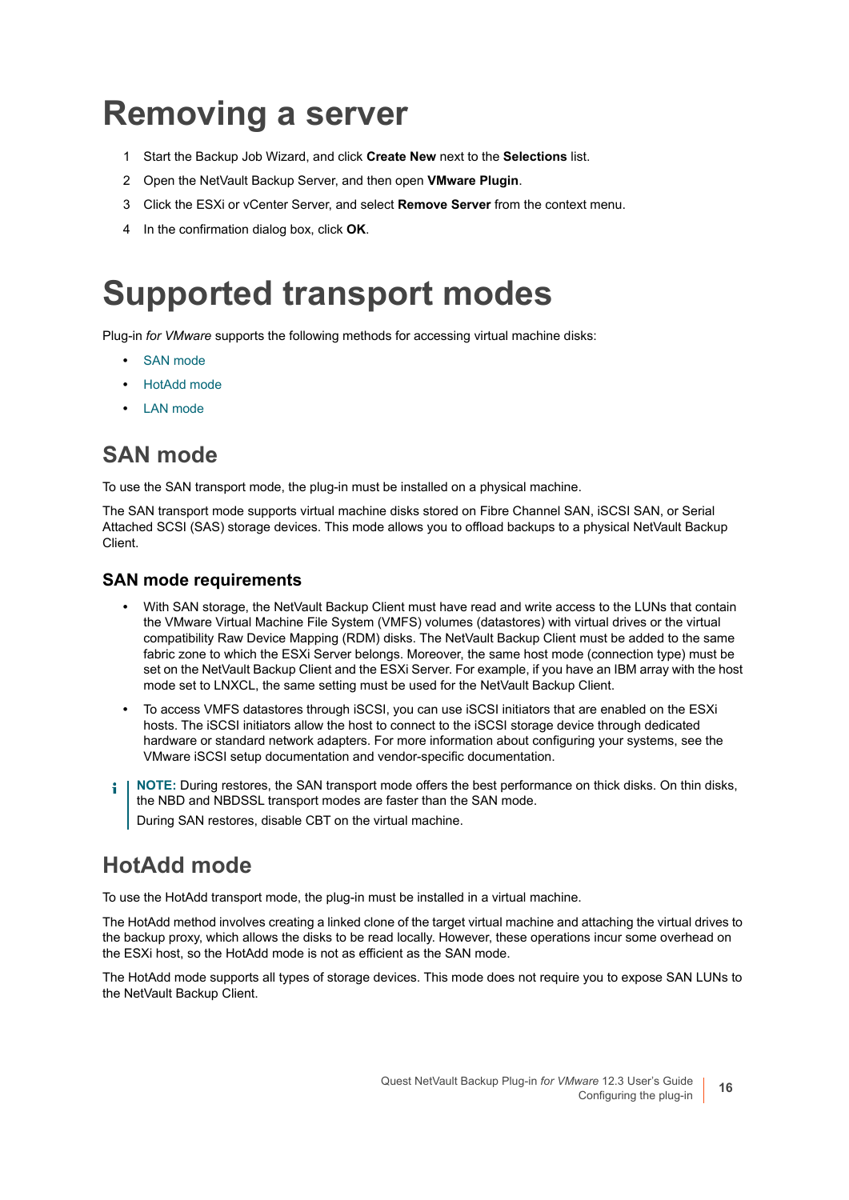# Removing a server

1. Start the Backup Job Wizard, and click **Create New** next to the **Selections** list.
2. Open the NetVault Backup Server, and then open **VMware Plugin**.
3. Click the ESXi or vCenter Server, and select **Remove Server** from the context menu.
4. In the confirmation dialog box, click **OK**.

# Supported transport modes

Plug-in *for VMware* supports the following methods for accessing virtual machine disks:

- SAN mode
- HotAdd mode
- LAN mode

## SAN mode

To use the SAN transport mode, the plug-in must be installed on a physical machine.

The SAN transport mode supports virtual machine disks stored on Fibre Channel SAN, iSCSI SAN, or Serial Attached SCSI (SAS) storage devices. This mode allows you to offload backups to a physical NetVault Backup Client.

### SAN mode requirements

- With SAN storage, the NetVault Backup Client must have read and write access to the LUNs that contain the VMware Virtual Machine File System (VMFS) volumes (datastores) with virtual drives or the virtual compatibility Raw Device Mapping (RDM) disks. The NetVault Backup Client must be added to the same fabric zone to which the ESXi Server belongs. Moreover, the same host mode (connection type) must be set on the NetVault Backup Client and the ESXi Server. For example, if you have an IBM array with the host mode set to LNXCL, the same setting must be used for the NetVault Backup Client.
- To access VMFS datastores through iSCSI, you can use iSCSI initiators that are enabled on the ESXi hosts. The iSCSI initiators allow the host to connect to the iSCSI storage device through dedicated hardware or standard network adapters. For more information about configuring your systems, see the VMware iSCSI setup documentation and vendor-specific documentation.

**NOTE:** During restores, the SAN transport mode offers the best performance on thick disks. On thin disks, the NBD and NBDSSL transport modes are faster than the SAN mode.

During SAN restores, disable CBT on the virtual machine.

## HotAdd mode

To use the HotAdd transport mode, the plug-in must be installed in a virtual machine.

The HotAdd method involves creating a linked clone of the target virtual machine and attaching the virtual drives to the backup proxy, which allows the disks to be read locally. However, these operations incur some overhead on the ESXi host, so the HotAdd mode is not as efficient as the SAN mode.

The HotAdd mode supports all types of storage devices. This mode does not require you to expose SAN LUNs to the NetVault Backup Client.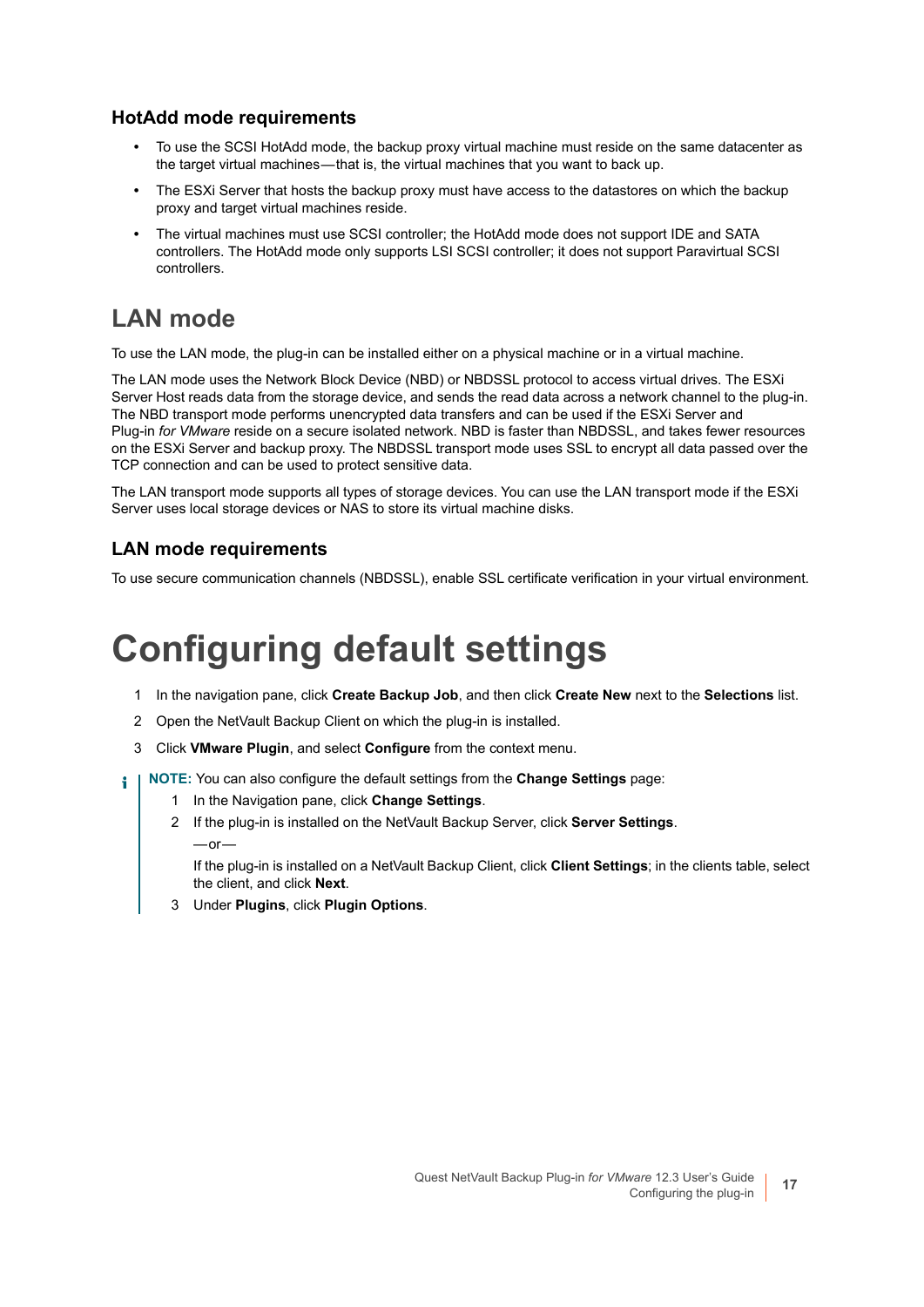### HotAdd mode requirements

- To use the SCSI HotAdd mode, the backup proxy virtual machine must reside on the same datacenter as the target virtual machines—that is, the virtual machines that you want to back up.
- The ESXi Server that hosts the backup proxy must have access to the datastores on which the backup proxy and target virtual machines reside.
- The virtual machines must use SCSI controller; the HotAdd mode does not support IDE and SATA controllers. The HotAdd mode only supports LSI SCSI controller; it does not support Paravirtual SCSI controllers.

## LAN mode

To use the LAN mode, the plug-in can be installed either on a physical machine or in a virtual machine.

The LAN mode uses the Network Block Device (NBD) or NBDSSL protocol to access virtual drives. The ESXi Server Host reads data from the storage device, and sends the read data across a network channel to the plug-in. The NBD transport mode performs unencrypted data transfers and can be used if the ESXi Server and Plug-in *for VMware* reside on a secure isolated network. NBD is faster than NBDSSL, and takes fewer resources on the ESXi Server and backup proxy. The NBDSSL transport mode uses SSL to encrypt all data passed over the TCP connection and can be used to protect sensitive data.

The LAN transport mode supports all types of storage devices. You can use the LAN transport mode if the ESXi Server uses local storage devices or NAS to store its virtual machine disks.

### LAN mode requirements

To use secure communication channels (NBDSSL), enable SSL certificate verification in your virtual environment.

# Configuring default settings

1. In the navigation pane, click **Create Backup Job**, and then click **Create New** next to the **Selections** list.
2. Open the NetVault Backup Client on which the plug-in is installed.
3. Click **VMware Plugin**, and select **Configure** from the context menu.

> **NOTE:** You can also configure the default settings from the **Change Settings** page:
>
> 1. In the Navigation pane, click **Change Settings**.
> 2. If the plug-in is installed on the NetVault Backup Server, click **Server Settings**.
>
>    —or—
>
>    If the plug-in is installed on a NetVault Backup Client, click **Client Settings**; in the clients table, select the client, and click **Next**.
> 3. Under **Plugins**, click **Plugin Options**.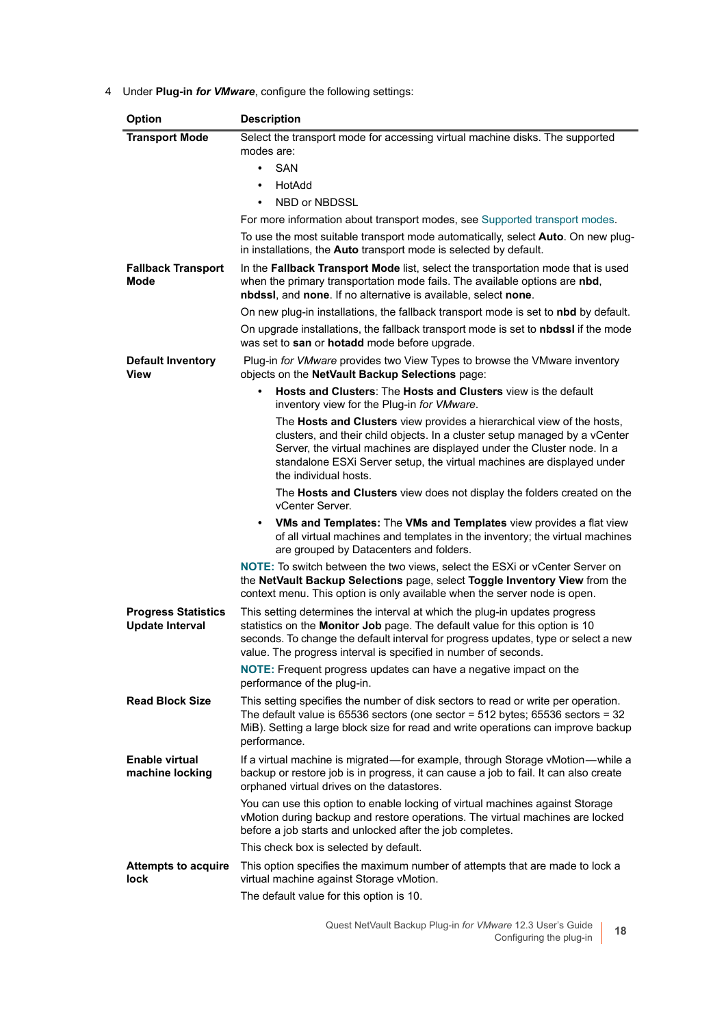4 Under **Plug-in *for VMware***, configure the following settings:

| Option | Description |
|---|---|
| **Transport Mode** | Select the transport mode for accessing virtual machine disks. The supported modes are:<br>• SAN<br>• HotAdd<br>• NBD or NBDSSL<br>For more information about transport modes, see Supported transport modes.<br>To use the most suitable transport mode automatically, select **Auto**. On new plug-in installations, the **Auto** transport mode is selected by default. |
| **Fallback Transport Mode** | In the **Fallback Transport Mode** list, select the transportation mode that is used when the primary transportation mode fails. The available options are **nbd**, **nbdssl**, and **none**. If no alternative is available, select **none**.<br>On new plug-in installations, the fallback transport mode is set to **nbd** by default.<br>On upgrade installations, the fallback transport mode is set to **nbdssl** if the mode was set to **san** or **hotadd** mode before upgrade. |
| **Default Inventory View** | Plug-in *for VMware* provides two View Types to browse the VMware inventory objects on the **NetVault Backup Selections** page:<br>• **Hosts and Clusters**: The **Hosts and Clusters** view is the default inventory view for the Plug-in *for VMware*.<br>The **Hosts and Clusters** view provides a hierarchical view of the hosts, clusters, and their child objects. In a cluster setup managed by a vCenter Server, the virtual machines are displayed under the Cluster node. In a standalone ESXi Server setup, the virtual machines are displayed under the individual hosts.<br>The **Hosts and Clusters** view does not display the folders created on the vCenter Server.<br>• **VMs and Templates:** The **VMs and Templates** view provides a flat view of all virtual machines and templates in the inventory; the virtual machines are grouped by Datacenters and folders.<br>**NOTE:** To switch between the two views, select the ESXi or vCenter Server on the **NetVault Backup Selections** page, select **Toggle Inventory View** from the context menu. This option is only available when the server node is open. |
| **Progress Statistics Update Interval** | This setting determines the interval at which the plug-in updates progress statistics on the **Monitor Job** page. The default value for this option is 10 seconds. To change the default interval for progress updates, type or select a new value. The progress interval is specified in number of seconds.<br>**NOTE:** Frequent progress updates can have a negative impact on the performance of the plug-in. |
| **Read Block Size** | This setting specifies the number of disk sectors to read or write per operation. The default value is 65536 sectors (one sector = 512 bytes; 65536 sectors = 32 MiB). Setting a large block size for read and write operations can improve backup performance. |
| **Enable virtual machine locking** | If a virtual machine is migrated—for example, through Storage vMotion—while a backup or restore job is in progress, it can cause a job to fail. It can also create orphaned virtual drives on the datastores.<br>You can use this option to enable locking of virtual machines against Storage vMotion during backup and restore operations. The virtual machines are locked before a job starts and unlocked after the job completes.<br>This check box is selected by default. |
| **Attempts to acquire lock** | This option specifies the maximum number of attempts that are made to lock a virtual machine against Storage vMotion.<br>The default value for this option is 10. |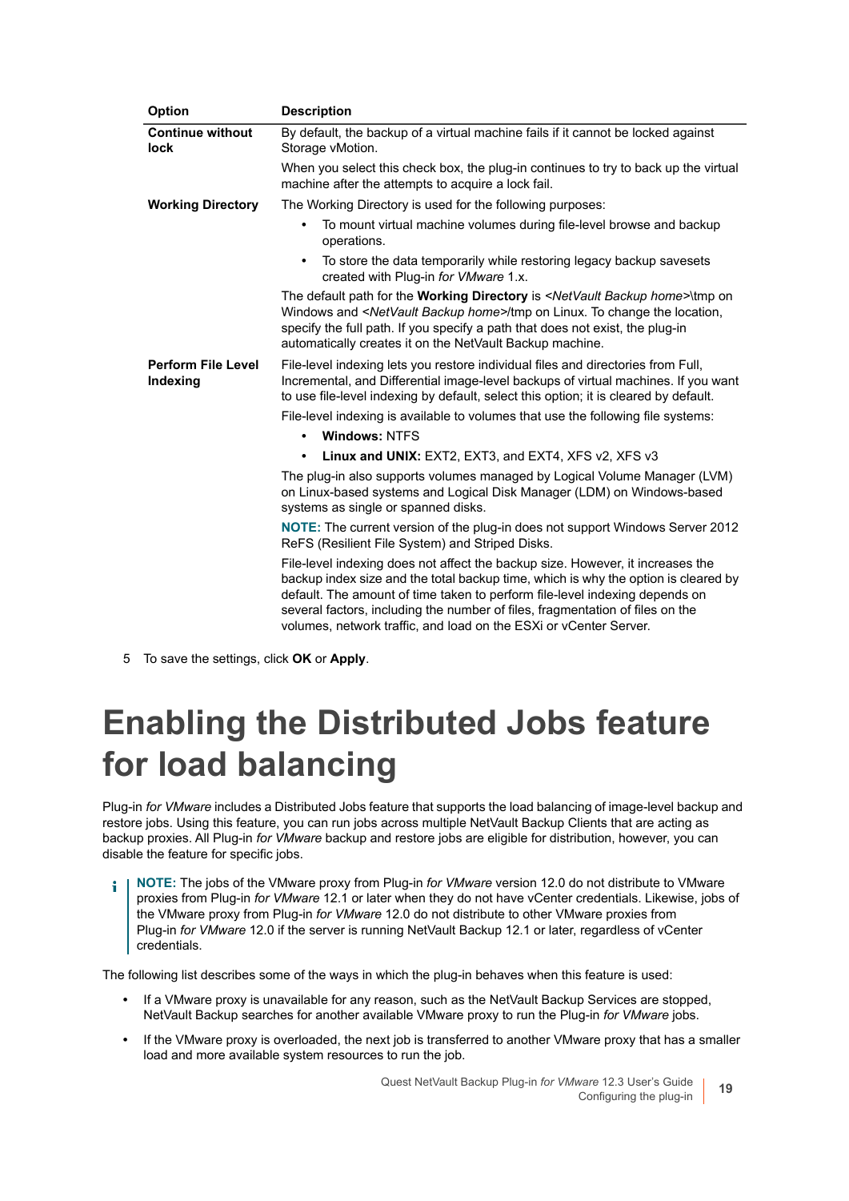| Option | Description |
|---|---|
| **Continue without lock** | By default, the backup of a virtual machine fails if it cannot be locked against Storage vMotion.<br><br>When you select this check box, the plug-in continues to try to back up the virtual machine after the attempts to acquire a lock fail. |
| **Working Directory** | The Working Directory is used for the following purposes:<br>• To mount virtual machine volumes during file-level browse and backup operations.<br>• To store the data temporarily while restoring legacy backup savesets created with Plug-in *for VMware* 1.x.<br><br>The default path for the **Working Directory** is *<NetVault Backup home>*\tmp on Windows and *<NetVault Backup home>*/tmp on Linux. To change the location, specify the full path. If you specify a path that does not exist, the plug-in automatically creates it on the NetVault Backup machine. |
| **Perform File Level Indexing** | File-level indexing lets you restore individual files and directories from Full, Incremental, and Differential image-level backups of virtual machines. If you want to use file-level indexing by default, select this option; it is cleared by default.<br><br>File-level indexing is available to volumes that use the following file systems:<br>• **Windows:** NTFS<br>• **Linux and UNIX:** EXT2, EXT3, and EXT4, XFS v2, XFS v3<br><br>The plug-in also supports volumes managed by Logical Volume Manager (LVM) on Linux-based systems and Logical Disk Manager (LDM) on Windows-based systems as single or spanned disks.<br><br>**NOTE:** The current version of the plug-in does not support Windows Server 2012 ReFS (Resilient File System) and Striped Disks.<br><br>File-level indexing does not affect the backup size. However, it increases the backup index size and the total backup time, which is why the option is cleared by default. The amount of time taken to perform file-level indexing depends on several factors, including the number of files, fragmentation of files on the volumes, network traffic, and load on the ESXi or vCenter Server. |

5 To save the settings, click **OK** or **Apply**.

# Enabling the Distributed Jobs feature for load balancing

Plug-in *for VMware* includes a Distributed Jobs feature that supports the load balancing of image-level backup and restore jobs. Using this feature, you can run jobs across multiple NetVault Backup Clients that are acting as backup proxies. All Plug-in *for VMware* backup and restore jobs are eligible for distribution, however, you can disable the feature for specific jobs.

> **NOTE:** The jobs of the VMware proxy from Plug-in *for VMware* version 12.0 do not distribute to VMware proxies from Plug-in *for VMware* 12.1 or later when they do not have vCenter credentials. Likewise, jobs of the VMware proxy from Plug-in *for VMware* 12.0 do not distribute to other VMware proxies from Plug-in *for VMware* 12.0 if the server is running NetVault Backup 12.1 or later, regardless of vCenter credentials.

The following list describes some of the ways in which the plug-in behaves when this feature is used:

- If a VMware proxy is unavailable for any reason, such as the NetVault Backup Services are stopped, NetVault Backup searches for another available VMware proxy to run the Plug-in *for VMware* jobs.
- If the VMware proxy is overloaded, the next job is transferred to another VMware proxy that has a smaller load and more available system resources to run the job.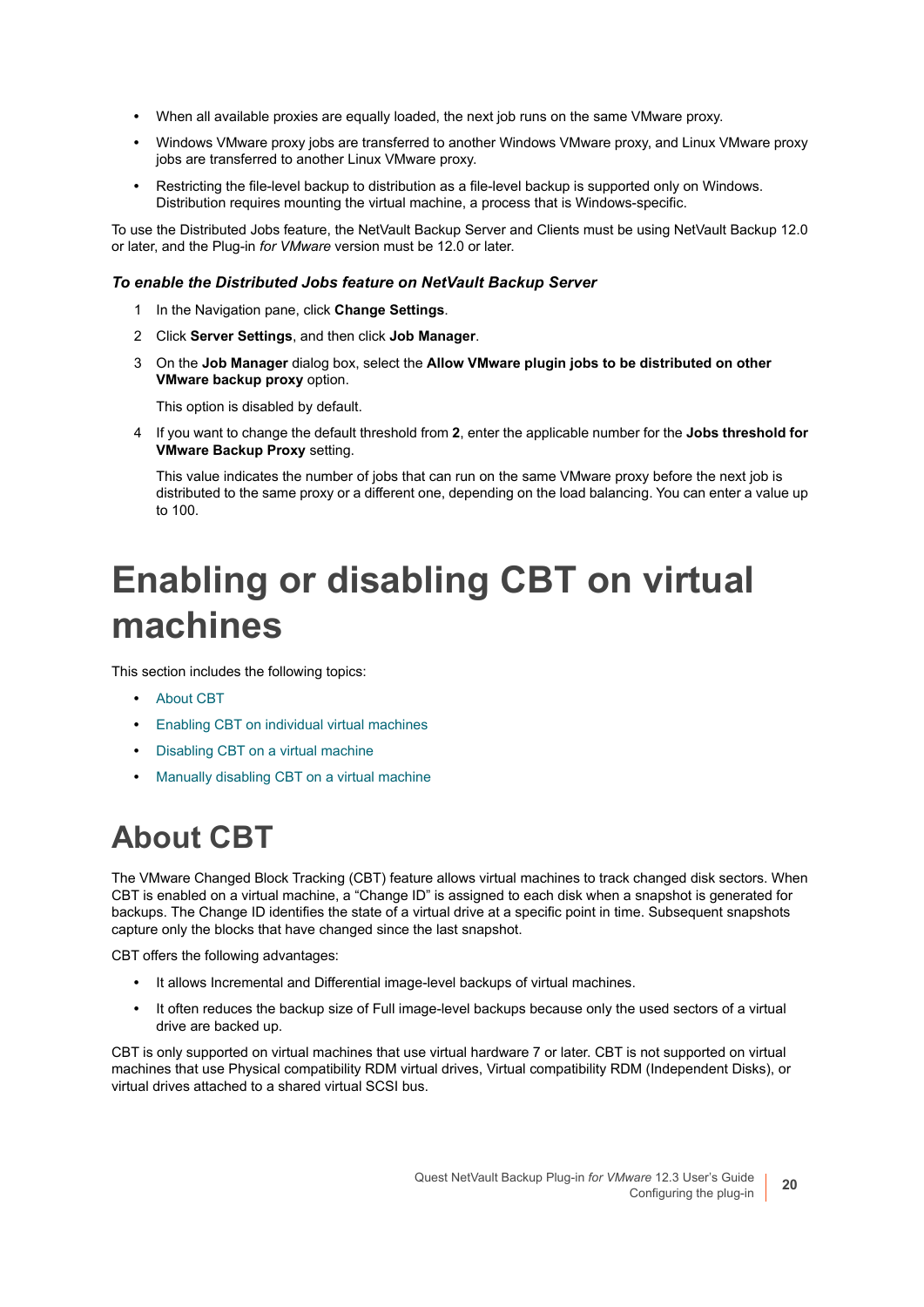- When all available proxies are equally loaded, the next job runs on the same VMware proxy.
- Windows VMware proxy jobs are transferred to another Windows VMware proxy, and Linux VMware proxy jobs are transferred to another Linux VMware proxy.
- Restricting the file-level backup to distribution as a file-level backup is supported only on Windows. Distribution requires mounting the virtual machine, a process that is Windows-specific.

To use the Distributed Jobs feature, the NetVault Backup Server and Clients must be using NetVault Backup 12.0 or later, and the Plug-in *for VMware* version must be 12.0 or later.

***To enable the Distributed Jobs feature on NetVault Backup Server***

1. In the Navigation pane, click **Change Settings**.
2. Click **Server Settings**, and then click **Job Manager**.
3. On the **Job Manager** dialog box, select the **Allow VMware plugin jobs to be distributed on other VMware backup proxy** option.

   This option is disabled by default.
4. If you want to change the default threshold from **2**, enter the applicable number for the **Jobs threshold for VMware Backup Proxy** setting.

   This value indicates the number of jobs that can run on the same VMware proxy before the next job is distributed to the same proxy or a different one, depending on the load balancing. You can enter a value up to 100.

# Enabling or disabling CBT on virtual machines

This section includes the following topics:

- About CBT
- Enabling CBT on individual virtual machines
- Disabling CBT on a virtual machine
- Manually disabling CBT on a virtual machine

## About CBT

The VMware Changed Block Tracking (CBT) feature allows virtual machines to track changed disk sectors. When CBT is enabled on a virtual machine, a “Change ID” is assigned to each disk when a snapshot is generated for backups. The Change ID identifies the state of a virtual drive at a specific point in time. Subsequent snapshots capture only the blocks that have changed since the last snapshot.

CBT offers the following advantages:

- It allows Incremental and Differential image-level backups of virtual machines.
- It often reduces the backup size of Full image-level backups because only the used sectors of a virtual drive are backed up.

CBT is only supported on virtual machines that use virtual hardware 7 or later. CBT is not supported on virtual machines that use Physical compatibility RDM virtual drives, Virtual compatibility RDM (Independent Disks), or virtual drives attached to a shared virtual SCSI bus.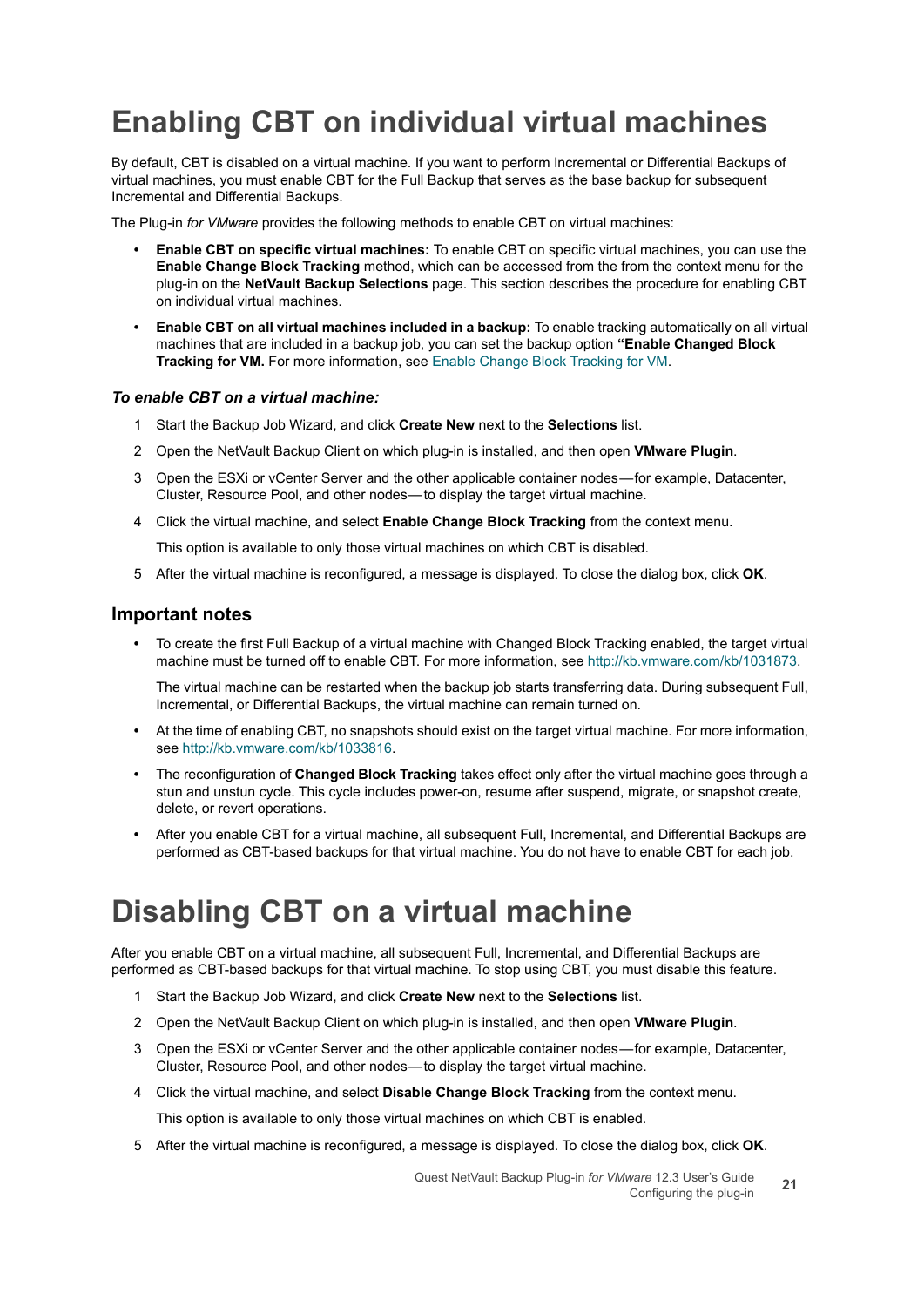# Enabling CBT on individual virtual machines

By default, CBT is disabled on a virtual machine. If you want to perform Incremental or Differential Backups of virtual machines, you must enable CBT for the Full Backup that serves as the base backup for subsequent Incremental and Differential Backups.

The Plug-in *for VMware* provides the following methods to enable CBT on virtual machines:

- **Enable CBT on specific virtual machines:** To enable CBT on specific virtual machines, you can use the **Enable Change Block Tracking** method, which can be accessed from the from the context menu for the plug-in on the **NetVault Backup Selections** page. This section describes the procedure for enabling CBT on individual virtual machines.
- **Enable CBT on all virtual machines included in a backup:** To enable tracking automatically on all virtual machines that are included in a backup job, you can set the backup option **"Enable Changed Block Tracking for VM.** For more information, see Enable Change Block Tracking for VM.

***To enable CBT on a virtual machine:***

1. Start the Backup Job Wizard, and click **Create New** next to the **Selections** list.
2. Open the NetVault Backup Client on which plug-in is installed, and then open **VMware Plugin**.
3. Open the ESXi or vCenter Server and the other applicable container nodes — for example, Datacenter, Cluster, Resource Pool, and other nodes — to display the target virtual machine.
4. Click the virtual machine, and select **Enable Change Block Tracking** from the context menu.

   This option is available to only those virtual machines on which CBT is disabled.
5. After the virtual machine is reconfigured, a message is displayed. To close the dialog box, click **OK**.

## Important notes

- To create the first Full Backup of a virtual machine with Changed Block Tracking enabled, the target virtual machine must be turned off to enable CBT. For more information, see http://kb.vmware.com/kb/1031873.

  The virtual machine can be restarted when the backup job starts transferring data. During subsequent Full, Incremental, or Differential Backups, the virtual machine can remain turned on.
- At the time of enabling CBT, no snapshots should exist on the target virtual machine. For more information, see http://kb.vmware.com/kb/1033816.
- The reconfiguration of **Changed Block Tracking** takes effect only after the virtual machine goes through a stun and unstun cycle. This cycle includes power-on, resume after suspend, migrate, or snapshot create, delete, or revert operations.
- After you enable CBT for a virtual machine, all subsequent Full, Incremental, and Differential Backups are performed as CBT-based backups for that virtual machine. You do not have to enable CBT for each job.

# Disabling CBT on a virtual machine

After you enable CBT on a virtual machine, all subsequent Full, Incremental, and Differential Backups are performed as CBT-based backups for that virtual machine. To stop using CBT, you must disable this feature.

1. Start the Backup Job Wizard, and click **Create New** next to the **Selections** list.
2. Open the NetVault Backup Client on which plug-in is installed, and then open **VMware Plugin**.
3. Open the ESXi or vCenter Server and the other applicable container nodes — for example, Datacenter, Cluster, Resource Pool, and other nodes — to display the target virtual machine.
4. Click the virtual machine, and select **Disable Change Block Tracking** from the context menu.

   This option is available to only those virtual machines on which CBT is enabled.
5. After the virtual machine is reconfigured, a message is displayed. To close the dialog box, click **OK**.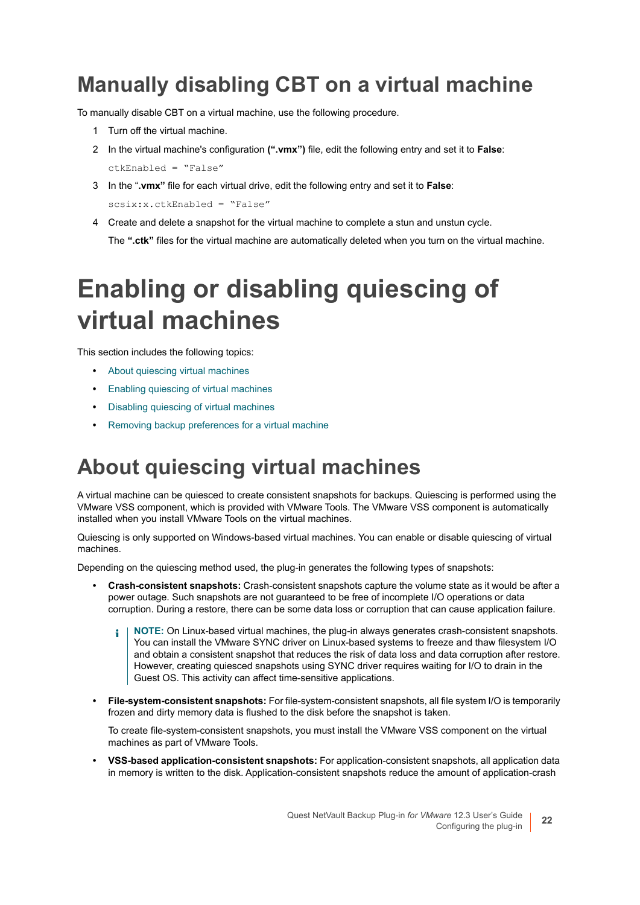# Manually disabling CBT on a virtual machine

To manually disable CBT on a virtual machine, use the following procedure.

1. Turn off the virtual machine.
2. In the virtual machine's configuration **(".vmx")** file, edit the following entry and set it to **False**:

   ```
   ctkEnabled = "False"
   ```

3. In the "**.vmx"** file for each virtual drive, edit the following entry and set it to **False**:

   ```
   scsix:x.ctkEnabled = "False"
   ```

4. Create and delete a snapshot for the virtual machine to complete a stun and unstun cycle.

   The **".ctk"** files for the virtual machine are automatically deleted when you turn on the virtual machine.

# Enabling or disabling quiescing of virtual machines

This section includes the following topics:

- About quiescing virtual machines
- Enabling quiescing of virtual machines
- Disabling quiescing of virtual machines
- Removing backup preferences for a virtual machine

## About quiescing virtual machines

A virtual machine can be quiesced to create consistent snapshots for backups. Quiescing is performed using the VMware VSS component, which is provided with VMware Tools. The VMware VSS component is automatically installed when you install VMware Tools on the virtual machines.

Quiescing is only supported on Windows-based virtual machines. You can enable or disable quiescing of virtual machines.

Depending on the quiescing method used, the plug-in generates the following types of snapshots:

- **Crash-consistent snapshots:** Crash-consistent snapshots capture the volume state as it would be after a power outage. Such snapshots are not guaranteed to be free of incomplete I/O operations or data corruption. During a restore, there can be some data loss or corruption that can cause application failure.

  > **NOTE:** On Linux-based virtual machines, the plug-in always generates crash-consistent snapshots. You can install the VMware SYNC driver on Linux-based systems to freeze and thaw filesystem I/O and obtain a consistent snapshot that reduces the risk of data loss and data corruption after restore. However, creating quiesced snapshots using SYNC driver requires waiting for I/O to drain in the Guest OS. This activity can affect time-sensitive applications.

- **File-system-consistent snapshots:** For file-system-consistent snapshots, all file system I/O is temporarily frozen and dirty memory data is flushed to the disk before the snapshot is taken.

  To create file-system-consistent snapshots, you must install the VMware VSS component on the virtual machines as part of VMware Tools.

- **VSS-based application-consistent snapshots:** For application-consistent snapshots, all application data in memory is written to the disk. Application-consistent snapshots reduce the amount of application-crash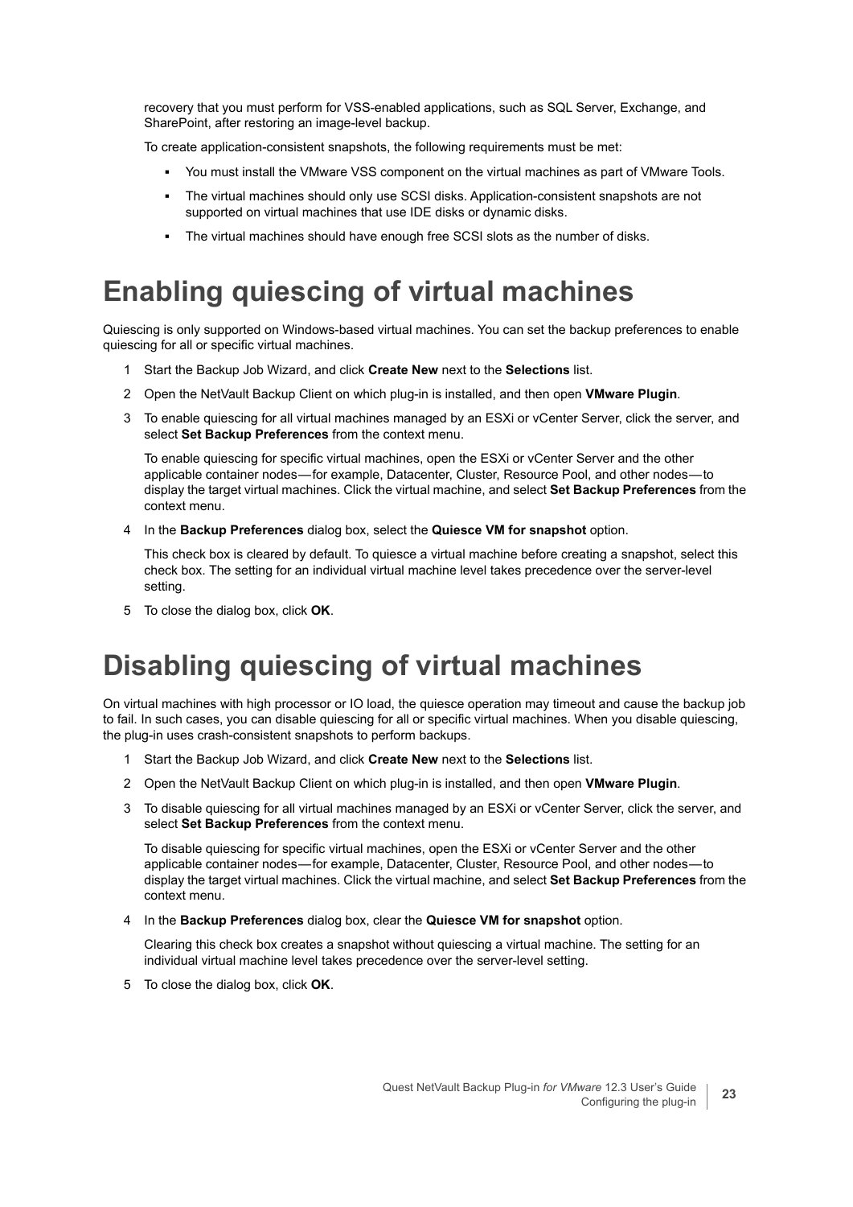recovery that you must perform for VSS-enabled applications, such as SQL Server, Exchange, and SharePoint, after restoring an image-level backup.

To create application-consistent snapshots, the following requirements must be met:

- You must install the VMware VSS component on the virtual machines as part of VMware Tools.
- The virtual machines should only use SCSI disks. Application-consistent snapshots are not supported on virtual machines that use IDE disks or dynamic disks.
- The virtual machines should have enough free SCSI slots as the number of disks.

# Enabling quiescing of virtual machines

Quiescing is only supported on Windows-based virtual machines. You can set the backup preferences to enable quiescing for all or specific virtual machines.

1. Start the Backup Job Wizard, and click **Create New** next to the **Selections** list.
2. Open the NetVault Backup Client on which plug-in is installed, and then open **VMware Plugin**.
3. To enable quiescing for all virtual machines managed by an ESXi or vCenter Server, click the server, and select **Set Backup Preferences** from the context menu.

   To enable quiescing for specific virtual machines, open the ESXi or vCenter Server and the other applicable container nodes—for example, Datacenter, Cluster, Resource Pool, and other nodes—to display the target virtual machines. Click the virtual machine, and select **Set Backup Preferences** from the context menu.
4. In the **Backup Preferences** dialog box, select the **Quiesce VM for snapshot** option.

   This check box is cleared by default. To quiesce a virtual machine before creating a snapshot, select this check box. The setting for an individual virtual machine level takes precedence over the server-level setting.
5. To close the dialog box, click **OK**.

# Disabling quiescing of virtual machines

On virtual machines with high processor or IO load, the quiesce operation may timeout and cause the backup job to fail. In such cases, you can disable quiescing for all or specific virtual machines. When you disable quiescing, the plug-in uses crash-consistent snapshots to perform backups.

1. Start the Backup Job Wizard, and click **Create New** next to the **Selections** list.
2. Open the NetVault Backup Client on which plug-in is installed, and then open **VMware Plugin**.
3. To disable quiescing for all virtual machines managed by an ESXi or vCenter Server, click the server, and select **Set Backup Preferences** from the context menu.

   To disable quiescing for specific virtual machines, open the ESXi or vCenter Server and the other applicable container nodes—for example, Datacenter, Cluster, Resource Pool, and other nodes—to display the target virtual machines. Click the virtual machine, and select **Set Backup Preferences** from the context menu.
4. In the **Backup Preferences** dialog box, clear the **Quiesce VM for snapshot** option.

   Clearing this check box creates a snapshot without quiescing a virtual machine. The setting for an individual virtual machine level takes precedence over the server-level setting.
5. To close the dialog box, click **OK**.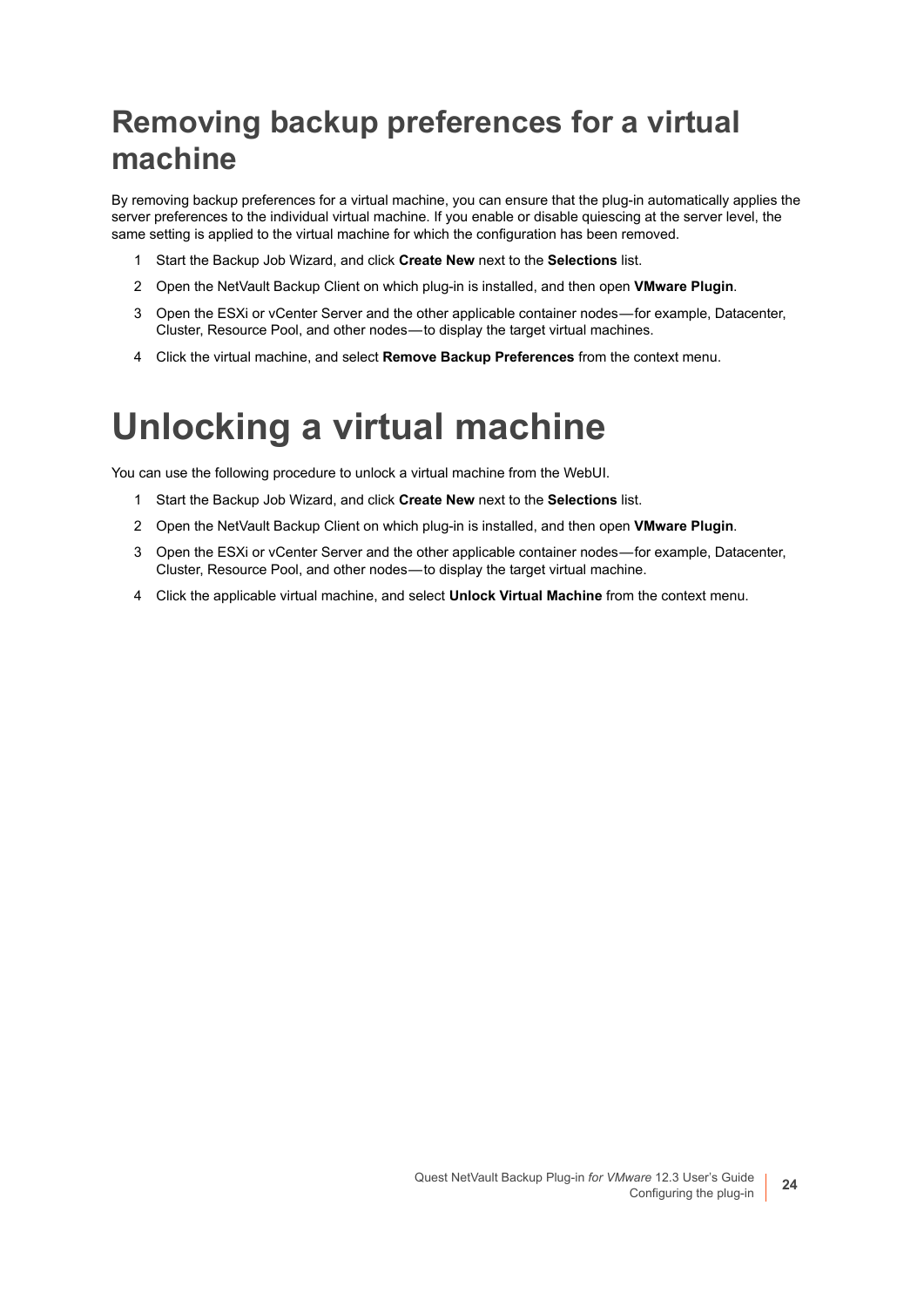## Removing backup preferences for a virtual machine

By removing backup preferences for a virtual machine, you can ensure that the plug-in automatically applies the server preferences to the individual virtual machine. If you enable or disable quiescing at the server level, the same setting is applied to the virtual machine for which the configuration has been removed.

1. Start the Backup Job Wizard, and click **Create New** next to the **Selections** list.
2. Open the NetVault Backup Client on which plug-in is installed, and then open **VMware Plugin**.
3. Open the ESXi or vCenter Server and the other applicable container nodes — for example, Datacenter, Cluster, Resource Pool, and other nodes — to display the target virtual machines.
4. Click the virtual machine, and select **Remove Backup Preferences** from the context menu.

# Unlocking a virtual machine

You can use the following procedure to unlock a virtual machine from the WebUI.

1. Start the Backup Job Wizard, and click **Create New** next to the **Selections** list.
2. Open the NetVault Backup Client on which plug-in is installed, and then open **VMware Plugin**.
3. Open the ESXi or vCenter Server and the other applicable container nodes — for example, Datacenter, Cluster, Resource Pool, and other nodes — to display the target virtual machine.
4. Click the applicable virtual machine, and select **Unlock Virtual Machine** from the context menu.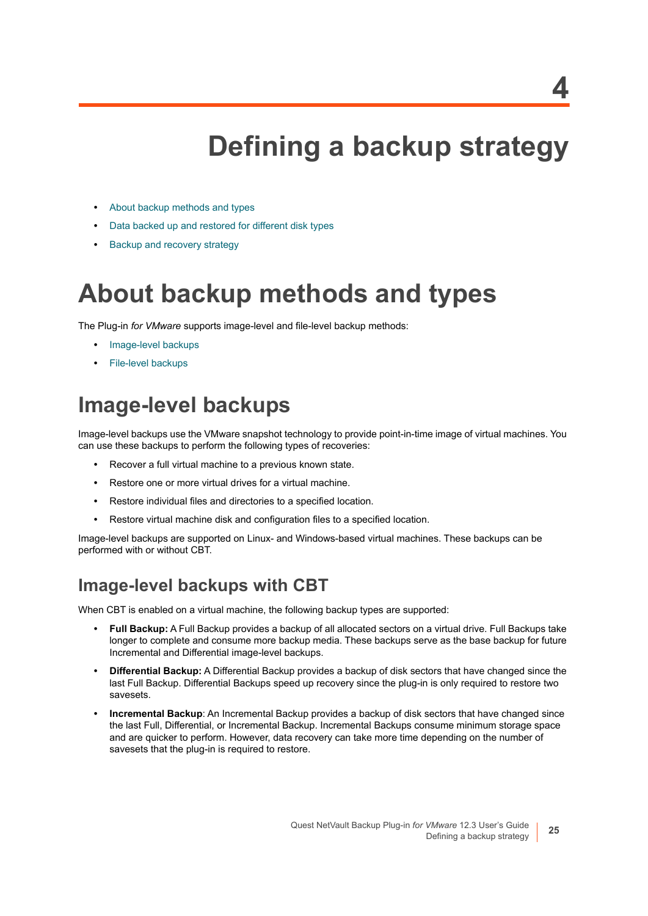# 4

# Defining a backup strategy

- About backup methods and types
- Data backed up and restored for different disk types
- Backup and recovery strategy

# About backup methods and types

The Plug-in *for VMware* supports image-level and file-level backup methods:

- Image-level backups
- File-level backups

## Image-level backups

Image-level backups use the VMware snapshot technology to provide point-in-time image of virtual machines. You can use these backups to perform the following types of recoveries:

- Recover a full virtual machine to a previous known state.
- Restore one or more virtual drives for a virtual machine.
- Restore individual files and directories to a specified location.
- Restore virtual machine disk and configuration files to a specified location.

Image-level backups are supported on Linux- and Windows-based virtual machines. These backups can be performed with or without CBT.

### Image-level backups with CBT

When CBT is enabled on a virtual machine, the following backup types are supported:

- **Full Backup:** A Full Backup provides a backup of all allocated sectors on a virtual drive. Full Backups take longer to complete and consume more backup media. These backups serve as the base backup for future Incremental and Differential image-level backups.
- **Differential Backup:** A Differential Backup provides a backup of disk sectors that have changed since the last Full Backup. Differential Backups speed up recovery since the plug-in is only required to restore two savesets.
- **Incremental Backup**: An Incremental Backup provides a backup of disk sectors that have changed since the last Full, Differential, or Incremental Backup. Incremental Backups consume minimum storage space and are quicker to perform. However, data recovery can take more time depending on the number of savesets that the plug-in is required to restore.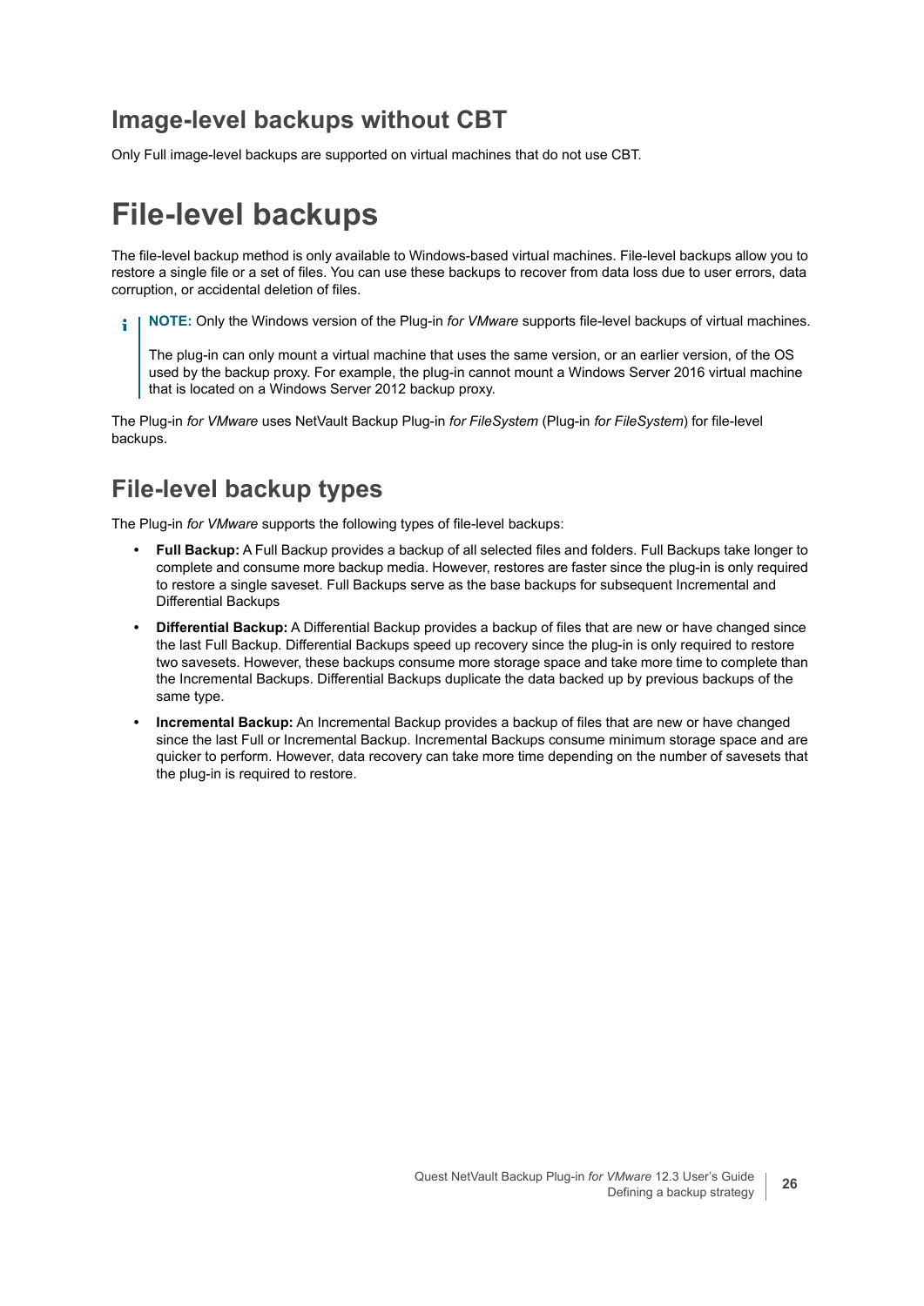## Image-level backups without CBT

Only Full image-level backups are supported on virtual machines that do not use CBT.

# File-level backups

The file-level backup method is only available to Windows-based virtual machines. File-level backups allow you to restore a single file or a set of files. You can use these backups to recover from data loss due to user errors, data corruption, or accidental deletion of files.

> **NOTE:** Only the Windows version of the Plug-in *for VMware* supports file-level backups of virtual machines.
>
> The plug-in can only mount a virtual machine that uses the same version, or an earlier version, of the OS used by the backup proxy. For example, the plug-in cannot mount a Windows Server 2016 virtual machine that is located on a Windows Server 2012 backup proxy.

The Plug-in *for VMware* uses NetVault Backup Plug-in *for FileSystem* (Plug-in *for FileSystem*) for file-level backups.

## File-level backup types

The Plug-in *for VMware* supports the following types of file-level backups:

- **Full Backup:** A Full Backup provides a backup of all selected files and folders. Full Backups take longer to complete and consume more backup media. However, restores are faster since the plug-in is only required to restore a single saveset. Full Backups serve as the base backups for subsequent Incremental and Differential Backups
- **Differential Backup:** A Differential Backup provides a backup of files that are new or have changed since the last Full Backup. Differential Backups speed up recovery since the plug-in is only required to restore two savesets. However, these backups consume more storage space and take more time to complete than the Incremental Backups. Differential Backups duplicate the data backed up by previous backups of the same type.
- **Incremental Backup:** An Incremental Backup provides a backup of files that are new or have changed since the last Full or Incremental Backup. Incremental Backups consume minimum storage space and are quicker to perform. However, data recovery can take more time depending on the number of savesets that the plug-in is required to restore.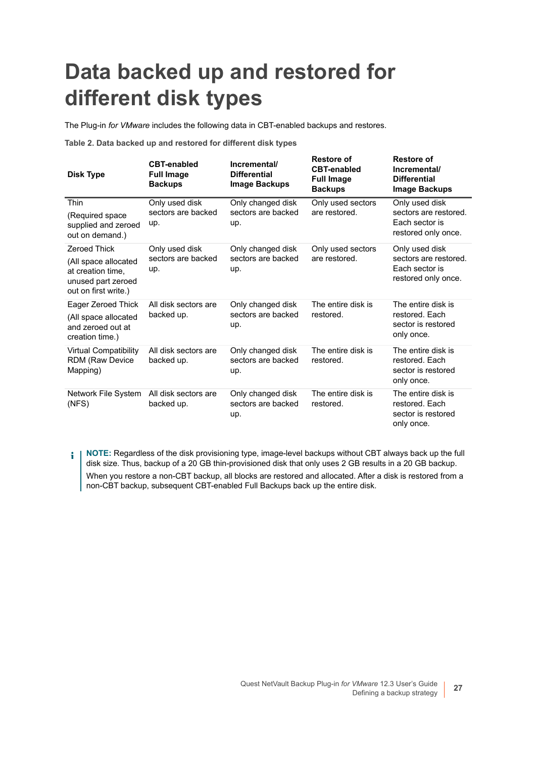# Data backed up and restored for different disk types

The Plug-in *for VMware* includes the following data in CBT-enabled backups and restores.

**Table 2. Data backed up and restored for different disk types**

| Disk Type | CBT-enabled Full Image Backups | Incremental/ Differential Image Backups | Restore of CBT-enabled Full Image Backups | Restore of Incremental/ Differential Image Backups |
|---|---|---|---|---|
| Thin<br>(Required space supplied and zeroed out on demand.) | Only used disk sectors are backed up. | Only changed disk sectors are backed up. | Only used sectors are restored. | Only used disk sectors are restored. Each sector is restored only once. |
| Zeroed Thick<br>(All space allocated at creation time, unused part zeroed out on first write.) | Only used disk sectors are backed up. | Only changed disk sectors are backed up. | Only used sectors are restored. | Only used disk sectors are restored. Each sector is restored only once. |
| Eager Zeroed Thick<br>(All space allocated and zeroed out at creation time.) | All disk sectors are backed up. | Only changed disk sectors are backed up. | The entire disk is restored. | The entire disk is restored. Each sector is restored only once. |
| Virtual Compatibility RDM (Raw Device Mapping) | All disk sectors are backed up. | Only changed disk sectors are backed up. | The entire disk is restored. | The entire disk is restored. Each sector is restored only once. |
| Network File System (NFS) | All disk sectors are backed up. | Only changed disk sectors are backed up. | The entire disk is restored. | The entire disk is restored. Each sector is restored only once. |

> **NOTE:** Regardless of the disk provisioning type, image-level backups without CBT always back up the full disk size. Thus, backup of a 20 GB thin-provisioned disk that only uses 2 GB results in a 20 GB backup.
>
> When you restore a non-CBT backup, all blocks are restored and allocated. After a disk is restored from a non-CBT backup, subsequent CBT-enabled Full Backups back up the entire disk.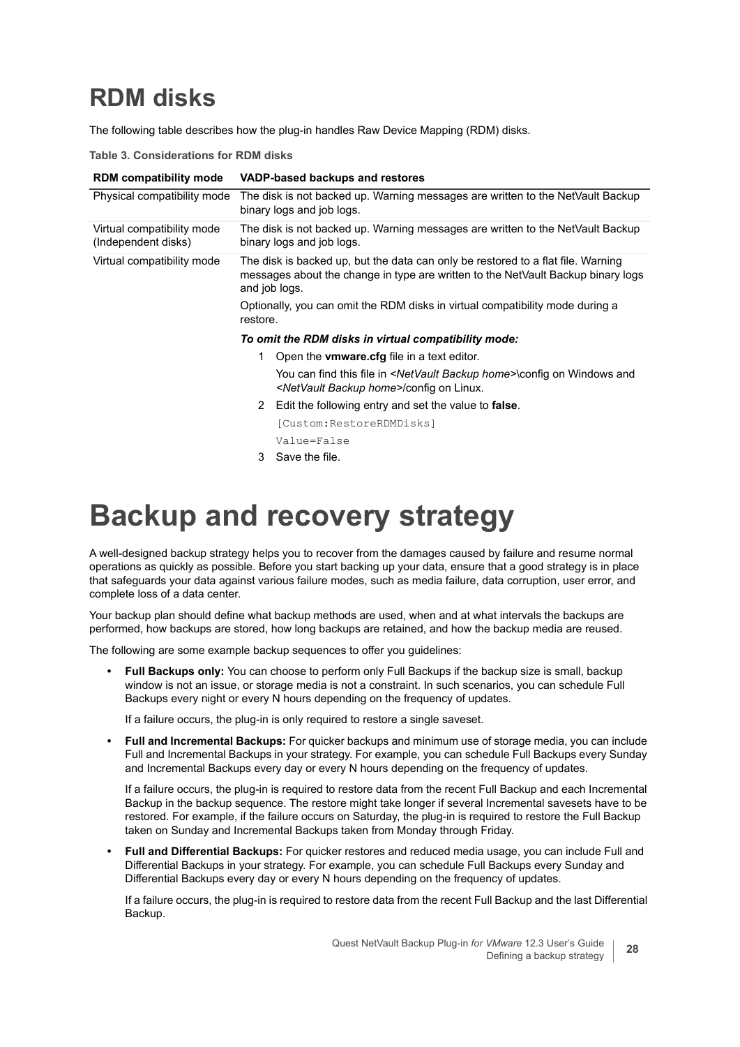## RDM disks

The following table describes how the plug-in handles Raw Device Mapping (RDM) disks.

**Table 3. Considerations for RDM disks**

| RDM compatibility mode | VADP-based backups and restores |
|---|---|
| Physical compatibility mode | The disk is not backed up. Warning messages are written to the NetVault Backup binary logs and job logs. |
| Virtual compatibility mode (Independent disks) | The disk is not backed up. Warning messages are written to the NetVault Backup binary logs and job logs. |
| Virtual compatibility mode | The disk is backed up, but the data can only be restored to a flat file. Warning messages about the change in type are written to the NetVault Backup binary logs and job logs.<br><br>Optionally, you can omit the RDM disks in virtual compatibility mode during a restore.<br><br>***To omit the RDM disks in virtual compatibility mode:***<br><br>1 Open the **vmware.cfg** file in a text editor.<br>You can find this file in *<NetVault Backup home>*\config on Windows and *<NetVault Backup home>*/config on Linux.<br><br>2 Edit the following entry and set the value to **false**.<br>`[Custom:RestoreRDMDisks]`<br>`Value=False`<br><br>3 Save the file. |

# Backup and recovery strategy

A well-designed backup strategy helps you to recover from the damages caused by failure and resume normal operations as quickly as possible. Before you start backing up your data, ensure that a good strategy is in place that safeguards your data against various failure modes, such as media failure, data corruption, user error, and complete loss of a data center.

Your backup plan should define what backup methods are used, when and at what intervals the backups are performed, how backups are stored, how long backups are retained, and how the backup media are reused.

The following are some example backup sequences to offer you guidelines:

- **Full Backups only:** You can choose to perform only Full Backups if the backup size is small, backup window is not an issue, or storage media is not a constraint. In such scenarios, you can schedule Full Backups every night or every N hours depending on the frequency of updates.

  If a failure occurs, the plug-in is only required to restore a single saveset.

- **Full and Incremental Backups:** For quicker backups and minimum use of storage media, you can include Full and Incremental Backups in your strategy. For example, you can schedule Full Backups every Sunday and Incremental Backups every day or every N hours depending on the frequency of updates.

  If a failure occurs, the plug-in is required to restore data from the recent Full Backup and each Incremental Backup in the backup sequence. The restore might take longer if several Incremental savesets have to be restored. For example, if the failure occurs on Saturday, the plug-in is required to restore the Full Backup taken on Sunday and Incremental Backups taken from Monday through Friday.

- **Full and Differential Backups:** For quicker restores and reduced media usage, you can include Full and Differential Backups in your strategy. For example, you can schedule Full Backups every Sunday and Differential Backups every day or every N hours depending on the frequency of updates.

  If a failure occurs, the plug-in is required to restore data from the recent Full Backup and the last Differential Backup.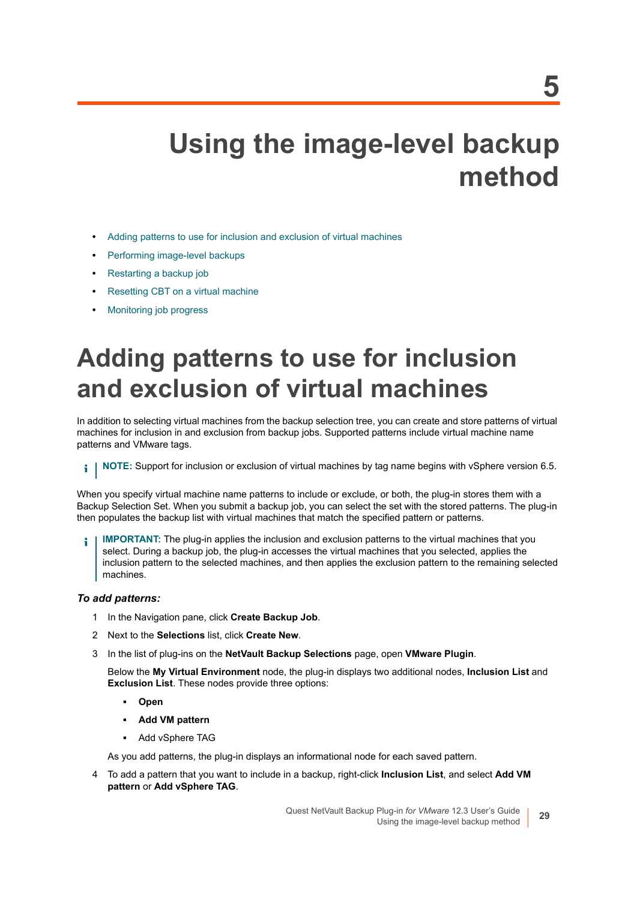# 5

# Using the image-level backup method

- Adding patterns to use for inclusion and exclusion of virtual machines
- Performing image-level backups
- Restarting a backup job
- Resetting CBT on a virtual machine
- Monitoring job progress

## Adding patterns to use for inclusion and exclusion of virtual machines

In addition to selecting virtual machines from the backup selection tree, you can create and store patterns of virtual machines for inclusion in and exclusion from backup jobs. Supported patterns include virtual machine name patterns and VMware tags.

> **NOTE:** Support for inclusion or exclusion of virtual machines by tag name begins with vSphere version 6.5.

When you specify virtual machine name patterns to include or exclude, or both, the plug-in stores them with a Backup Selection Set. When you submit a backup job, you can select the set with the stored patterns. The plug-in then populates the backup list with virtual machines that match the specified pattern or patterns.

> **IMPORTANT:** The plug-in applies the inclusion and exclusion patterns to the virtual machines that you select. During a backup job, the plug-in accesses the virtual machines that you selected, applies the inclusion pattern to the selected machines, and then applies the exclusion pattern to the remaining selected machines.

***To add patterns:***

1. In the Navigation pane, click **Create Backup Job**.
2. Next to the **Selections** list, click **Create New**.
3. In the list of plug-ins on the **NetVault Backup Selections** page, open **VMware Plugin**.

   Below the **My Virtual Environment** node, the plug-in displays two additional nodes, **Inclusion List** and **Exclusion List**. These nodes provide three options:

   - **Open**
   - **Add VM pattern**
   - Add vSphere TAG

   As you add patterns, the plug-in displays an informational node for each saved pattern.
4. To add a pattern that you want to include in a backup, right-click **Inclusion List**, and select **Add VM pattern** or **Add vSphere TAG**.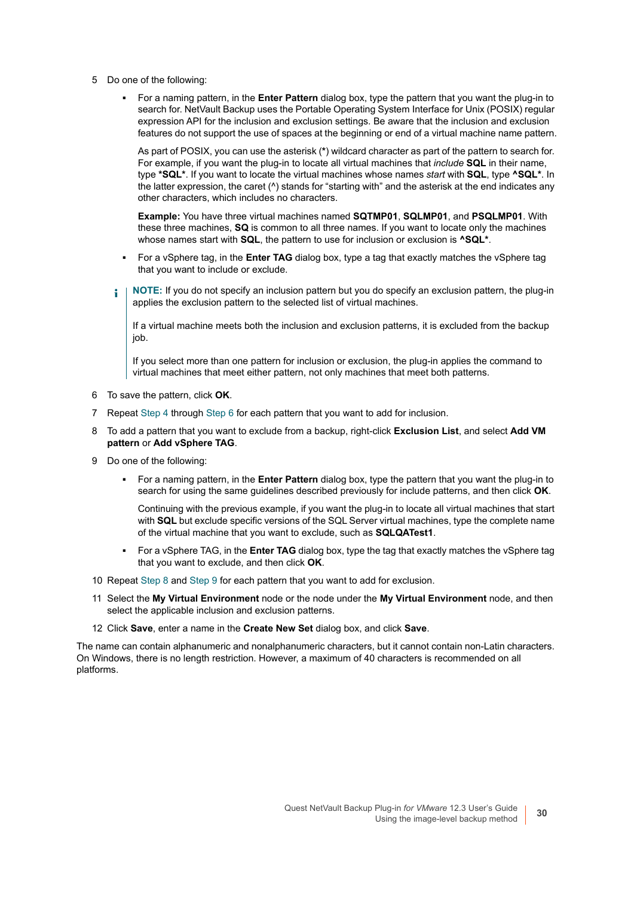5. Do one of the following:

   - For a naming pattern, in the **Enter Pattern** dialog box, type the pattern that you want the plug-in to search for. NetVault Backup uses the Portable Operating System Interface for Unix (POSIX) regular expression API for the inclusion and exclusion settings. Be aware that the inclusion and exclusion features do not support the use of spaces at the beginning or end of a virtual machine name pattern.

     As part of POSIX, you can use the asterisk (**\***) wildcard character as part of the pattern to search for. For example, if you want the plug-in to locate all virtual machines that *include* **SQL** in their name, type **\*SQL\***. If you want to locate the virtual machines whose names *start* with **SQL**, type **^SQL\***. In the latter expression, the caret (^) stands for “starting with” and the asterisk at the end indicates any other characters, which includes no characters.

     **Example:** You have three virtual machines named **SQTMP01**, **SQLMP01**, and **PSQLMP01**. With these three machines, **SQ** is common to all three names. If you want to locate only the machines whose names start with **SQL**, the pattern to use for inclusion or exclusion is **^SQL\***.

   - For a vSphere tag, in the **Enter TAG** dialog box, type a tag that exactly matches the vSphere tag that you want to include or exclude.

   > **NOTE:** If you do not specify an inclusion pattern but you do specify an exclusion pattern, the plug-in applies the exclusion pattern to the selected list of virtual machines.
   >
   > If a virtual machine meets both the inclusion and exclusion patterns, it is excluded from the backup job.
   >
   > If you select more than one pattern for inclusion or exclusion, the plug-in applies the command to virtual machines that meet either pattern, not only machines that meet both patterns.

6. To save the pattern, click **OK**.
7. Repeat Step 4 through Step 6 for each pattern that you want to add for inclusion.
8. To add a pattern that you want to exclude from a backup, right-click **Exclusion List**, and select **Add VM pattern** or **Add vSphere TAG**.
9. Do one of the following:

   - For a naming pattern, in the **Enter Pattern** dialog box, type the pattern that you want the plug-in to search for using the same guidelines described previously for include patterns, and then click **OK**.

     Continuing with the previous example, if you want the plug-in to locate all virtual machines that start with **SQL** but exclude specific versions of the SQL Server virtual machines, type the complete name of the virtual machine that you want to exclude, such as **SQLQATest1**.

   - For a vSphere TAG, in the **Enter TAG** dialog box, type the tag that exactly matches the vSphere tag that you want to exclude, and then click **OK**.

10. Repeat Step 8 and Step 9 for each pattern that you want to add for exclusion.
11. Select the **My Virtual Environment** node or the node under the **My Virtual Environment** node, and then select the applicable inclusion and exclusion patterns.
12. Click **Save**, enter a name in the **Create New Set** dialog box, and click **Save**.

The name can contain alphanumeric and nonalphanumeric characters, but it cannot contain non-Latin characters. On Windows, there is no length restriction. However, a maximum of 40 characters is recommended on all platforms.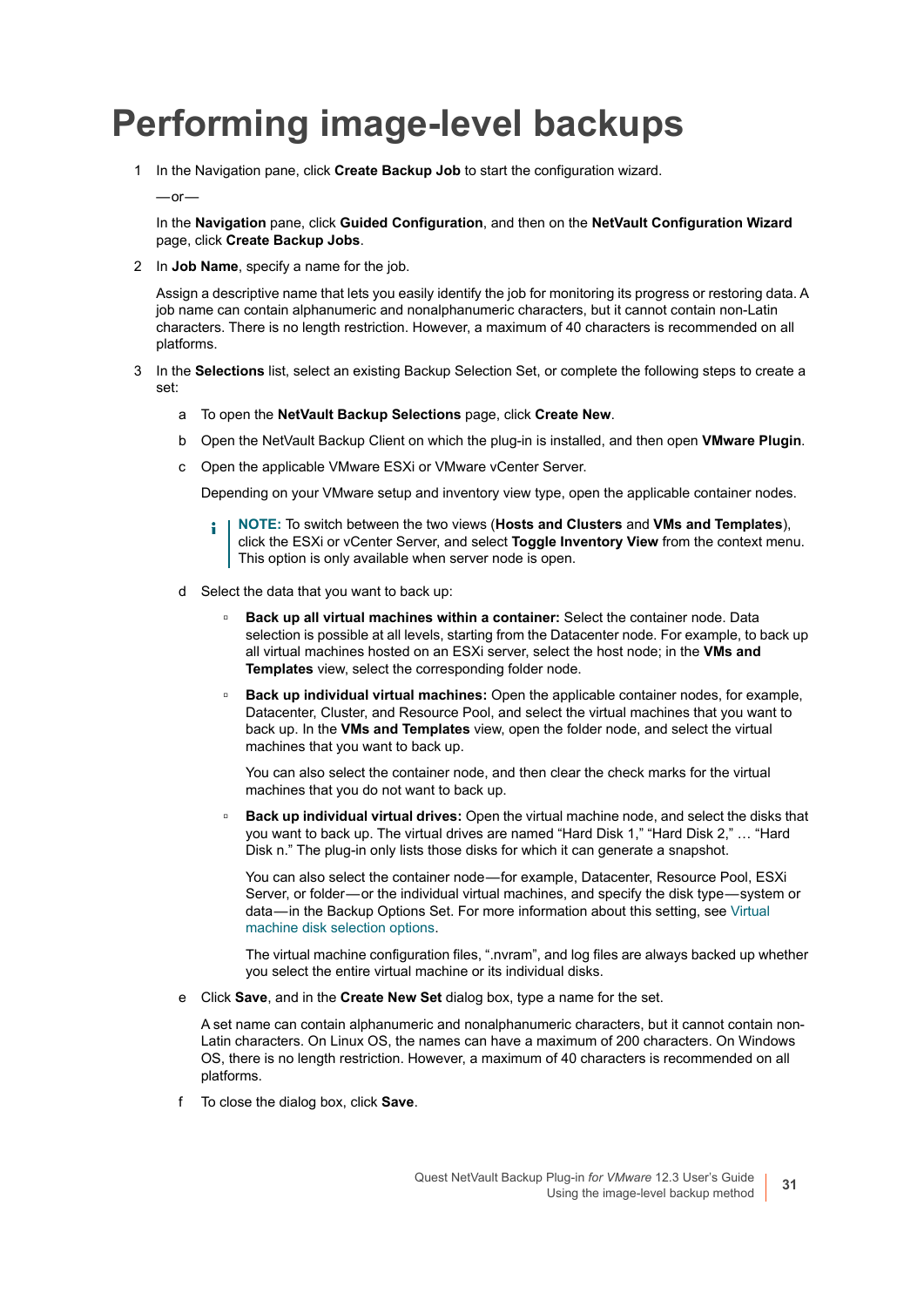# Performing image-level backups

1. In the Navigation pane, click **Create Backup Job** to start the configuration wizard.

   —or—

   In the **Navigation** pane, click **Guided Configuration**, and then on the **NetVault Configuration Wizard** page, click **Create Backup Jobs**.

2. In **Job Name**, specify a name for the job.

   Assign a descriptive name that lets you easily identify the job for monitoring its progress or restoring data. A job name can contain alphanumeric and nonalphanumeric characters, but it cannot contain non-Latin characters. There is no length restriction. However, a maximum of 40 characters is recommended on all platforms.

3. In the **Selections** list, select an existing Backup Selection Set, or complete the following steps to create a set:

   a. To open the **NetVault Backup Selections** page, click **Create New**.

   b. Open the NetVault Backup Client on which the plug-in is installed, and then open **VMware Plugin**.

   c. Open the applicable VMware ESXi or VMware vCenter Server.

      Depending on your VMware setup and inventory view type, open the applicable container nodes.

      > **NOTE:** To switch between the two views (**Hosts and Clusters** and **VMs and Templates**), click the ESXi or vCenter Server, and select **Toggle Inventory View** from the context menu. This option is only available when server node is open.

   d. Select the data that you want to back up:

      - **Back up all virtual machines within a container:** Select the container node. Data selection is possible at all levels, starting from the Datacenter node. For example, to back up all virtual machines hosted on an ESXi server, select the host node; in the **VMs and Templates** view, select the corresponding folder node.

      - **Back up individual virtual machines:** Open the applicable container nodes, for example, Datacenter, Cluster, and Resource Pool, and select the virtual machines that you want to back up. In the **VMs and Templates** view, open the folder node, and select the virtual machines that you want to back up.

        You can also select the container node, and then clear the check marks for the virtual machines that you do not want to back up.

      - **Back up individual virtual drives:** Open the virtual machine node, and select the disks that you want to back up. The virtual drives are named "Hard Disk 1," "Hard Disk 2," … "Hard Disk n." The plug-in only lists those disks for which it can generate a snapshot.

        You can also select the container node—for example, Datacenter, Resource Pool, ESXi Server, or folder—or the individual virtual machines, and specify the disk type—system or data—in the Backup Options Set. For more information about this setting, see Virtual machine disk selection options.

        The virtual machine configuration files, ".nvram", and log files are always backed up whether you select the entire virtual machine or its individual disks.

   e. Click **Save**, and in the **Create New Set** dialog box, type a name for the set.

      A set name can contain alphanumeric and nonalphanumeric characters, but it cannot contain non-Latin characters. On Linux OS, the names can have a maximum of 200 characters. On Windows OS, there is no length restriction. However, a maximum of 40 characters is recommended on all platforms.

   f. To close the dialog box, click **Save**.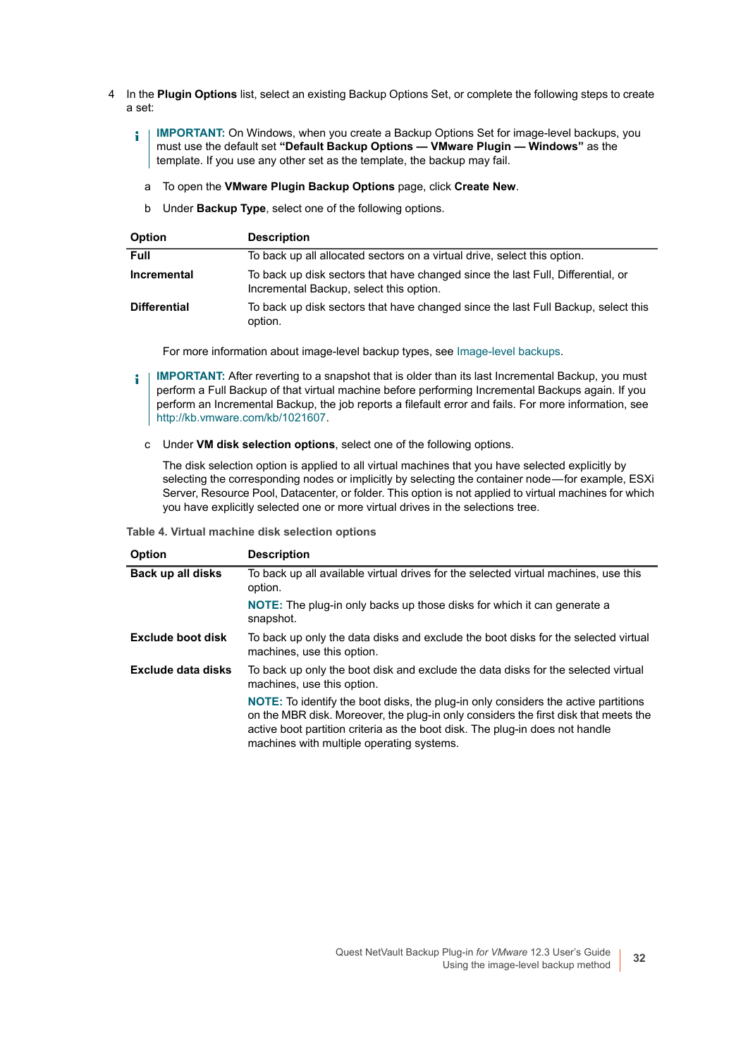4 In the **Plugin Options** list, select an existing Backup Options Set, or complete the following steps to create a set:

> **IMPORTANT:** On Windows, when you create a Backup Options Set for image-level backups, you must use the default set **"Default Backup Options — VMware Plugin — Windows"** as the template. If you use any other set as the template, the backup may fail.

a To open the **VMware Plugin Backup Options** page, click **Create New**.

b Under **Backup Type**, select one of the following options.

| Option | Description |
|---|---|
| **Full** | To back up all allocated sectors on a virtual drive, select this option. |
| **Incremental** | To back up disk sectors that have changed since the last Full, Differential, or Incremental Backup, select this option. |
| **Differential** | To back up disk sectors that have changed since the last Full Backup, select this option. |

For more information about image-level backup types, see Image-level backups.

> **IMPORTANT:** After reverting to a snapshot that is older than its last Incremental Backup, you must perform a Full Backup of that virtual machine before performing Incremental Backups again. If you perform an Incremental Backup, the job reports a filefault error and fails. For more information, see http://kb.vmware.com/kb/1021607.

c Under **VM disk selection options**, select one of the following options.

The disk selection option is applied to all virtual machines that you have selected explicitly by selecting the corresponding nodes or implicitly by selecting the container node—for example, ESXi Server, Resource Pool, Datacenter, or folder. This option is not applied to virtual machines for which you have explicitly selected one or more virtual drives in the selections tree.

**Table 4. Virtual machine disk selection options**

| Option | Description |
|---|---|
| **Back up all disks** | To back up all available virtual drives for the selected virtual machines, use this option.<br><br>**NOTE:** The plug-in only backs up those disks for which it can generate a snapshot. |
| **Exclude boot disk** | To back up only the data disks and exclude the boot disks for the selected virtual machines, use this option. |
| **Exclude data disks** | To back up only the boot disk and exclude the data disks for the selected virtual machines, use this option.<br><br>**NOTE:** To identify the boot disks, the plug-in only considers the active partitions on the MBR disk. Moreover, the plug-in only considers the first disk that meets the active boot partition criteria as the boot disk. The plug-in does not handle machines with multiple operating systems. |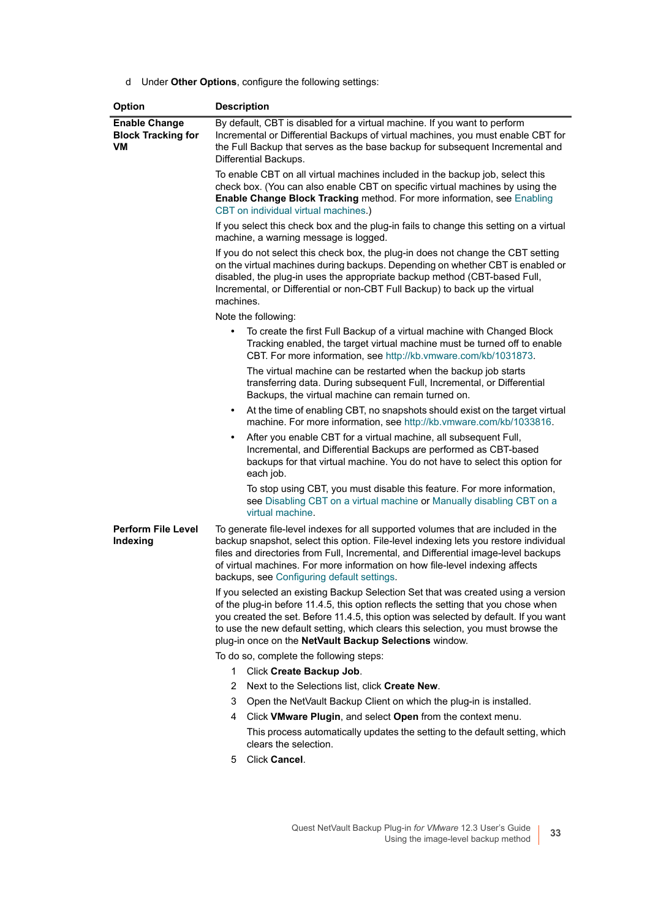d Under **Other Options**, configure the following settings:

| Option | Description |
|---|---|
| **Enable Change Block Tracking for VM** | By default, CBT is disabled for a virtual machine. If you want to perform Incremental or Differential Backups of virtual machines, you must enable CBT for the Full Backup that serves as the base backup for subsequent Incremental and Differential Backups.<br><br>To enable CBT on all virtual machines included in the backup job, select this check box. (You can also enable CBT on specific virtual machines by using the **Enable Change Block Tracking** method. For more information, see Enabling CBT on individual virtual machines.)<br><br>If you select this check box and the plug-in fails to change this setting on a virtual machine, a warning message is logged.<br><br>If you do not select this check box, the plug-in does not change the CBT setting on the virtual machines during backups. Depending on whether CBT is enabled or disabled, the plug-in uses the appropriate backup method (CBT-based Full, Incremental, or Differential or non-CBT Full Backup) to back up the virtual machines.<br><br>Note the following:<br>• To create the first Full Backup of a virtual machine with Changed Block Tracking enabled, the target virtual machine must be turned off to enable CBT. For more information, see http://kb.vmware.com/kb/1031873.<br>The virtual machine can be restarted when the backup job starts transferring data. During subsequent Full, Incremental, or Differential Backups, the virtual machine can remain turned on.<br>• At the time of enabling CBT, no snapshots should exist on the target virtual machine. For more information, see http://kb.vmware.com/kb/1033816.<br>• After you enable CBT for a virtual machine, all subsequent Full, Incremental, and Differential Backups are performed as CBT-based backups for that virtual machine. You do not have to select this option for each job.<br>To stop using CBT, you must disable this feature. For more information, see Disabling CBT on a virtual machine or Manually disabling CBT on a virtual machine. |
| **Perform File Level Indexing** | To generate file-level indexes for all supported volumes that are included in the backup snapshot, select this option. File-level indexing lets you restore individual files and directories from Full, Incremental, and Differential image-level backups of virtual machines. For more information on how file-level indexing affects backups, see Configuring default settings.<br><br>If you selected an existing Backup Selection Set that was created using a version of the plug-in before 11.4.5, this option reflects the setting that you chose when you created the set. Before 11.4.5, this option was selected by default. If you want to use the new default setting, which clears this selection, you must browse the plug-in once on the **NetVault Backup Selections** window.<br><br>To do so, complete the following steps:<br>1 Click **Create Backup Job**.<br>2 Next to the Selections list, click **Create New**.<br>3 Open the NetVault Backup Client on which the plug-in is installed.<br>4 Click **VMware Plugin**, and select **Open** from the context menu.<br>This process automatically updates the setting to the default setting, which clears the selection.<br>5 Click **Cancel**. |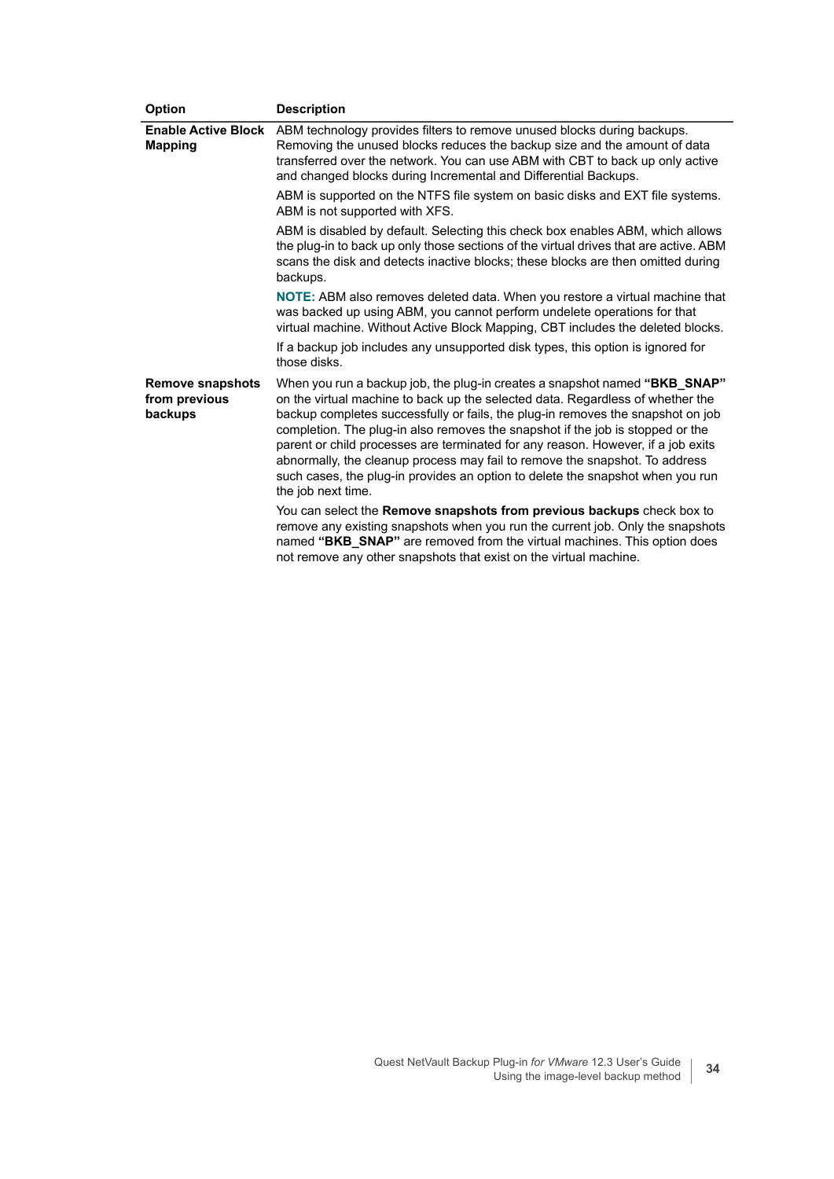| Option | Description |
|---|---|
| **Enable Active Block Mapping** | ABM technology provides filters to remove unused blocks during backups. Removing the unused blocks reduces the backup size and the amount of data transferred over the network. You can use ABM with CBT to back up only active and changed blocks during Incremental and Differential Backups.<br><br>ABM is supported on the NTFS file system on basic disks and EXT file systems. ABM is not supported with XFS.<br><br>ABM is disabled by default. Selecting this check box enables ABM, which allows the plug-in to back up only those sections of the virtual drives that are active. ABM scans the disk and detects inactive blocks; these blocks are then omitted during backups.<br><br>**NOTE:** ABM also removes deleted data. When you restore a virtual machine that was backed up using ABM, you cannot perform undelete operations for that virtual machine. Without Active Block Mapping, CBT includes the deleted blocks.<br><br>If a backup job includes any unsupported disk types, this option is ignored for those disks. |
| **Remove snapshots from previous backups** | When you run a backup job, the plug-in creates a snapshot named **"BKB_SNAP"** on the virtual machine to back up the selected data. Regardless of whether the backup completes successfully or fails, the plug-in removes the snapshot on job completion. The plug-in also removes the snapshot if the job is stopped or the parent or child processes are terminated for any reason. However, if a job exits abnormally, the cleanup process may fail to remove the snapshot. To address such cases, the plug-in provides an option to delete the snapshot when you run the job next time.<br><br>You can select the **Remove snapshots from previous backups** check box to remove any existing snapshots when you run the current job. Only the snapshots named **"BKB_SNAP"** are removed from the virtual machines. This option does not remove any other snapshots that exist on the virtual machine. |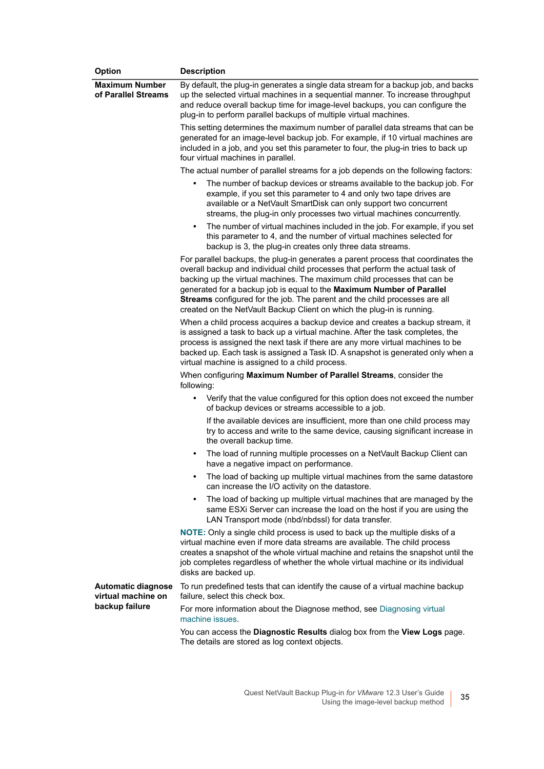| Option | Description |
|---|---|
| **Maximum Number of Parallel Streams** | By default, the plug-in generates a single data stream for a backup job, and backs up the selected virtual machines in a sequential manner. To increase throughput and reduce overall backup time for image-level backups, you can configure the plug-in to perform parallel backups of multiple virtual machines.<br><br>This setting determines the maximum number of parallel data streams that can be generated for an image-level backup job. For example, if 10 virtual machines are included in a job, and you set this parameter to four, the plug-in tries to back up four virtual machines in parallel.<br><br>The actual number of parallel streams for a job depends on the following factors:<br>• The number of backup devices or streams available to the backup job. For example, if you set this parameter to 4 and only two tape drives are available or a NetVault SmartDisk can only support two concurrent streams, the plug-in only processes two virtual machines concurrently.<br>• The number of virtual machines included in the job. For example, if you set this parameter to 4, and the number of virtual machines selected for backup is 3, the plug-in creates only three data streams.<br><br>For parallel backups, the plug-in generates a parent process that coordinates the overall backup and individual child processes that perform the actual task of backing up the virtual machines. The maximum child processes that can be generated for a backup job is equal to the **Maximum Number of Parallel Streams** configured for the job. The parent and the child processes are all created on the NetVault Backup Client on which the plug-in is running.<br><br>When a child process acquires a backup device and creates a backup stream, it is assigned a task to back up a virtual machine. After the task completes, the process is assigned the next task if there are any more virtual machines to be backed up. Each task is assigned a Task ID. A snapshot is generated only when a virtual machine is assigned to a child process.<br><br>When configuring **Maximum Number of Parallel Streams**, consider the following:<br>• Verify that the value configured for this option does not exceed the number of backup devices or streams accessible to a job.<br>If the available devices are insufficient, more than one child process may try to access and write to the same device, causing significant increase in the overall backup time.<br>• The load of running multiple processes on a NetVault Backup Client can have a negative impact on performance.<br>• The load of backing up multiple virtual machines from the same datastore can increase the I/O activity on the datastore.<br>• The load of backing up multiple virtual machines that are managed by the same ESXi Server can increase the load on the host if you are using the LAN Transport mode (nbd/nbdssl) for data transfer.<br><br>**NOTE:** Only a single child process is used to back up the multiple disks of a virtual machine even if more data streams are available. The child process creates a snapshot of the whole virtual machine and retains the snapshot until the job completes regardless of whether the whole virtual machine or its individual disks are backed up. |
| **Automatic diagnose virtual machine on backup failure** | To run predefined tests that can identify the cause of a virtual machine backup failure, select this check box.<br><br>For more information about the Diagnose method, see Diagnosing virtual machine issues.<br><br>You can access the **Diagnostic Results** dialog box from the **View Logs** page. The details are stored as log context objects. |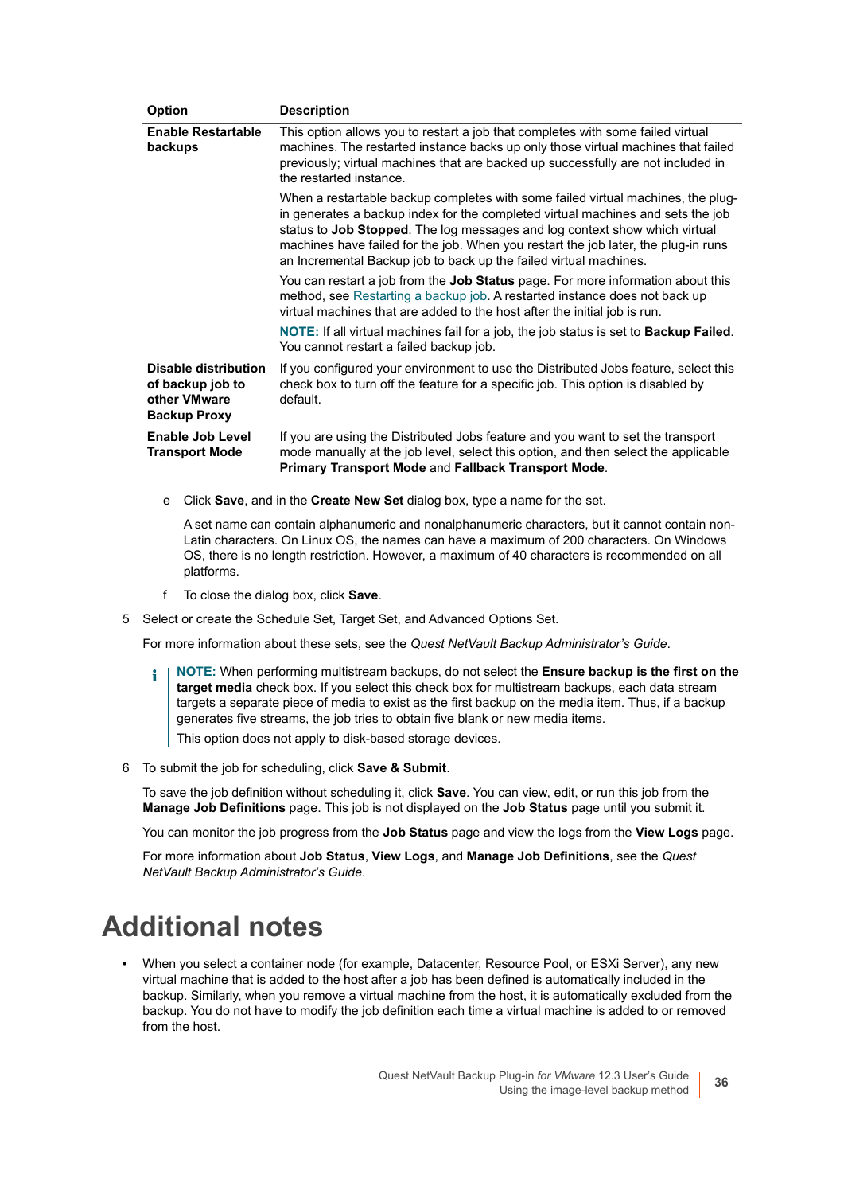| Option | Description |
|---|---|
| **Enable Restartable backups** | This option allows you to restart a job that completes with some failed virtual machines. The restarted instance backs up only those virtual machines that failed previously; virtual machines that are backed up successfully are not included in the restarted instance.<br><br>When a restartable backup completes with some failed virtual machines, the plug-in generates a backup index for the completed virtual machines and sets the job status to **Job Stopped**. The log messages and log context show which virtual machines have failed for the job. When you restart the job later, the plug-in runs an Incremental Backup job to back up the failed virtual machines.<br><br>You can restart a job from the **Job Status** page. For more information about this method, see Restarting a backup job. A restarted instance does not back up virtual machines that are added to the host after the initial job is run.<br><br>**NOTE:** If all virtual machines fail for a job, the job status is set to **Backup Failed**. You cannot restart a failed backup job. |
| **Disable distribution of backup job to other VMware Backup Proxy** | If you configured your environment to use the Distributed Jobs feature, select this check box to turn off the feature for a specific job. This option is disabled by default. |
| **Enable Job Level Transport Mode** | If you are using the Distributed Jobs feature and you want to set the transport mode manually at the job level, select this option, and then select the applicable **Primary Transport Mode** and **Fallback Transport Mode**. |

e. Click **Save**, and in the **Create New Set** dialog box, type a name for the set.

   A set name can contain alphanumeric and nonalphanumeric characters, but it cannot contain non-Latin characters. On Linux OS, the names can have a maximum of 200 characters. On Windows OS, there is no length restriction. However, a maximum of 40 characters is recommended on all platforms.

f. To close the dialog box, click **Save**.

5. Select or create the Schedule Set, Target Set, and Advanced Options Set.

   For more information about these sets, see the *Quest NetVault Backup Administrator's Guide*.

   > **NOTE:** When performing multistream backups, do not select the **Ensure backup is the first on the target media** check box. If you select this check box for multistream backups, each data stream targets a separate piece of media to exist as the first backup on the media item. Thus, if a backup generates five streams, the job tries to obtain five blank or new media items.
   >
   > This option does not apply to disk-based storage devices.

6. To submit the job for scheduling, click **Save & Submit**.

   To save the job definition without scheduling it, click **Save**. You can view, edit, or run this job from the **Manage Job Definitions** page. This job is not displayed on the **Job Status** page until you submit it.

   You can monitor the job progress from the **Job Status** page and view the logs from the **View Logs** page.

   For more information about **Job Status**, **View Logs**, and **Manage Job Definitions**, see the *Quest NetVault Backup Administrator's Guide*.

# Additional notes

- When you select a container node (for example, Datacenter, Resource Pool, or ESXi Server), any new virtual machine that is added to the host after a job has been defined is automatically included in the backup. Similarly, when you remove a virtual machine from the host, it is automatically excluded from the backup. You do not have to modify the job definition each time a virtual machine is added to or removed from the host.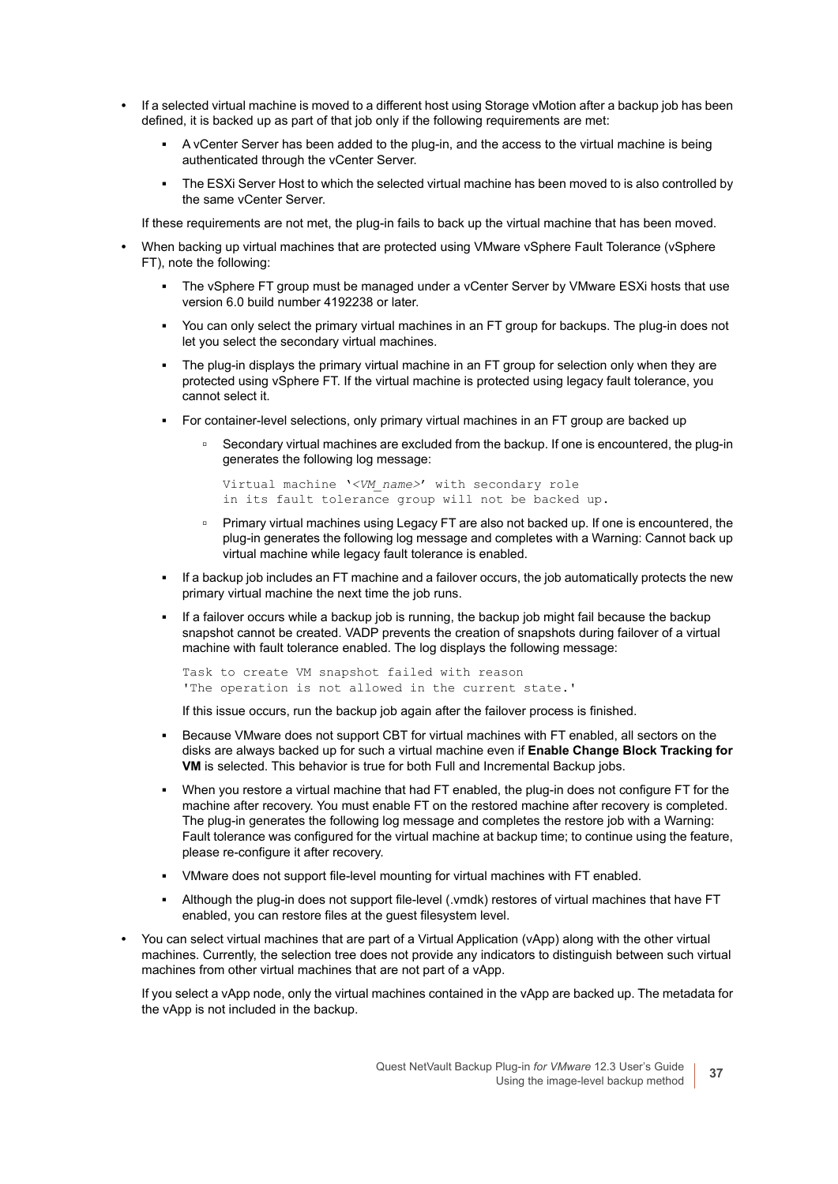- If a selected virtual machine is moved to a different host using Storage vMotion after a backup job has been defined, it is backed up as part of that job only if the following requirements are met:
  - A vCenter Server has been added to the plug-in, and the access to the virtual machine is being authenticated through the vCenter Server.
  - The ESXi Server Host to which the selected virtual machine has been moved to is also controlled by the same vCenter Server.

  If these requirements are not met, the plug-in fails to back up the virtual machine that has been moved.

- When backing up virtual machines that are protected using VMware vSphere Fault Tolerance (vSphere FT), note the following:
  - The vSphere FT group must be managed under a vCenter Server by VMware ESXi hosts that use version 6.0 build number 4192238 or later.
  - You can only select the primary virtual machines in an FT group for backups. The plug-in does not let you select the secondary virtual machines.
  - The plug-in displays the primary virtual machine in an FT group for selection only when they are protected using vSphere FT. If the virtual machine is protected using legacy fault tolerance, you cannot select it.
  - For container-level selections, only primary virtual machines in an FT group are backed up
    - Secondary virtual machines are excluded from the backup. If one is encountered, the plug-in generates the following log message:

      ```
      Virtual machine '<VM_name>' with secondary role
      in its fault tolerance group will not be backed up.
      ```

    - Primary virtual machines using Legacy FT are also not backed up. If one is encountered, the plug-in generates the following log message and completes with a Warning: Cannot back up virtual machine while legacy fault tolerance is enabled.
  - If a backup job includes an FT machine and a failover occurs, the job automatically protects the new primary virtual machine the next time the job runs.
  - If a failover occurs while a backup job is running, the backup job might fail because the backup snapshot cannot be created. VADP prevents the creation of snapshots during failover of a virtual machine with fault tolerance enabled. The log displays the following message:

    ```
    Task to create VM snapshot failed with reason
    'The operation is not allowed in the current state.'
    ```

    If this issue occurs, run the backup job again after the failover process is finished.
  - Because VMware does not support CBT for virtual machines with FT enabled, all sectors on the disks are always backed up for such a virtual machine even if **Enable Change Block Tracking for VM** is selected. This behavior is true for both Full and Incremental Backup jobs.
  - When you restore a virtual machine that had FT enabled, the plug-in does not configure FT for the machine after recovery. You must enable FT on the restored machine after recovery is completed. The plug-in generates the following log message and completes the restore job with a Warning: Fault tolerance was configured for the virtual machine at backup time; to continue using the feature, please re-configure it after recovery.
  - VMware does not support file-level mounting for virtual machines with FT enabled.
  - Although the plug-in does not support file-level (.vmdk) restores of virtual machines that have FT enabled, you can restore files at the guest filesystem level.

- You can select virtual machines that are part of a Virtual Application (vApp) along with the other virtual machines. Currently, the selection tree does not provide any indicators to distinguish between such virtual machines from other virtual machines that are not part of a vApp.

  If you select a vApp node, only the virtual machines contained in the vApp are backed up. The metadata for the vApp is not included in the backup.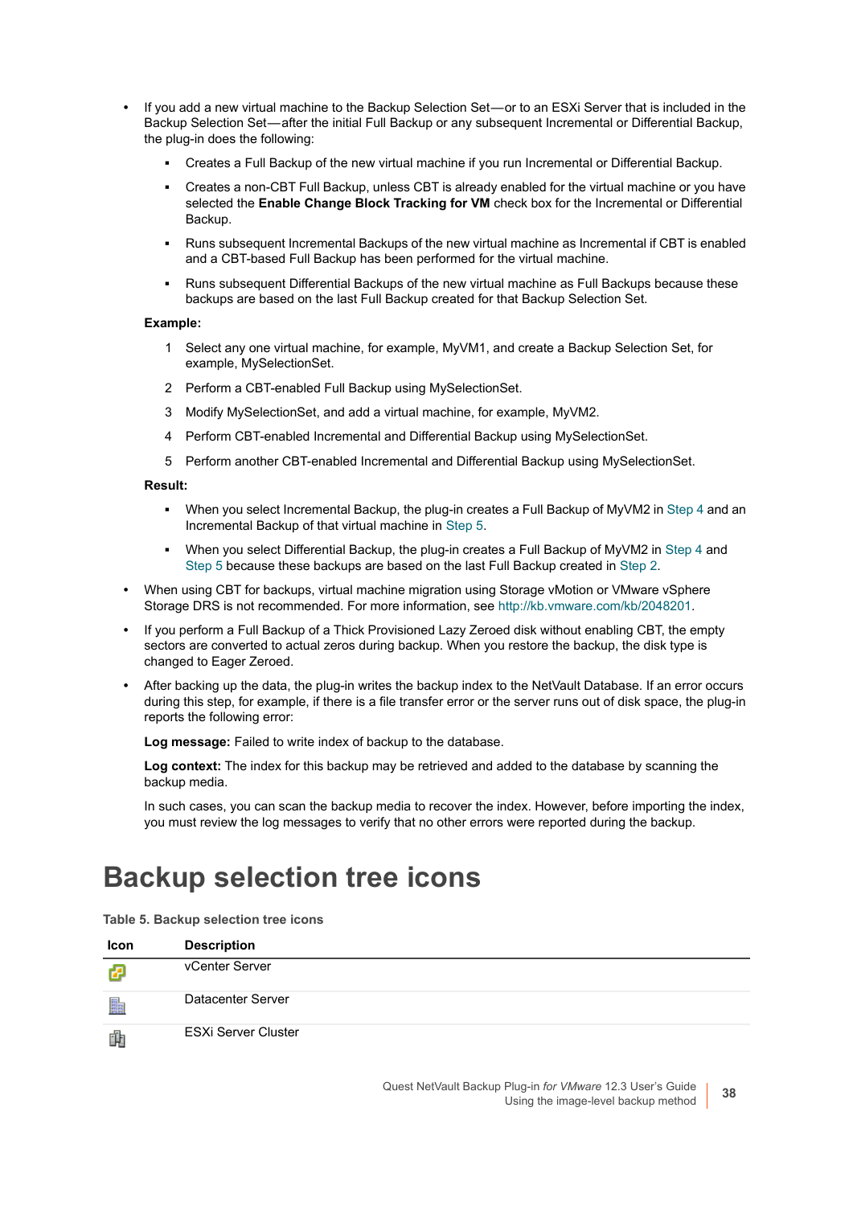- If you add a new virtual machine to the Backup Selection Set—or to an ESXi Server that is included in the Backup Selection Set—after the initial Full Backup or any subsequent Incremental or Differential Backup, the plug-in does the following:
  - Creates a Full Backup of the new virtual machine if you run Incremental or Differential Backup.
  - Creates a non-CBT Full Backup, unless CBT is already enabled for the virtual machine or you have selected the **Enable Change Block Tracking for VM** check box for the Incremental or Differential Backup.
  - Runs subsequent Incremental Backups of the new virtual machine as Incremental if CBT is enabled and a CBT-based Full Backup has been performed for the virtual machine.
  - Runs subsequent Differential Backups of the new virtual machine as Full Backups because these backups are based on the last Full Backup created for that Backup Selection Set.

  **Example:**

  1. Select any one virtual machine, for example, MyVM1, and create a Backup Selection Set, for example, MySelectionSet.
  2. Perform a CBT-enabled Full Backup using MySelectionSet.
  3. Modify MySelectionSet, and add a virtual machine, for example, MyVM2.
  4. Perform CBT-enabled Incremental and Differential Backup using MySelectionSet.
  5. Perform another CBT-enabled Incremental and Differential Backup using MySelectionSet.

  **Result:**

  - When you select Incremental Backup, the plug-in creates a Full Backup of MyVM2 in Step 4 and an Incremental Backup of that virtual machine in Step 5.
  - When you select Differential Backup, the plug-in creates a Full Backup of MyVM2 in Step 4 and Step 5 because these backups are based on the last Full Backup created in Step 2.
- When using CBT for backups, virtual machine migration using Storage vMotion or VMware vSphere Storage DRS is not recommended. For more information, see http://kb.vmware.com/kb/2048201.
- If you perform a Full Backup of a Thick Provisioned Lazy Zeroed disk without enabling CBT, the empty sectors are converted to actual zeros during backup. When you restore the backup, the disk type is changed to Eager Zeroed.
- After backing up the data, the plug-in writes the backup index to the NetVault Database. If an error occurs during this step, for example, if there is a file transfer error or the server runs out of disk space, the plug-in reports the following error:

  **Log message:** Failed to write index of backup to the database.

  **Log context:** The index for this backup may be retrieved and added to the database by scanning the backup media.

  In such cases, you can scan the backup media to recover the index. However, before importing the index, you must review the log messages to verify that no other errors were reported during the backup.

# Backup selection tree icons

**Table 5. Backup selection tree icons**

| Icon | Description |
| --- | --- |
| | vCenter Server |
| | Datacenter Server |
| | ESXi Server Cluster |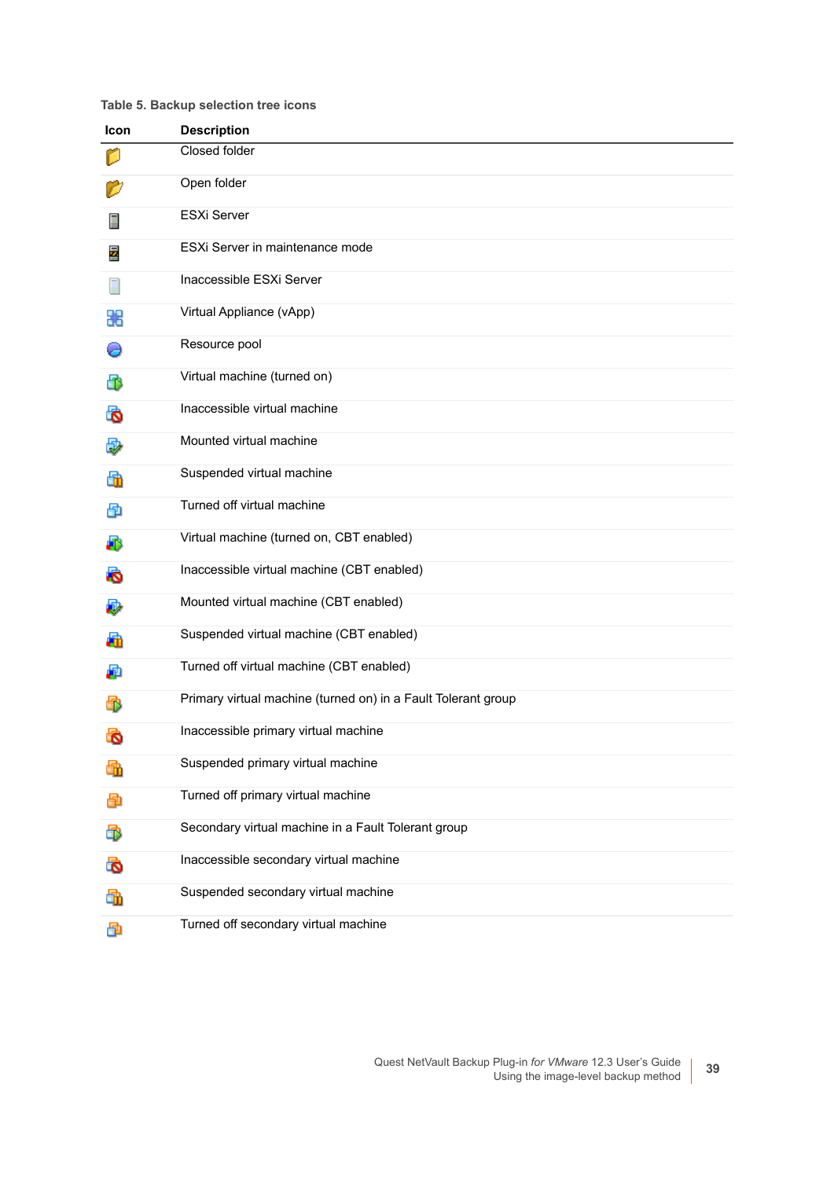**Table 5. Backup selection tree icons**

| Icon | Description |
|---|---|
| | Closed folder |
| | Open folder |
| | ESXi Server |
| | ESXi Server in maintenance mode |
| | Inaccessible ESXi Server |
| | Virtual Appliance (vApp) |
| | Resource pool |
| | Virtual machine (turned on) |
| | Inaccessible virtual machine |
| | Mounted virtual machine |
| | Suspended virtual machine |
| | Turned off virtual machine |
| | Virtual machine (turned on, CBT enabled) |
| | Inaccessible virtual machine (CBT enabled) |
| | Mounted virtual machine (CBT enabled) |
| | Suspended virtual machine (CBT enabled) |
| | Turned off virtual machine (CBT enabled) |
| | Primary virtual machine (turned on) in a Fault Tolerant group |
| | Inaccessible primary virtual machine |
| | Suspended primary virtual machine |
| | Turned off primary virtual machine |
| | Secondary virtual machine in a Fault Tolerant group |
| | Inaccessible secondary virtual machine |
| | Suspended secondary virtual machine |
| | Turned off secondary virtual machine |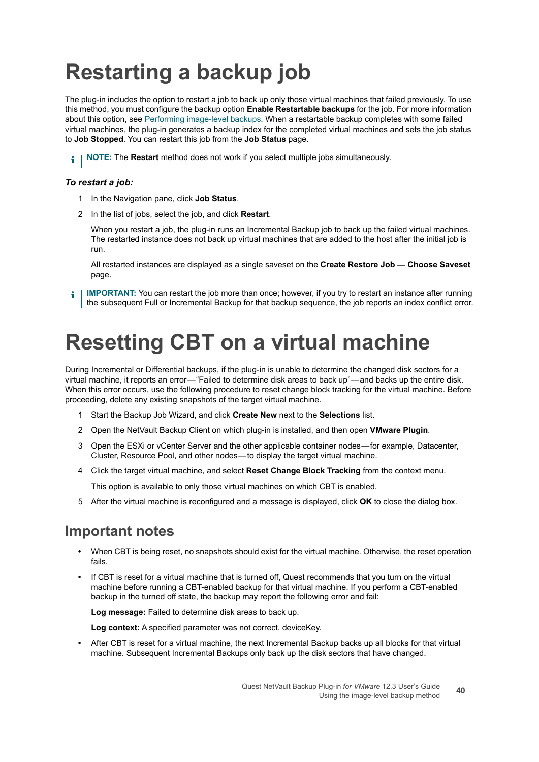# Restarting a backup job

The plug-in includes the option to restart a job to back up only those virtual machines that failed previously. To use this method, you must configure the backup option **Enable Restartable backups** for the job. For more information about this option, see Performing image-level backups. When a restartable backup completes with some failed virtual machines, the plug-in generates a backup index for the completed virtual machines and sets the job status to **Job Stopped**. You can restart this job from the **Job Status** page.

> **NOTE:** The **Restart** method does not work if you select multiple jobs simultaneously.

***To restart a job:***

1. In the Navigation pane, click **Job Status**.
2. In the list of jobs, select the job, and click **Restart**.

   When you restart a job, the plug-in runs an Incremental Backup job to back up the failed virtual machines. The restarted instance does not back up virtual machines that are added to the host after the initial job is run.

   All restarted instances are displayed as a single saveset on the **Create Restore Job — Choose Saveset** page.

> **IMPORTANT:** You can restart the job more than once; however, if you try to restart an instance after running the subsequent Full or Incremental Backup for that backup sequence, the job reports an index conflict error.

# Resetting CBT on a virtual machine

During Incremental or Differential backups, if the plug-in is unable to determine the changed disk sectors for a virtual machine, it reports an error—"Failed to determine disk areas to back up"—and backs up the entire disk. When this error occurs, use the following procedure to reset change block tracking for the virtual machine. Before proceeding, delete any existing snapshots of the target virtual machine.

1. Start the Backup Job Wizard, and click **Create New** next to the **Selections** list.
2. Open the NetVault Backup Client on which plug-in is installed, and then open **VMware Plugin**.
3. Open the ESXi or vCenter Server and the other applicable container nodes—for example, Datacenter, Cluster, Resource Pool, and other nodes—to display the target virtual machine.
4. Click the target virtual machine, and select **Reset Change Block Tracking** from the context menu.

   This option is available to only those virtual machines on which CBT is enabled.
5. After the virtual machine is reconfigured and a message is displayed, click **OK** to close the dialog box.

## Important notes

- When CBT is being reset, no snapshots should exist for the virtual machine. Otherwise, the reset operation fails.
- If CBT is reset for a virtual machine that is turned off, Quest recommends that you turn on the virtual machine before running a CBT-enabled backup for that virtual machine. If you perform a CBT-enabled backup in the turned off state, the backup may report the following error and fail:

  **Log message:** Failed to determine disk areas to back up.

  **Log context:** A specified parameter was not correct. deviceKey.
- After CBT is reset for a virtual machine, the next Incremental Backup backs up all blocks for that virtual machine. Subsequent Incremental Backups only back up the disk sectors that have changed.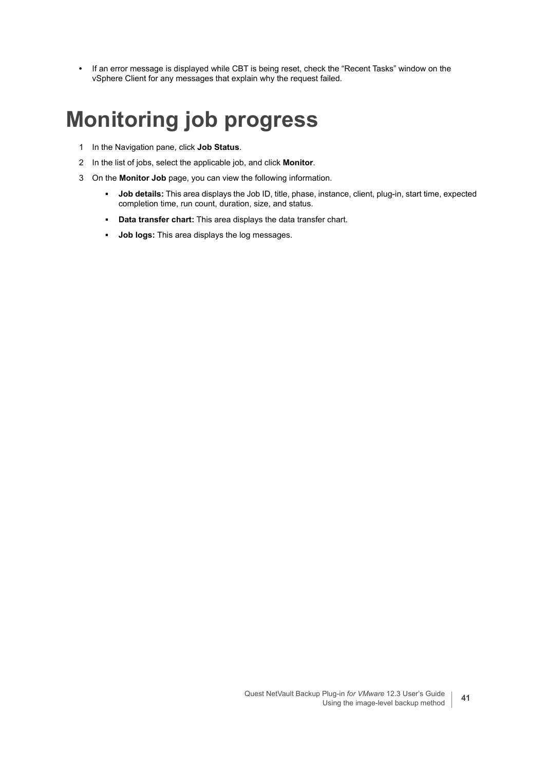- If an error message is displayed while CBT is being reset, check the “Recent Tasks” window on the vSphere Client for any messages that explain why the request failed.

# Monitoring job progress

1. In the Navigation pane, click **Job Status**.
2. In the list of jobs, select the applicable job, and click **Monitor**.
3. On the **Monitor Job** page, you can view the following information.
   - **Job details:** This area displays the Job ID, title, phase, instance, client, plug-in, start time, expected completion time, run count, duration, size, and status.
   - **Data transfer chart:** This area displays the data transfer chart.
   - **Job logs:** This area displays the log messages.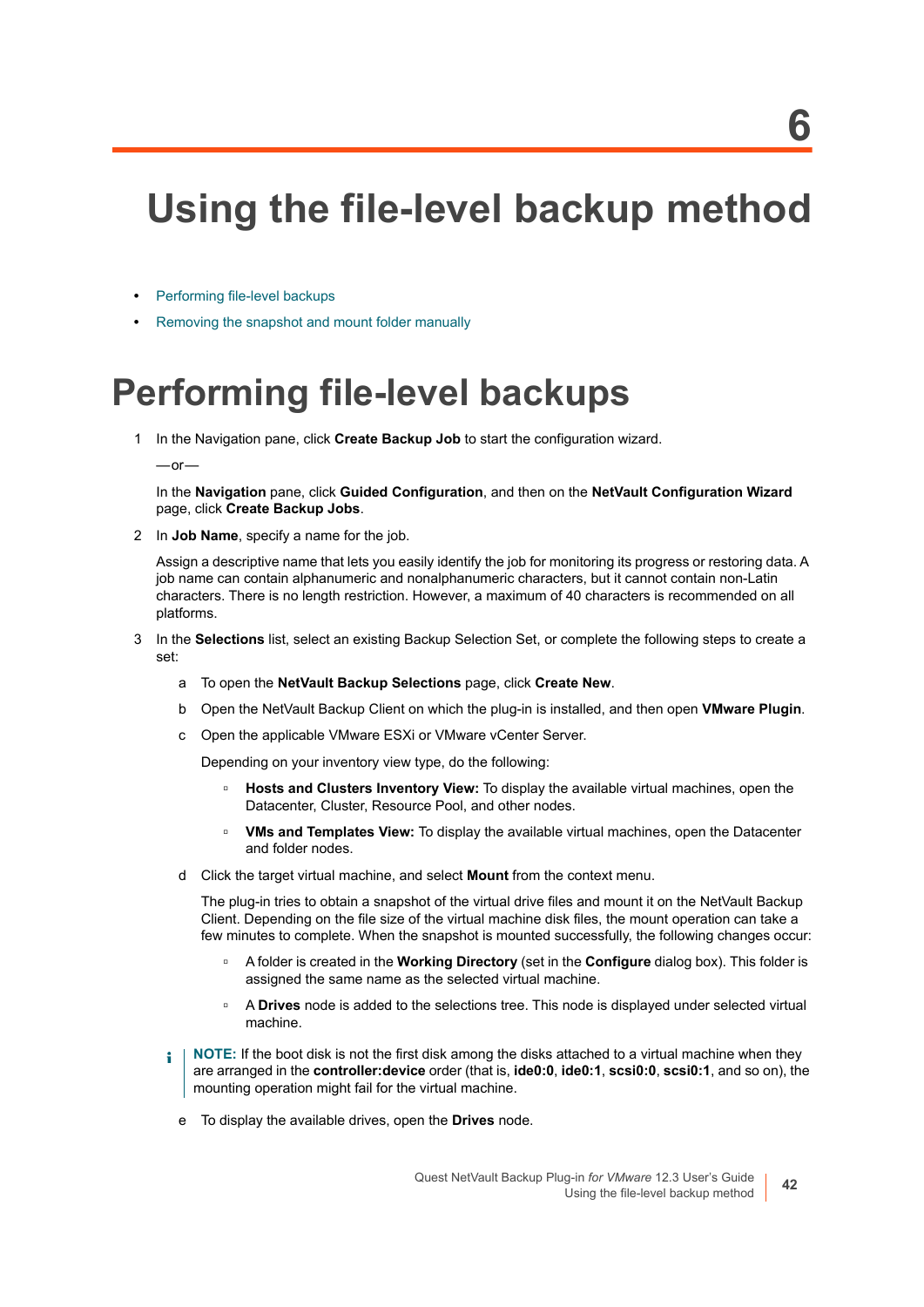# 6 Using the file-level backup method

- Performing file-level backups
- Removing the snapshot and mount folder manually

## Performing file-level backups

1. In the Navigation pane, click **Create Backup Job** to start the configuration wizard.

   —or—

   In the **Navigation** pane, click **Guided Configuration**, and then on the **NetVault Configuration Wizard** page, click **Create Backup Jobs**.

2. In **Job Name**, specify a name for the job.

   Assign a descriptive name that lets you easily identify the job for monitoring its progress or restoring data. A job name can contain alphanumeric and nonalphanumeric characters, but it cannot contain non-Latin characters. There is no length restriction. However, a maximum of 40 characters is recommended on all platforms.

3. In the **Selections** list, select an existing Backup Selection Set, or complete the following steps to create a set:

   a. To open the **NetVault Backup Selections** page, click **Create New**.

   b. Open the NetVault Backup Client on which the plug-in is installed, and then open **VMware Plugin**.

   c. Open the applicable VMware ESXi or VMware vCenter Server.

      Depending on your inventory view type, do the following:

      - **Hosts and Clusters Inventory View:** To display the available virtual machines, open the Datacenter, Cluster, Resource Pool, and other nodes.
      - **VMs and Templates View:** To display the available virtual machines, open the Datacenter and folder nodes.

   d. Click the target virtual machine, and select **Mount** from the context menu.

      The plug-in tries to obtain a snapshot of the virtual drive files and mount it on the NetVault Backup Client. Depending on the file size of the virtual machine disk files, the mount operation can take a few minutes to complete. When the snapshot is mounted successfully, the following changes occur:

      - A folder is created in the **Working Directory** (set in the **Configure** dialog box). This folder is assigned the same name as the selected virtual machine.
      - A **Drives** node is added to the selections tree. This node is displayed under selected virtual machine.

   **NOTE:** If the boot disk is not the first disk among the disks attached to a virtual machine when they are arranged in the **controller:device** order (that is, **ide0:0**, **ide0:1**, **scsi0:0**, **scsi0:1**, and so on), the mounting operation might fail for the virtual machine.

   e. To display the available drives, open the **Drives** node.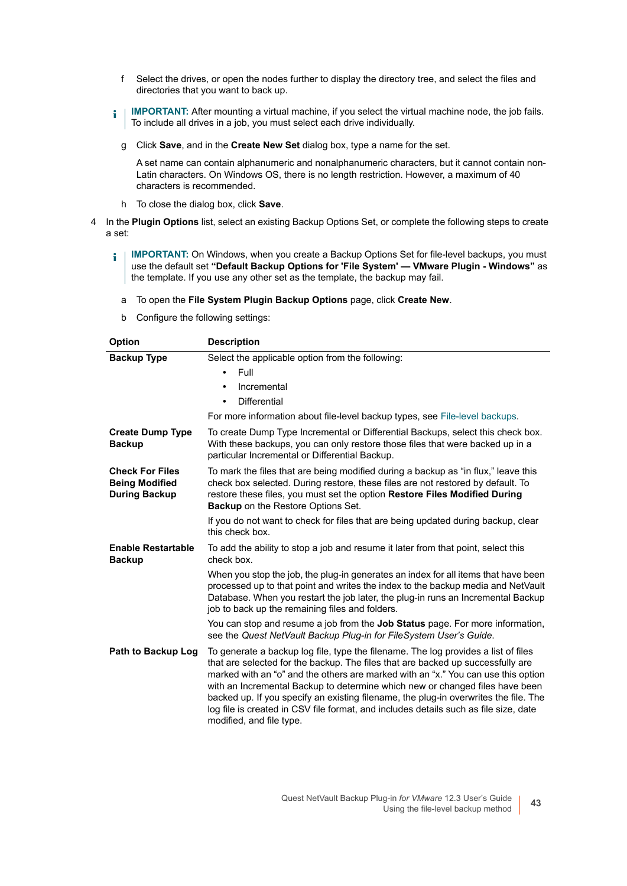f Select the drives, or open the nodes further to display the directory tree, and select the files and directories that you want to back up.

> **IMPORTANT:** After mounting a virtual machine, if you select the virtual machine node, the job fails. To include all drives in a job, you must select each drive individually.

g Click **Save**, and in the **Create New Set** dialog box, type a name for the set.

A set name can contain alphanumeric and nonalphanumeric characters, but it cannot contain non-Latin characters. On Windows OS, there is no length restriction. However, a maximum of 40 characters is recommended.

h To close the dialog box, click **Save**.

4 In the **Plugin Options** list, select an existing Backup Options Set, or complete the following steps to create a set:

> **IMPORTANT:** On Windows, when you create a Backup Options Set for file-level backups, you must use the default set **“Default Backup Options for 'File System' — VMware Plugin - Windows”** as the template. If you use any other set as the template, the backup may fail.

a To open the **File System Plugin Backup Options** page, click **Create New**.

b Configure the following settings:

| Option | Description |
|---|---|
| **Backup Type** | Select the applicable option from the following:<br>• Full<br>• Incremental<br>• Differential<br>For more information about file-level backup types, see File-level backups. |
| **Create Dump Type Backup** | To create Dump Type Incremental or Differential Backups, select this check box. With these backups, you can only restore those files that were backed up in a particular Incremental or Differential Backup. |
| **Check For Files Being Modified During Backup** | To mark the files that are being modified during a backup as “in flux,” leave this check box selected. During restore, these files are not restored by default. To restore these files, you must set the option **Restore Files Modified During Backup** on the Restore Options Set.<br>If you do not want to check for files that are being updated during backup, clear this check box. |
| **Enable Restartable Backup** | To add the ability to stop a job and resume it later from that point, select this check box.<br>When you stop the job, the plug-in generates an index for all items that have been processed up to that point and writes the index to the backup media and NetVault Database. When you restart the job later, the plug-in runs an Incremental Backup job to back up the remaining files and folders.<br>You can stop and resume a job from the **Job Status** page. For more information, see the *Quest NetVault Backup Plug-in for FileSystem User’s Guide*. |
| **Path to Backup Log** | To generate a backup log file, type the filename. The log provides a list of files that are selected for the backup. The files that are backed up successfully are marked with an “o” and the others are marked with an “x.” You can use this option with an Incremental Backup to determine which new or changed files have been backed up. If you specify an existing filename, the plug-in overwrites the file. The log file is created in CSV file format, and includes details such as file size, date modified, and file type. |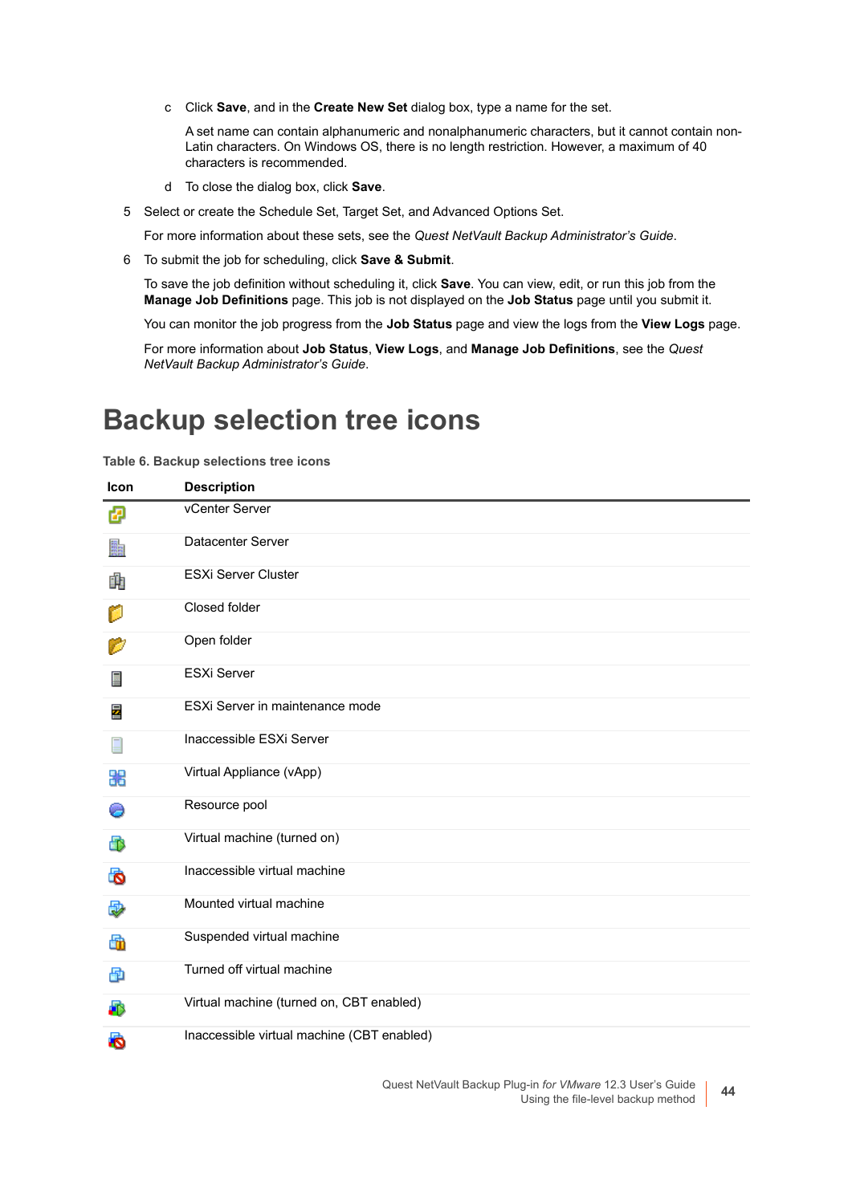c. Click **Save**, and in the **Create New Set** dialog box, type a name for the set.

   A set name can contain alphanumeric and nonalphanumeric characters, but it cannot contain non-Latin characters. On Windows OS, there is no length restriction. However, a maximum of 40 characters is recommended.

d. To close the dialog box, click **Save**.

5. Select or create the Schedule Set, Target Set, and Advanced Options Set.

   For more information about these sets, see the *Quest NetVault Backup Administrator's Guide*.

6. To submit the job for scheduling, click **Save & Submit**.

   To save the job definition without scheduling it, click **Save**. You can view, edit, or run this job from the **Manage Job Definitions** page. This job is not displayed on the **Job Status** page until you submit it.

   You can monitor the job progress from the **Job Status** page and view the logs from the **View Logs** page.

   For more information about **Job Status**, **View Logs**, and **Manage Job Definitions**, see the *Quest NetVault Backup Administrator's Guide*.

# Backup selection tree icons

**Table 6. Backup selections tree icons**

| Icon | Description |
|---|---|
| | vCenter Server |
| | Datacenter Server |
| | ESXi Server Cluster |
| | Closed folder |
| | Open folder |
| | ESXi Server |
| | ESXi Server in maintenance mode |
| | Inaccessible ESXi Server |
| | Virtual Appliance (vApp) |
| | Resource pool |
| | Virtual machine (turned on) |
| | Inaccessible virtual machine |
| | Mounted virtual machine |
| | Suspended virtual machine |
| | Turned off virtual machine |
| | Virtual machine (turned on, CBT enabled) |
| | Inaccessible virtual machine (CBT enabled) |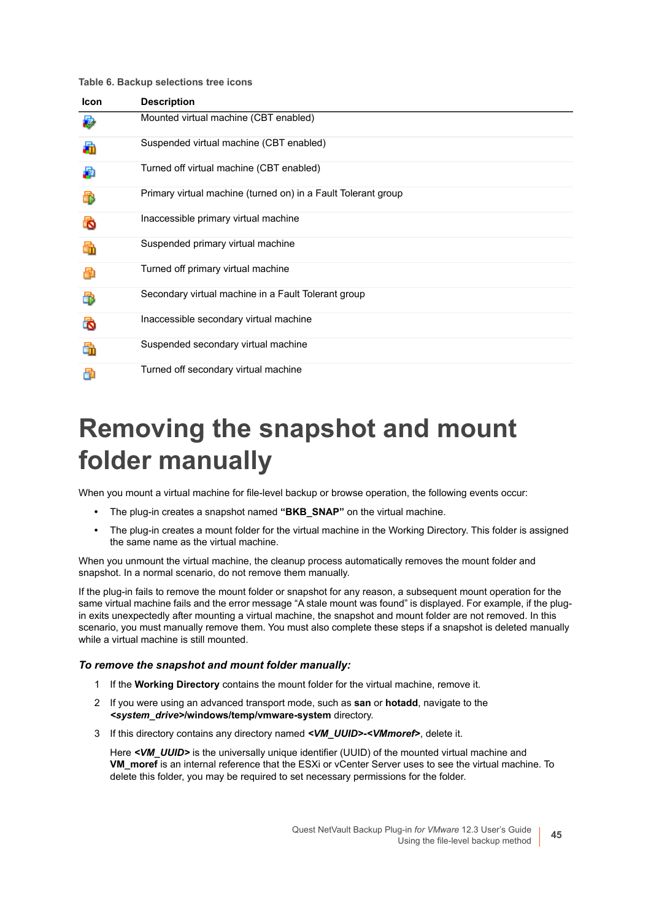**Table 6. Backup selections tree icons**

| Icon | Description |
| --- | --- |
| | Mounted virtual machine (CBT enabled) |
| | Suspended virtual machine (CBT enabled) |
| | Turned off virtual machine (CBT enabled) |
| | Primary virtual machine (turned on) in a Fault Tolerant group |
| | Inaccessible primary virtual machine |
| | Suspended primary virtual machine |
| | Turned off primary virtual machine |
| | Secondary virtual machine in a Fault Tolerant group |
| | Inaccessible secondary virtual machine |
| | Suspended secondary virtual machine |
| | Turned off secondary virtual machine |

# Removing the snapshot and mount folder manually

When you mount a virtual machine for file-level backup or browse operation, the following events occur:

- The plug-in creates a snapshot named **"BKB_SNAP"** on the virtual machine.
- The plug-in creates a mount folder for the virtual machine in the Working Directory. This folder is assigned the same name as the virtual machine.

When you unmount the virtual machine, the cleanup process automatically removes the mount folder and snapshot. In a normal scenario, do not remove them manually.

If the plug-in fails to remove the mount folder or snapshot for any reason, a subsequent mount operation for the same virtual machine fails and the error message "A stale mount was found" is displayed. For example, if the plug-in exits unexpectedly after mounting a virtual machine, the snapshot and mount folder are not removed. In this scenario, you must manually remove them. You must also complete these steps if a snapshot is deleted manually while a virtual machine is still mounted.

***To remove the snapshot and mount folder manually:***

1. If the **Working Directory** contains the mount folder for the virtual machine, remove it.
2. If you were using an advanced transport mode, such as **san** or **hotadd**, navigate to the ***<system_drive>*****/windows/temp/vmware-system** directory.
3. If this directory contains any directory named ***<VM_UUID>-<VMmoref>***, delete it.

   Here ***<VM_UUID>*** is the universally unique identifier (UUID) of the mounted virtual machine and **VM_moref** is an internal reference that the ESXi or vCenter Server uses to see the virtual machine. To delete this folder, you may be required to set necessary permissions for the folder.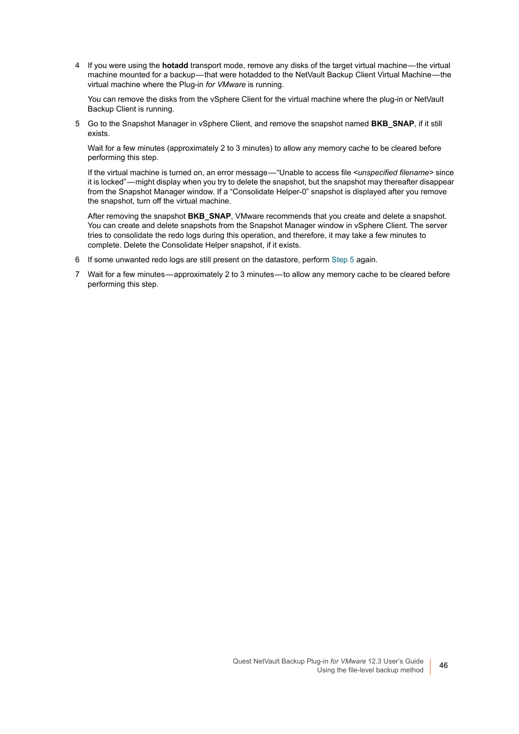4 If you were using the **hotadd** transport mode, remove any disks of the target virtual machine — the virtual machine mounted for a backup — that were hotadded to the NetVault Backup Client Virtual Machine — the virtual machine where the Plug-in *for VMware* is running.

   You can remove the disks from the vSphere Client for the virtual machine where the plug-in or NetVault Backup Client is running.

5 Go to the Snapshot Manager in vSphere Client, and remove the snapshot named **BKB_SNAP**, if it still exists.

   Wait for a few minutes (approximately 2 to 3 minutes) to allow any memory cache to be cleared before performing this step.

   If the virtual machine is turned on, an error message — “Unable to access file <*unspecified filename*> since it is locked” — might display when you try to delete the snapshot, but the snapshot may thereafter disappear from the Snapshot Manager window. If a “Consolidate Helper-0” snapshot is displayed after you remove the snapshot, turn off the virtual machine.

   After removing the snapshot **BKB_SNAP**, VMware recommends that you create and delete a snapshot. You can create and delete snapshots from the Snapshot Manager window in vSphere Client. The server tries to consolidate the redo logs during this operation, and therefore, it may take a few minutes to complete. Delete the Consolidate Helper snapshot, if it exists.

6 If some unwanted redo logs are still present on the datastore, perform Step 5 again.

7 Wait for a few minutes — approximately 2 to 3 minutes — to allow any memory cache to be cleared before performing this step.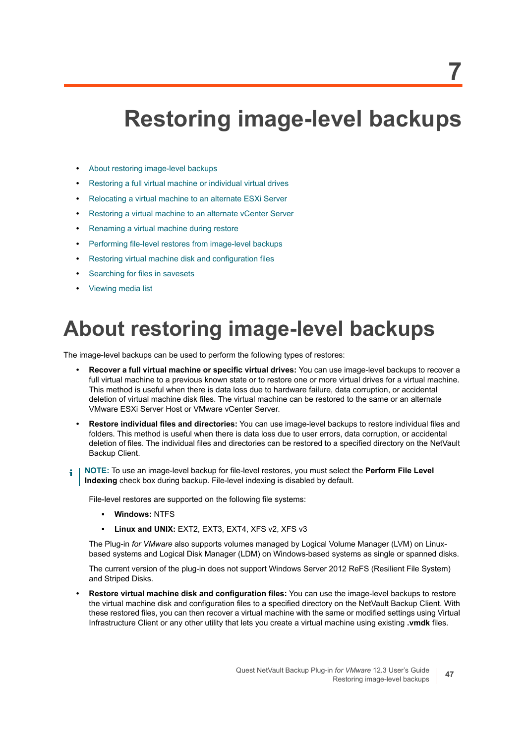7

# Restoring image-level backups

- About restoring image-level backups
- Restoring a full virtual machine or individual virtual drives
- Relocating a virtual machine to an alternate ESXi Server
- Restoring a virtual machine to an alternate vCenter Server
- Renaming a virtual machine during restore
- Performing file-level restores from image-level backups
- Restoring virtual machine disk and configuration files
- Searching for files in savesets
- Viewing media list

# About restoring image-level backups

The image-level backups can be used to perform the following types of restores:

- **Recover a full virtual machine or specific virtual drives:** You can use image-level backups to recover a full virtual machine to a previous known state or to restore one or more virtual drives for a virtual machine. This method is useful when there is data loss due to hardware failure, data corruption, or accidental deletion of virtual machine disk files. The virtual machine can be restored to the same or an alternate VMware ESXi Server Host or VMware vCenter Server.
- **Restore individual files and directories:** You can use image-level backups to restore individual files and folders. This method is useful when there is data loss due to user errors, data corruption, or accidental deletion of files. The individual files and directories can be restored to a specified directory on the NetVault Backup Client.

> **NOTE:** To use an image-level backup for file-level restores, you must select the **Perform File Level Indexing** check box during backup. File-level indexing is disabled by default.

  File-level restores are supported on the following file systems:

  - **Windows:** NTFS
  - **Linux and UNIX:** EXT2, EXT3, EXT4, XFS v2, XFS v3

  The Plug-in *for VMware* also supports volumes managed by Logical Volume Manager (LVM) on Linux-based systems and Logical Disk Manager (LDM) on Windows-based systems as single or spanned disks.

  The current version of the plug-in does not support Windows Server 2012 ReFS (Resilient File System) and Striped Disks.

- **Restore virtual machine disk and configuration files:** You can use the image-level backups to restore the virtual machine disk and configuration files to a specified directory on the NetVault Backup Client. With these restored files, you can then recover a virtual machine with the same or modified settings using Virtual Infrastructure Client or any other utility that lets you create a virtual machine using existing **.vmdk** files.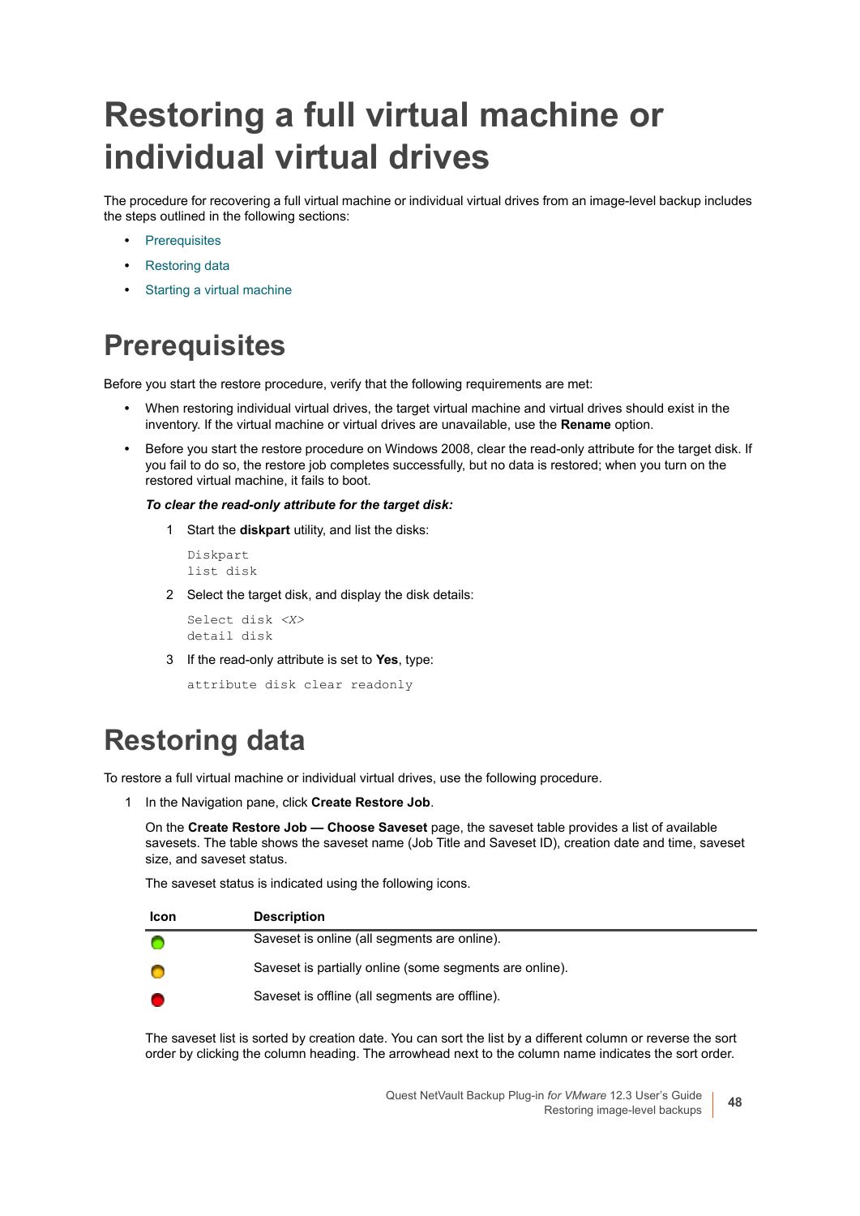# Restoring a full virtual machine or individual virtual drives

The procedure for recovering a full virtual machine or individual virtual drives from an image-level backup includes the steps outlined in the following sections:

- Prerequisites
- Restoring data
- Starting a virtual machine

## Prerequisites

Before you start the restore procedure, verify that the following requirements are met:

- When restoring individual virtual drives, the target virtual machine and virtual drives should exist in the inventory. If the virtual machine or virtual drives are unavailable, use the **Rename** option.
- Before you start the restore procedure on Windows 2008, clear the read-only attribute for the target disk. If you fail to do so, the restore job completes successfully, but no data is restored; when you turn on the restored virtual machine, it fails to boot.

  ***To clear the read-only attribute for the target disk:***

  1. Start the **diskpart** utility, and list the disks:

     ```
     Diskpart
     list disk
     ```

  2. Select the target disk, and display the disk details:

     ```
     Select disk <X>
     detail disk
     ```

  3. If the read-only attribute is set to **Yes**, type:

     ```
     attribute disk clear readonly
     ```

## Restoring data

To restore a full virtual machine or individual virtual drives, use the following procedure.

1. In the Navigation pane, click **Create Restore Job**.

   On the **Create Restore Job — Choose Saveset** page, the saveset table provides a list of available savesets. The table shows the saveset name (Job Title and Saveset ID), creation date and time, saveset size, and saveset status.

   The saveset status is indicated using the following icons.

   | Icon | Description |
   |---|---|
   | (green) | Saveset is online (all segments are online). |
   | (yellow) | Saveset is partially online (some segments are online). |
   | (red) | Saveset is offline (all segments are offline). |

   The saveset list is sorted by creation date. You can sort the list by a different column or reverse the sort order by clicking the column heading. The arrowhead next to the column name indicates the sort order.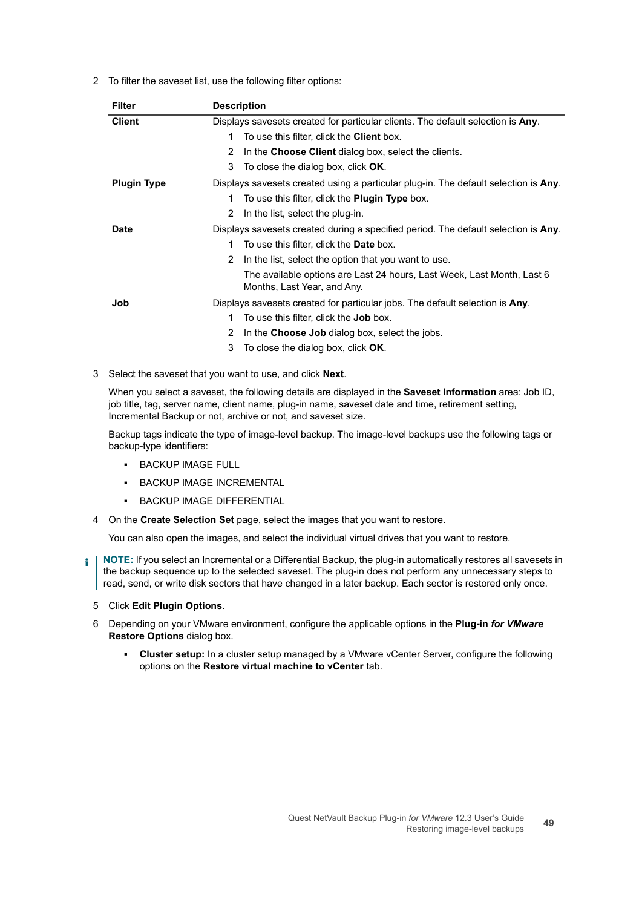2 To filter the saveset list, use the following filter options:

| Filter | Description |
|---|---|
| **Client** | Displays savesets created for particular clients. The default selection is **Any**.<br>1 To use this filter, click the **Client** box.<br>2 In the **Choose Client** dialog box, select the clients.<br>3 To close the dialog box, click **OK**. |
| **Plugin Type** | Displays savesets created using a particular plug-in. The default selection is **Any**.<br>1 To use this filter, click the **Plugin Type** box.<br>2 In the list, select the plug-in. |
| **Date** | Displays savesets created during a specified period. The default selection is **Any**.<br>1 To use this filter, click the **Date** box.<br>2 In the list, select the option that you want to use.<br>The available options are Last 24 hours, Last Week, Last Month, Last 6 Months, Last Year, and Any. |
| **Job** | Displays savesets created for particular jobs. The default selection is **Any**.<br>1 To use this filter, click the **Job** box.<br>2 In the **Choose Job** dialog box, select the jobs.<br>3 To close the dialog box, click **OK**. |

3 Select the saveset that you want to use, and click **Next**.

When you select a saveset, the following details are displayed in the **Saveset Information** area: Job ID, job title, tag, server name, client name, plug-in name, saveset date and time, retirement setting, Incremental Backup or not, archive or not, and saveset size.

Backup tags indicate the type of image-level backup. The image-level backups use the following tags or backup-type identifiers:

- BACKUP IMAGE FULL
- BACKUP IMAGE INCREMENTAL
- BACKUP IMAGE DIFFERENTIAL

4 On the **Create Selection Set** page, select the images that you want to restore.

You can also open the images, and select the individual virtual drives that you want to restore.

**NOTE:** If you select an Incremental or a Differential Backup, the plug-in automatically restores all savesets in the backup sequence up to the selected saveset. The plug-in does not perform any unnecessary steps to read, send, or write disk sectors that have changed in a later backup. Each sector is restored only once.

5 Click **Edit Plugin Options**.

6 Depending on your VMware environment, configure the applicable options in the **Plug-in *for VMware* Restore Options** dialog box.

- **Cluster setup:** In a cluster setup managed by a VMware vCenter Server, configure the following options on the **Restore virtual machine to vCenter** tab.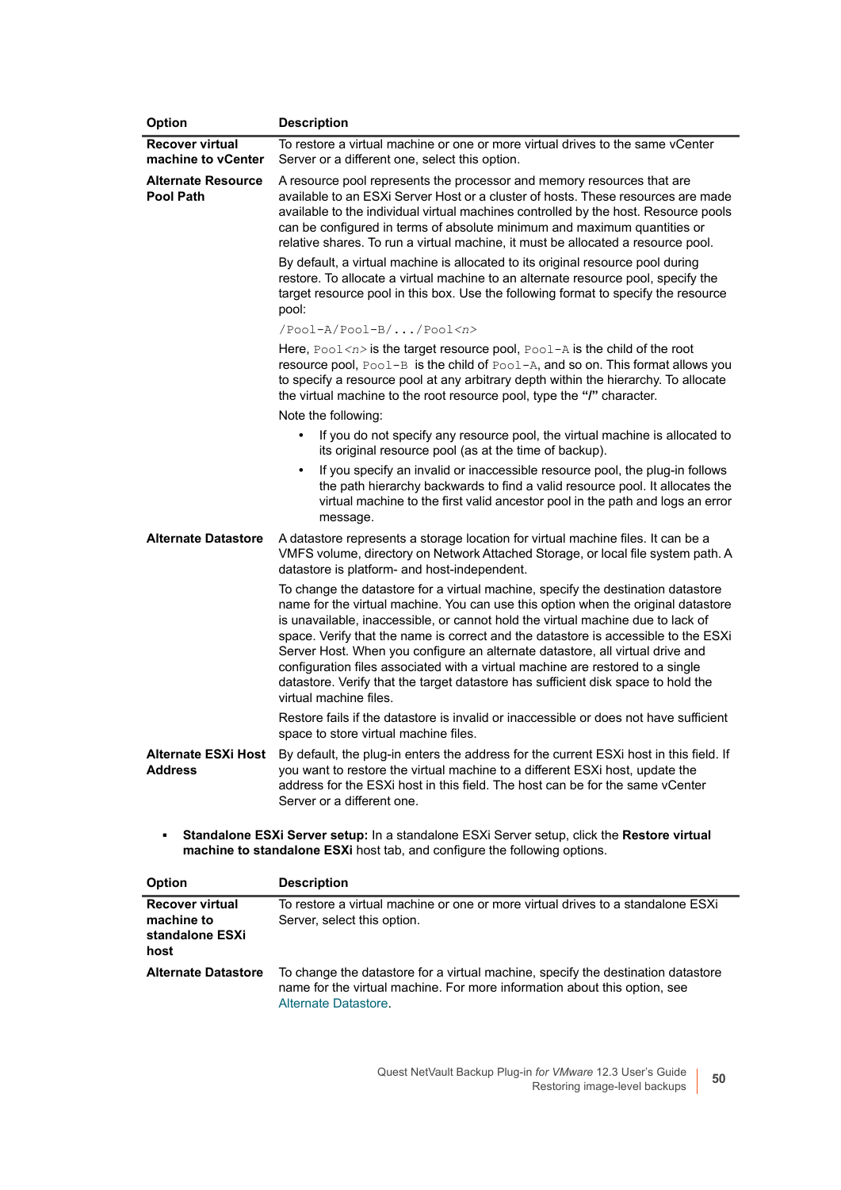| Option | Description |
| --- | --- |
| **Recover virtual machine to vCenter** | To restore a virtual machine or one or more virtual drives to the same vCenter Server or a different one, select this option. |
| **Alternate Resource Pool Path** | A resource pool represents the processor and memory resources that are available to an ESXi Server Host or a cluster of hosts. These resources are made available to the individual virtual machines controlled by the host. Resource pools can be configured in terms of absolute minimum and maximum quantities or relative shares. To run a virtual machine, it must be allocated a resource pool.<br><br>By default, a virtual machine is allocated to its original resource pool during restore. To allocate a virtual machine to an alternate resource pool, specify the target resource pool in this box. Use the following format to specify the resource pool:<br><br>`/Pool-A/Pool-B/.../Pool<n>`<br><br>Here, `Pool<n>` is the target resource pool, `Pool-A` is the child of the root resource pool, `Pool-B` is the child of `Pool-A`, and so on. This format allows you to specify a resource pool at any arbitrary depth within the hierarchy. To allocate the virtual machine to the root resource pool, type the **"/"** character.<br><br>Note the following:<br><br>• If you do not specify any resource pool, the virtual machine is allocated to its original resource pool (as at the time of backup).<br>• If you specify an invalid or inaccessible resource pool, the plug-in follows the path hierarchy backwards to find a valid resource pool. It allocates the virtual machine to the first valid ancestor pool in the path and logs an error message. |
| **Alternate Datastore** | A datastore represents a storage location for virtual machine files. It can be a VMFS volume, directory on Network Attached Storage, or local file system path. A datastore is platform- and host-independent.<br><br>To change the datastore for a virtual machine, specify the destination datastore name for the virtual machine. You can use this option when the original datastore is unavailable, inaccessible, or cannot hold the virtual machine due to lack of space. Verify that the name is correct and the datastore is accessible to the ESXi Server Host. When you configure an alternate datastore, all virtual drive and configuration files associated with a virtual machine are restored to a single datastore. Verify that the target datastore has sufficient disk space to hold the virtual machine files.<br><br>Restore fails if the datastore is invalid or inaccessible or does not have sufficient space to store virtual machine files. |
| **Alternate ESXi Host Address** | By default, the plug-in enters the address for the current ESXi host in this field. If you want to restore the virtual machine to a different ESXi host, update the address for the ESXi host in this field. The host can be for the same vCenter Server or a different one. |

- **Standalone ESXi Server setup:** In a standalone ESXi Server setup, click the **Restore virtual machine to standalone ESXi** host tab, and configure the following options.

| Option | Description |
| --- | --- |
| **Recover virtual machine to standalone ESXi host** | To restore a virtual machine or one or more virtual drives to a standalone ESXi Server, select this option. |
| **Alternate Datastore** | To change the datastore for a virtual machine, specify the destination datastore name for the virtual machine. For more information about this option, see Alternate Datastore. |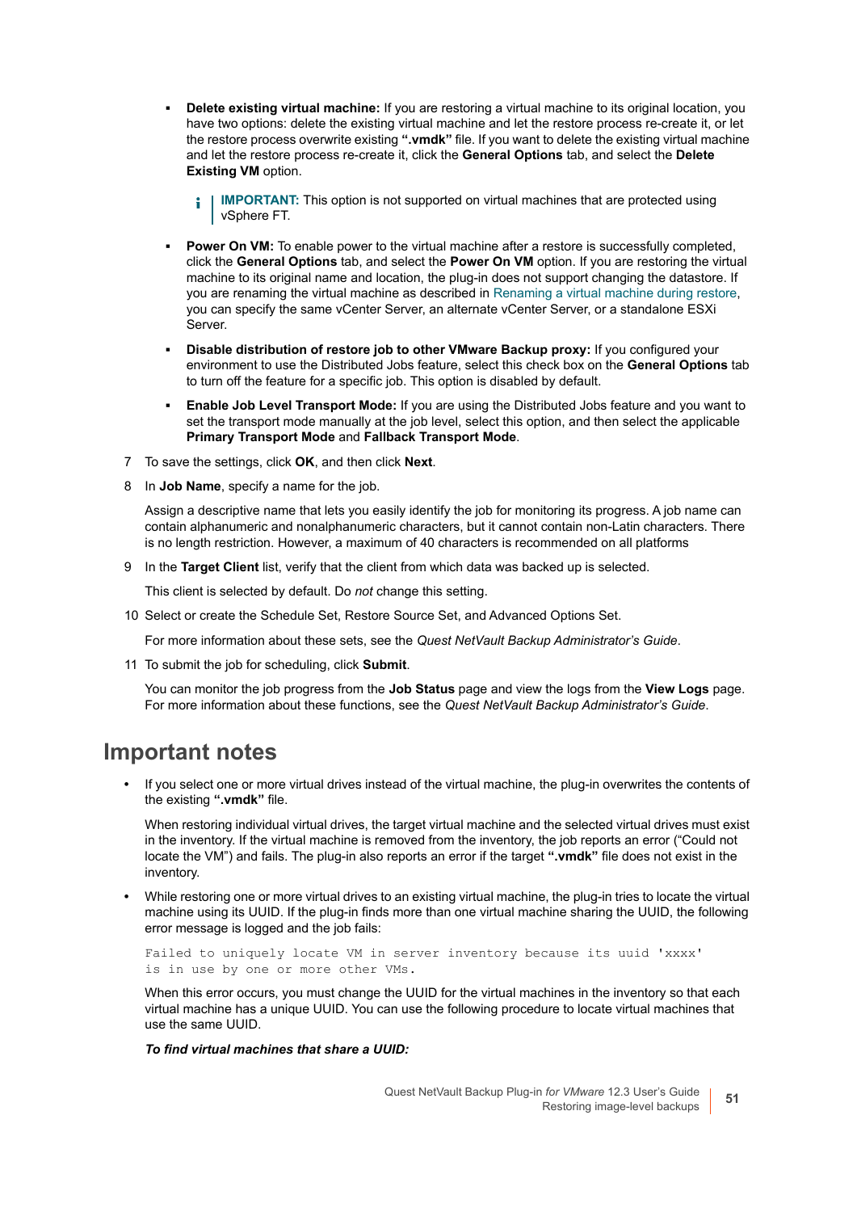- **Delete existing virtual machine:** If you are restoring a virtual machine to its original location, you have two options: delete the existing virtual machine and let the restore process re-create it, or let the restore process overwrite existing **".vmdk"** file. If you want to delete the existing virtual machine and let the restore process re-create it, click the **General Options** tab, and select the **Delete Existing VM** option.

  > **IMPORTANT:** This option is not supported on virtual machines that are protected using vSphere FT.

- **Power On VM:** To enable power to the virtual machine after a restore is successfully completed, click the **General Options** tab, and select the **Power On VM** option. If you are restoring the virtual machine to its original name and location, the plug-in does not support changing the datastore. If you are renaming the virtual machine as described in Renaming a virtual machine during restore, you can specify the same vCenter Server, an alternate vCenter Server, or a standalone ESXi Server.

- **Disable distribution of restore job to other VMware Backup proxy:** If you configured your environment to use the Distributed Jobs feature, select this check box on the **General Options** tab to turn off the feature for a specific job. This option is disabled by default.

- **Enable Job Level Transport Mode:** If you are using the Distributed Jobs feature and you want to set the transport mode manually at the job level, select this option, and then select the applicable **Primary Transport Mode** and **Fallback Transport Mode**.

7 To save the settings, click **OK**, and then click **Next**.

8 In **Job Name**, specify a name for the job.

Assign a descriptive name that lets you easily identify the job for monitoring its progress. A job name can contain alphanumeric and nonalphanumeric characters, but it cannot contain non-Latin characters. There is no length restriction. However, a maximum of 40 characters is recommended on all platforms

9 In the **Target Client** list, verify that the client from which data was backed up is selected.

This client is selected by default. Do *not* change this setting.

10 Select or create the Schedule Set, Restore Source Set, and Advanced Options Set.

For more information about these sets, see the *Quest NetVault Backup Administrator's Guide*.

11 To submit the job for scheduling, click **Submit**.

You can monitor the job progress from the **Job Status** page and view the logs from the **View Logs** page. For more information about these functions, see the *Quest NetVault Backup Administrator's Guide*.

## Important notes

- If you select one or more virtual drives instead of the virtual machine, the plug-in overwrites the contents of the existing **".vmdk"** file.

  When restoring individual virtual drives, the target virtual machine and the selected virtual drives must exist in the inventory. If the virtual machine is removed from the inventory, the job reports an error ("Could not locate the VM") and fails. The plug-in also reports an error if the target **".vmdk"** file does not exist in the inventory.

- While restoring one or more virtual drives to an existing virtual machine, the plug-in tries to locate the virtual machine using its UUID. If the plug-in finds more than one virtual machine sharing the UUID, the following error message is logged and the job fails:

  ```
  Failed to uniquely locate VM in server inventory because its uuid 'xxxx'
  is in use by one or more other VMs.
  ```

  When this error occurs, you must change the UUID for the virtual machines in the inventory so that each virtual machine has a unique UUID. You can use the following procedure to locate virtual machines that use the same UUID.

  ***To find virtual machines that share a UUID:***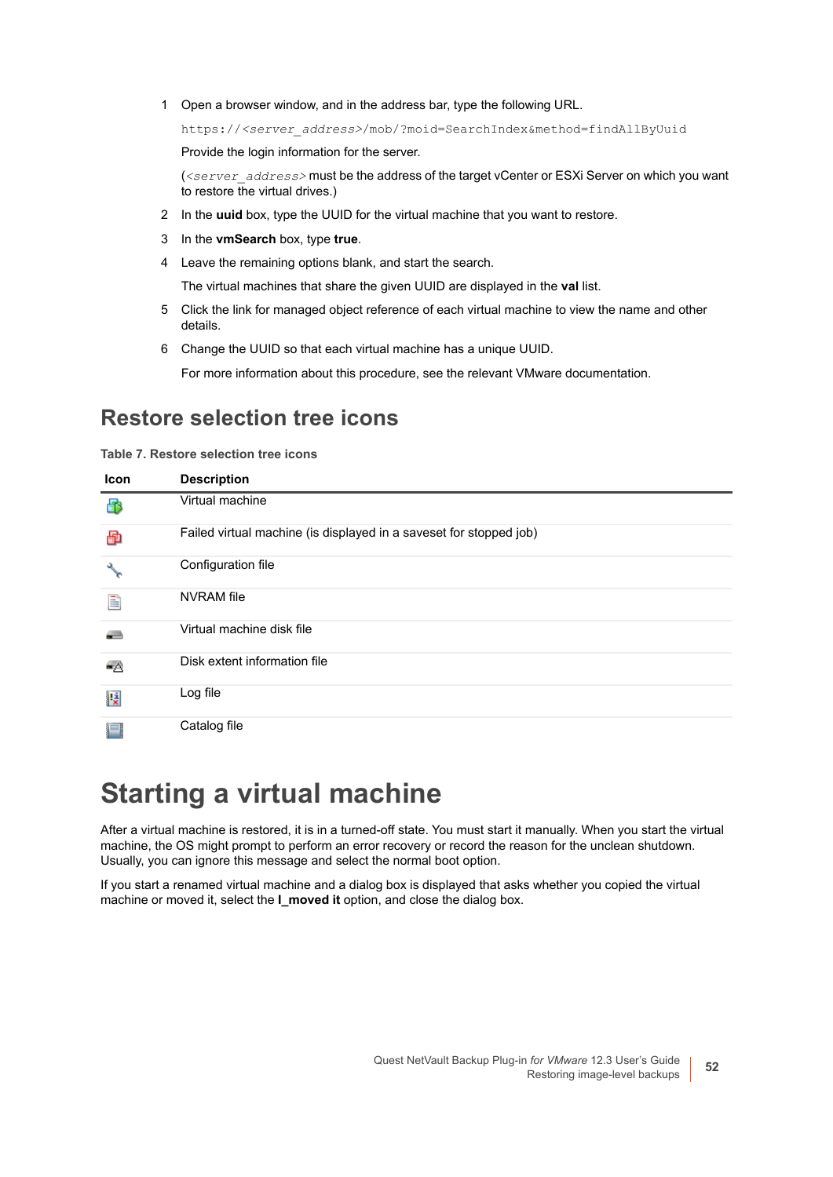1 Open a browser window, and in the address bar, type the following URL.

   `https://<server_address>/mob/?moid=SearchIndex&method=findAllByUuid`

   Provide the login information for the server.

   (`<server_address>` must be the address of the target vCenter or ESXi Server on which you want to restore the virtual drives.)

2 In the **uuid** box, type the UUID for the virtual machine that you want to restore.

3 In the **vmSearch** box, type **true**.

4 Leave the remaining options blank, and start the search.

   The virtual machines that share the given UUID are displayed in the **val** list.

5 Click the link for managed object reference of each virtual machine to view the name and other details.

6 Change the UUID so that each virtual machine has a unique UUID.

   For more information about this procedure, see the relevant VMware documentation.

## Restore selection tree icons

**Table 7. Restore selection tree icons**

| Icon | Description |
|---|---|
| | Virtual machine |
| | Failed virtual machine (is displayed in a saveset for stopped job) |
| | Configuration file |
| | NVRAM file |
| | Virtual machine disk file |
| | Disk extent information file |
| | Log file |
| | Catalog file |

# Starting a virtual machine

After a virtual machine is restored, it is in a turned-off state. You must start it manually. When you start the virtual machine, the OS might prompt to perform an error recovery or record the reason for the unclean shutdown. Usually, you can ignore this message and select the normal boot option.

If you start a renamed virtual machine and a dialog box is displayed that asks whether you copied the virtual machine or moved it, select the **I_moved it** option, and close the dialog box.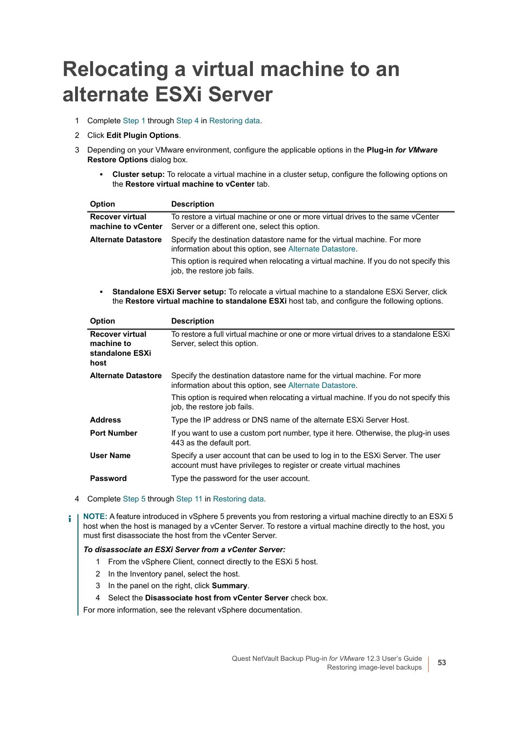# Relocating a virtual machine to an alternate ESXi Server

1. Complete Step 1 through Step 4 in Restoring data.
2. Click **Edit Plugin Options**.
3. Depending on your VMware environment, configure the applicable options in the **Plug-in *for VMware* Restore Options** dialog box.

   - **Cluster setup:** To relocate a virtual machine in a cluster setup, configure the following options on the **Restore virtual machine to vCenter** tab.

| Option | Description |
|---|---|
| **Recover virtual machine to vCenter** | To restore a virtual machine or one or more virtual drives to the same vCenter Server or a different one, select this option. |
| **Alternate Datastore** | Specify the destination datastore name for the virtual machine. For more information about this option, see Alternate Datastore.<br><br>This option is required when relocating a virtual machine. If you do not specify this job, the restore job fails. |

   - **Standalone ESXi Server setup:** To relocate a virtual machine to a standalone ESXi Server, click the **Restore virtual machine to standalone ESXi** host tab, and configure the following options.

| Option | Description |
|---|---|
| **Recover virtual machine to standalone ESXi host** | To restore a full virtual machine or one or more virtual drives to a standalone ESXi Server, select this option. |
| **Alternate Datastore** | Specify the destination datastore name for the virtual machine. For more information about this option, see Alternate Datastore.<br><br>This option is required when relocating a virtual machine. If you do not specify this job, the restore job fails. |
| **Address** | Type the IP address or DNS name of the alternate ESXi Server Host. |
| **Port Number** | If you want to use a custom port number, type it here. Otherwise, the plug-in uses 443 as the default port. |
| **User Name** | Specify a user account that can be used to log in to the ESXi Server. The user account must have privileges to register or create virtual machines |
| **Password** | Type the password for the user account. |

4. Complete Step 5 through Step 11 in Restoring data.

**NOTE:** A feature introduced in vSphere 5 prevents you from restoring a virtual machine directly to an ESXi 5 host when the host is managed by a vCenter Server. To restore a virtual machine directly to the host, you must first disassociate the host from the vCenter Server.

***To disassociate an ESXi Server from a vCenter Server:***

1. From the vSphere Client, connect directly to the ESXi 5 host.
2. In the Inventory panel, select the host.
3. In the panel on the right, click **Summary**.
4. Select the **Disassociate host from vCenter Server** check box.

For more information, see the relevant vSphere documentation.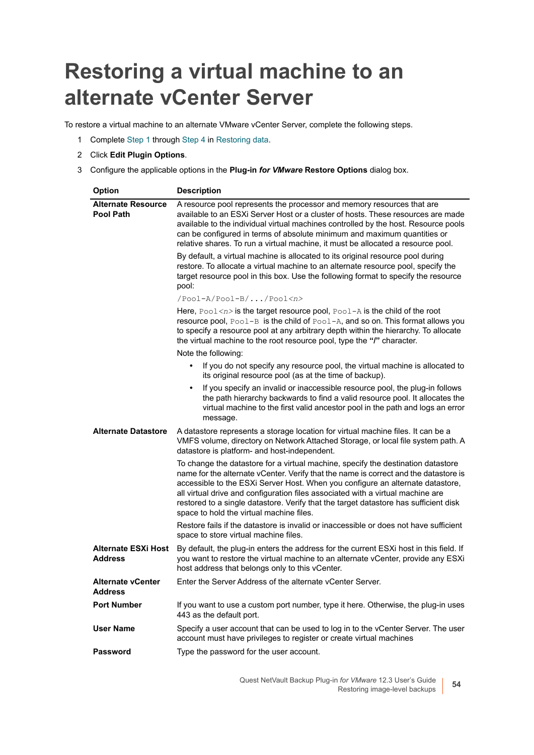# Restoring a virtual machine to an alternate vCenter Server

To restore a virtual machine to an alternate VMware vCenter Server, complete the following steps.

1. Complete Step 1 through Step 4 in Restoring data.
2. Click **Edit Plugin Options**.
3. Configure the applicable options in the **Plug-in *for VMware* Restore Options** dialog box.

| Option | Description |
|---|---|
| **Alternate Resource Pool Path** | A resource pool represents the processor and memory resources that are available to an ESXi Server Host or a cluster of hosts. These resources are made available to the individual virtual machines controlled by the host. Resource pools can be configured in terms of absolute minimum and maximum quantities or relative shares. To run a virtual machine, it must be allocated a resource pool.<br><br>By default, a virtual machine is allocated to its original resource pool during restore. To allocate a virtual machine to an alternate resource pool, specify the target resource pool in this box. Use the following format to specify the resource pool:<br><br>`/Pool-A/Pool-B/.../Pool<n>`<br><br>Here, `Pool<n>` is the target resource pool, `Pool-A` is the child of the root resource pool, `Pool-B` is the child of `Pool-A`, and so on. This format allows you to specify a resource pool at any arbitrary depth within the hierarchy. To allocate the virtual machine to the root resource pool, type the **"/"** character.<br><br>Note the following:<br><br>• If you do not specify any resource pool, the virtual machine is allocated to its original resource pool (as at the time of backup).<br>• If you specify an invalid or inaccessible resource pool, the plug-in follows the path hierarchy backwards to find a valid resource pool. It allocates the virtual machine to the first valid ancestor pool in the path and logs an error message. |
| **Alternate Datastore** | A datastore represents a storage location for virtual machine files. It can be a VMFS volume, directory on Network Attached Storage, or local file system path. A datastore is platform- and host-independent.<br><br>To change the datastore for a virtual machine, specify the destination datastore name for the alternate vCenter. Verify that the name is correct and the datastore is accessible to the ESXi Server Host. When you configure an alternate datastore, all virtual drive and configuration files associated with a virtual machine are restored to a single datastore. Verify that the target datastore has sufficient disk space to hold the virtual machine files.<br><br>Restore fails if the datastore is invalid or inaccessible or does not have sufficient space to store virtual machine files. |
| **Alternate ESXi Host Address** | By default, the plug-in enters the address for the current ESXi host in this field. If you want to restore the virtual machine to an alternate vCenter, provide any ESXi host address that belongs only to this vCenter. |
| **Alternate vCenter Address** | Enter the Server Address of the alternate vCenter Server. |
| **Port Number** | If you want to use a custom port number, type it here. Otherwise, the plug-in uses 443 as the default port. |
| **User Name** | Specify a user account that can be used to log in to the vCenter Server. The user account must have privileges to register or create virtual machines |
| **Password** | Type the password for the user account. |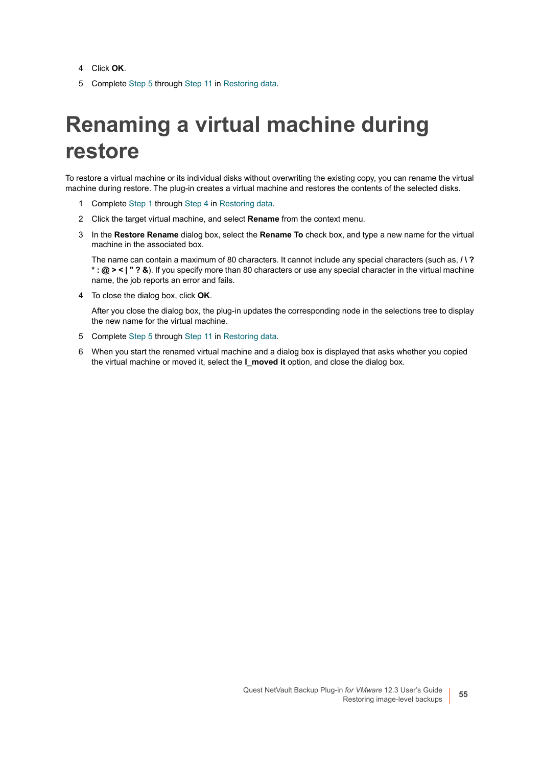4 Click **OK**.

5 Complete Step 5 through Step 11 in Restoring data.

# Renaming a virtual machine during restore

To restore a virtual machine or its individual disks without overwriting the existing copy, you can rename the virtual machine during restore. The plug-in creates a virtual machine and restores the contents of the selected disks.

1 Complete Step 1 through Step 4 in Restoring data.

2 Click the target virtual machine, and select **Rename** from the context menu.

3 In the **Restore Rename** dialog box, select the **Rename To** check box, and type a new name for the virtual machine in the associated box.

   The name can contain a maximum of 80 characters. It cannot include any special characters (such as, **/ \ ? * : @ > < | " ? &**). If you specify more than 80 characters or use any special character in the virtual machine name, the job reports an error and fails.

4 To close the dialog box, click **OK**.

   After you close the dialog box, the plug-in updates the corresponding node in the selections tree to display the new name for the virtual machine.

5 Complete Step 5 through Step 11 in Restoring data.

6 When you start the renamed virtual machine and a dialog box is displayed that asks whether you copied the virtual machine or moved it, select the **I_moved it** option, and close the dialog box.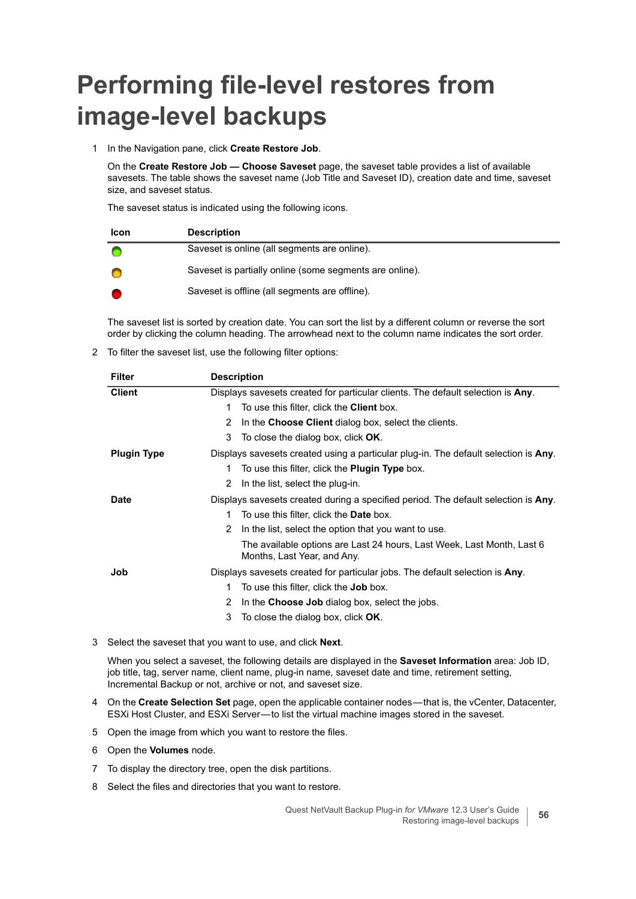# Performing file-level restores from image-level backups

1 In the Navigation pane, click **Create Restore Job**.

   On the **Create Restore Job — Choose Saveset** page, the saveset table provides a list of available savesets. The table shows the saveset name (Job Title and Saveset ID), creation date and time, saveset size, and saveset status.

   The saveset status is indicated using the following icons.

| Icon | Description |
|---|---|
| (green) | Saveset is online (all segments are online). |
| (yellow) | Saveset is partially online (some segments are online). |
| (red) | Saveset is offline (all segments are offline). |

   The saveset list is sorted by creation date. You can sort the list by a different column or reverse the sort order by clicking the column heading. The arrowhead next to the column name indicates the sort order.

2 To filter the saveset list, use the following filter options:

| Filter | Description |
|---|---|
| **Client** | Displays savesets created for particular clients. The default selection is **Any**.<br>1 To use this filter, click the **Client** box.<br>2 In the **Choose Client** dialog box, select the clients.<br>3 To close the dialog box, click **OK**. |
| **Plugin Type** | Displays savesets created using a particular plug-in. The default selection is **Any**.<br>1 To use this filter, click the **Plugin Type** box.<br>2 In the list, select the plug-in. |
| **Date** | Displays savesets created during a specified period. The default selection is **Any**.<br>1 To use this filter, click the **Date** box.<br>2 In the list, select the option that you want to use.<br>The available options are Last 24 hours, Last Week, Last Month, Last 6 Months, Last Year, and Any. |
| **Job** | Displays savesets created for particular jobs. The default selection is **Any**.<br>1 To use this filter, click the **Job** box.<br>2 In the **Choose Job** dialog box, select the jobs.<br>3 To close the dialog box, click **OK**. |

3 Select the saveset that you want to use, and click **Next**.

   When you select a saveset, the following details are displayed in the **Saveset Information** area: Job ID, job title, tag, server name, client name, plug-in name, saveset date and time, retirement setting, Incremental Backup or not, archive or not, and saveset size.

4 On the **Create Selection Set** page, open the applicable container nodes—that is, the vCenter, Datacenter, ESXi Host Cluster, and ESXi Server—to list the virtual machine images stored in the saveset.

5 Open the image from which you want to restore the files.

6 Open the **Volumes** node.

7 To display the directory tree, open the disk partitions.

8 Select the files and directories that you want to restore.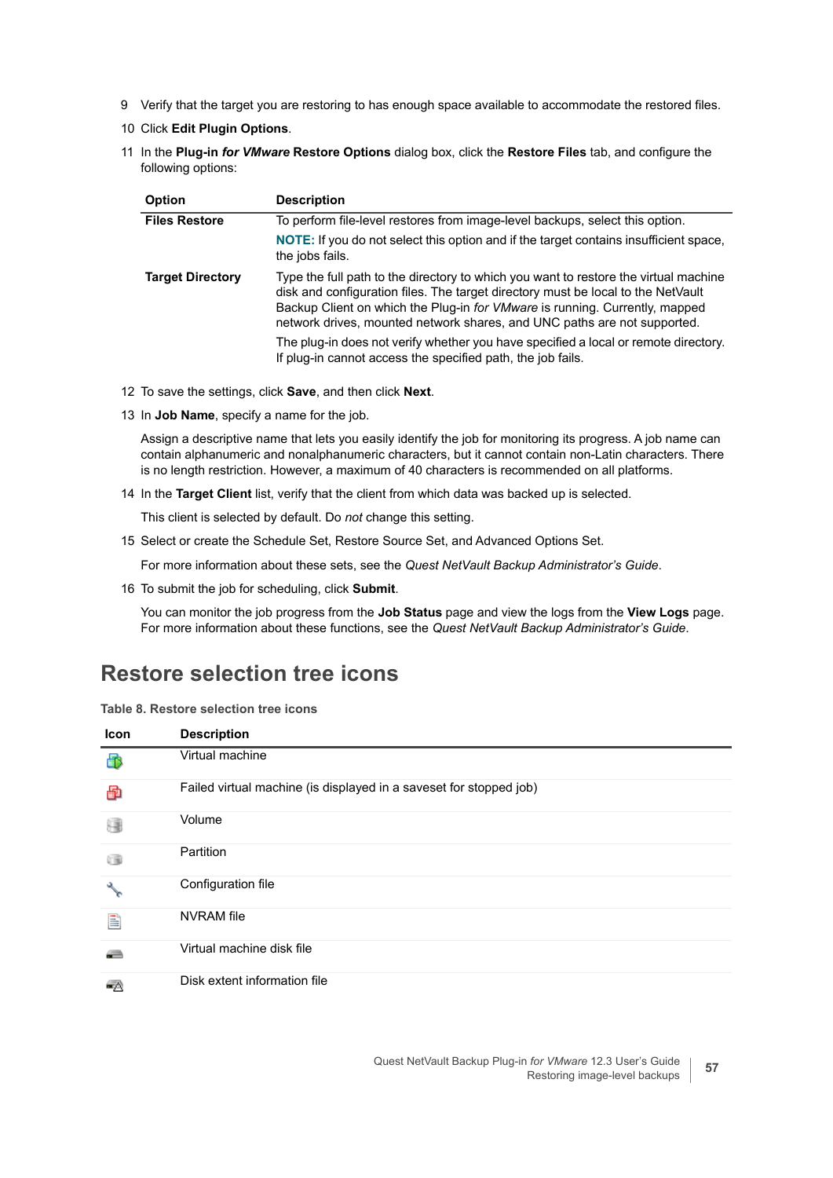9 Verify that the target you are restoring to has enough space available to accommodate the restored files.

10 Click **Edit Plugin Options**.

11 In the **Plug-in *for VMware* Restore Options** dialog box, click the **Restore Files** tab, and configure the following options:

| Option | Description |
|---|---|
| **Files Restore** | To perform file-level restores from image-level backups, select this option.<br>**NOTE:** If you do not select this option and if the target contains insufficient space, the jobs fails. |
| **Target Directory** | Type the full path to the directory to which you want to restore the virtual machine disk and configuration files. The target directory must be local to the NetVault Backup Client on which the Plug-in *for VMware* is running. Currently, mapped network drives, mounted network shares, and UNC paths are not supported.<br>The plug-in does not verify whether you have specified a local or remote directory. If plug-in cannot access the specified path, the job fails. |

12 To save the settings, click **Save**, and then click **Next**.

13 In **Job Name**, specify a name for the job.

Assign a descriptive name that lets you easily identify the job for monitoring its progress. A job name can contain alphanumeric and nonalphanumeric characters, but it cannot contain non-Latin characters. There is no length restriction. However, a maximum of 40 characters is recommended on all platforms.

14 In the **Target Client** list, verify that the client from which data was backed up is selected.

This client is selected by default. Do *not* change this setting.

15 Select or create the Schedule Set, Restore Source Set, and Advanced Options Set.

For more information about these sets, see the *Quest NetVault Backup Administrator's Guide*.

16 To submit the job for scheduling, click **Submit**.

You can monitor the job progress from the **Job Status** page and view the logs from the **View Logs** page. For more information about these functions, see the *Quest NetVault Backup Administrator's Guide*.

# Restore selection tree icons

**Table 8. Restore selection tree icons**

| Icon | Description |
|---|---|
| | Virtual machine |
| | Failed virtual machine (is displayed in a saveset for stopped job) |
| | Volume |
| | Partition |
| | Configuration file |
| | NVRAM file |
| | Virtual machine disk file |
| | Disk extent information file |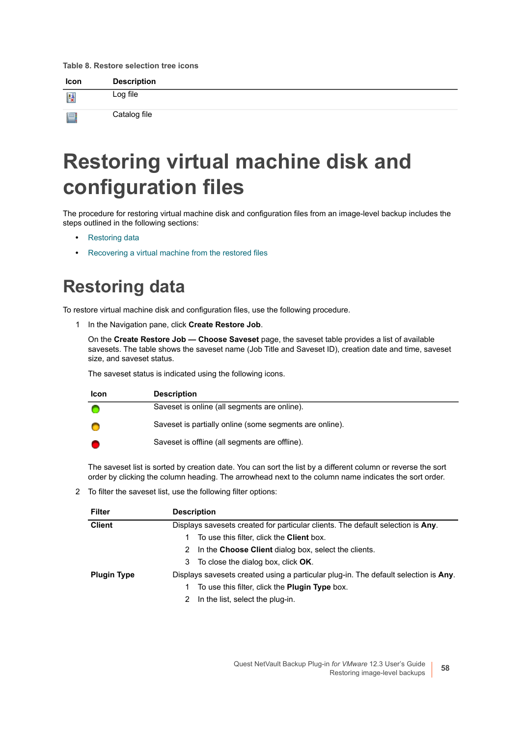**Table 8. Restore selection tree icons**

| Icon | Description |
|---|---|
| | Log file |
| | Catalog file |

# Restoring virtual machine disk and configuration files

The procedure for restoring virtual machine disk and configuration files from an image-level backup includes the steps outlined in the following sections:

- Restoring data
- Recovering a virtual machine from the restored files

## Restoring data

To restore virtual machine disk and configuration files, use the following procedure.

1. In the Navigation pane, click **Create Restore Job**.

   On the **Create Restore Job — Choose Saveset** page, the saveset table provides a list of available savesets. The table shows the saveset name (Job Title and Saveset ID), creation date and time, saveset size, and saveset status.

   The saveset status is indicated using the following icons.

   | Icon | Description |
   |---|---|
   | | Saveset is online (all segments are online). |
   | | Saveset is partially online (some segments are online). |
   | | Saveset is offline (all segments are offline). |

   The saveset list is sorted by creation date. You can sort the list by a different column or reverse the sort order by clicking the column heading. The arrowhead next to the column name indicates the sort order.

2. To filter the saveset list, use the following filter options:

   | Filter | Description |
   |---|---|
   | **Client** | Displays savesets created for particular clients. The default selection is **Any**.<br>1 To use this filter, click the **Client** box.<br>2 In the **Choose Client** dialog box, select the clients.<br>3 To close the dialog box, click **OK**. |
   | **Plugin Type** | Displays savesets created using a particular plug-in. The default selection is **Any**.<br>1 To use this filter, click the **Plugin Type** box.<br>2 In the list, select the plug-in. |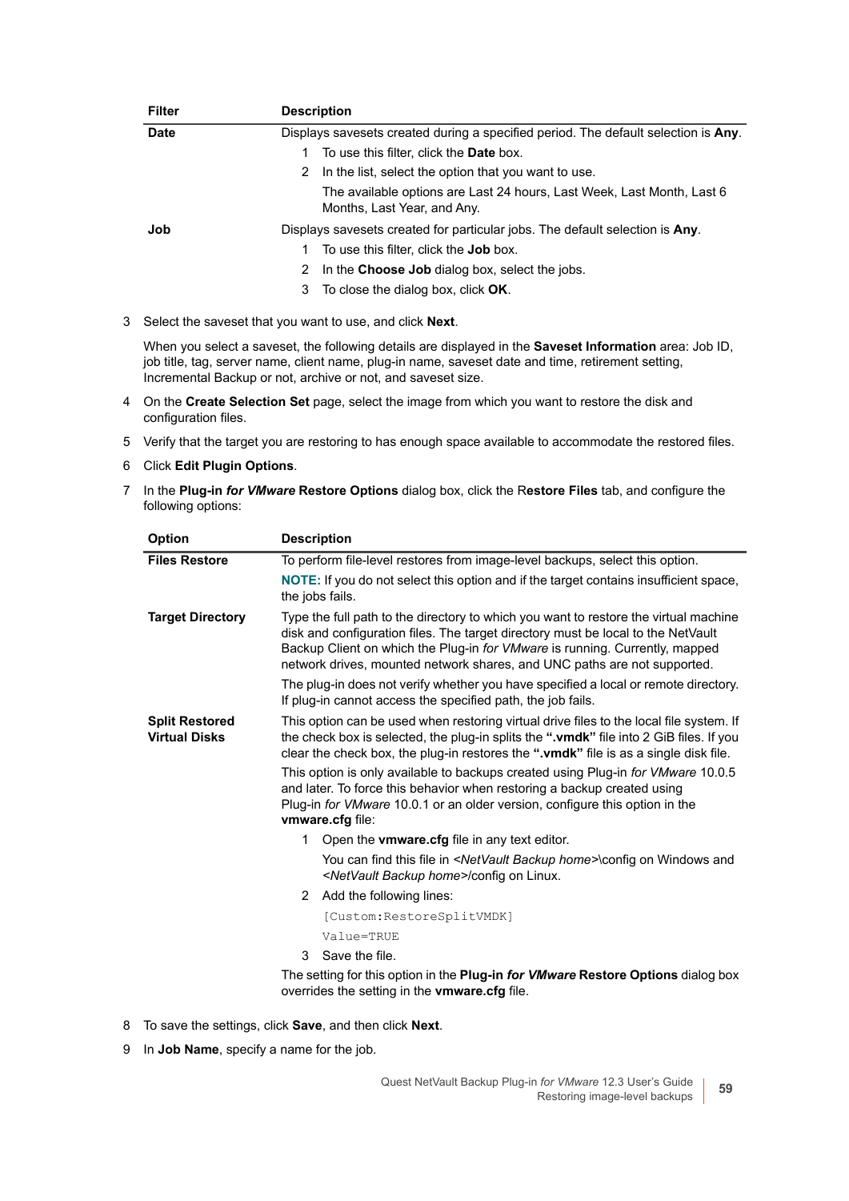| Filter | Description |
|---|---|
| **Date** | Displays savesets created during a specified period. The default selection is **Any**.<br>1 To use this filter, click the **Date** box.<br>2 In the list, select the option that you want to use.<br>The available options are Last 24 hours, Last Week, Last Month, Last 6 Months, Last Year, and Any. |
| **Job** | Displays savesets created for particular jobs. The default selection is **Any**.<br>1 To use this filter, click the **Job** box.<br>2 In the **Choose Job** dialog box, select the jobs.<br>3 To close the dialog box, click **OK**. |

3 Select the saveset that you want to use, and click **Next**.

When you select a saveset, the following details are displayed in the **Saveset Information** area: Job ID, job title, tag, server name, client name, plug-in name, saveset date and time, retirement setting, Incremental Backup or not, archive or not, and saveset size.

4 On the **Create Selection Set** page, select the image from which you want to restore the disk and configuration files.

5 Verify that the target you are restoring to has enough space available to accommodate the restored files.

6 Click **Edit Plugin Options**.

7 In the **Plug-in *for VMware* Restore Options** dialog box, click the R**estore Files** tab, and configure the following options:

| Option | Description |
|---|---|
| **Files Restore** | To perform file-level restores from image-level backups, select this option.<br>**NOTE:** If you do not select this option and if the target contains insufficient space, the jobs fails. |
| **Target Directory** | Type the full path to the directory to which you want to restore the virtual machine disk and configuration files. The target directory must be local to the NetVault Backup Client on which the Plug-in *for VMware* is running. Currently, mapped network drives, mounted network shares, and UNC paths are not supported.<br>The plug-in does not verify whether you have specified a local or remote directory. If plug-in cannot access the specified path, the job fails. |
| **Split Restored Virtual Disks** | This option can be used when restoring virtual drive files to the local file system. If the check box is selected, the plug-in splits the **".vmdk"** file into 2 GiB files. If you clear the check box, the plug-in restores the **".vmdk"** file is as a single disk file.<br>This option is only available to backups created using Plug-in *for VMware* 10.0.5 and later. To force this behavior when restoring a backup created using Plug-in *for VMware* 10.0.1 or an older version, configure this option in the **vmware.cfg** file:<br>1 Open the **vmware.cfg** file in any text editor.<br>You can find this file in *<NetVault Backup home>*\config on Windows and *<NetVault Backup home>*/config on Linux.<br>2 Add the following lines:<br>`[Custom:RestoreSplitVMDK]`<br>`Value=TRUE`<br>3 Save the file.<br>The setting for this option in the **Plug-in *for VMware* Restore Options** dialog box overrides the setting in the **vmware.cfg** file. |

8 To save the settings, click **Save**, and then click **Next**.

9 In **Job Name**, specify a name for the job.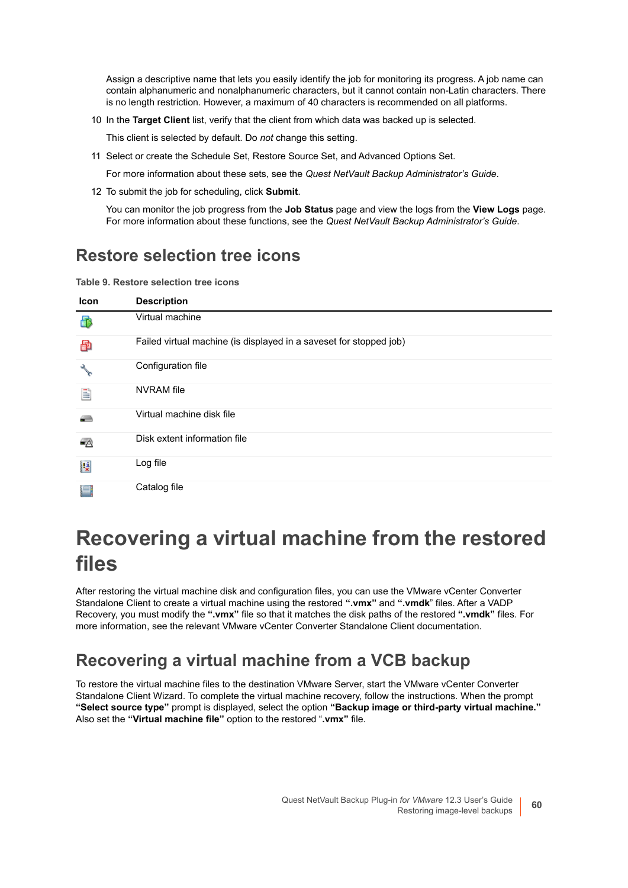Assign a descriptive name that lets you easily identify the job for monitoring its progress. A job name can contain alphanumeric and nonalphanumeric characters, but it cannot contain non-Latin characters. There is no length restriction. However, a maximum of 40 characters is recommended on all platforms.

10 In the **Target Client** list, verify that the client from which data was backed up is selected.

This client is selected by default. Do *not* change this setting.

11 Select or create the Schedule Set, Restore Source Set, and Advanced Options Set.

For more information about these sets, see the *Quest NetVault Backup Administrator's Guide*.

12 To submit the job for scheduling, click **Submit**.

You can monitor the job progress from the **Job Status** page and view the logs from the **View Logs** page. For more information about these functions, see the *Quest NetVault Backup Administrator's Guide*.

## Restore selection tree icons

**Table 9. Restore selection tree icons**

| Icon | Description |
|---|---|
| | Virtual machine |
| | Failed virtual machine (is displayed in a saveset for stopped job) |
| | Configuration file |
| | NVRAM file |
| | Virtual machine disk file |
| | Disk extent information file |
| | Log file |
| | Catalog file |

# Recovering a virtual machine from the restored files

After restoring the virtual machine disk and configuration files, you can use the VMware vCenter Converter Standalone Client to create a virtual machine using the restored **".vmx"** and **".vmdk**" files. After a VADP Recovery, you must modify the **".vmx"** file so that it matches the disk paths of the restored **".vmdk"** files. For more information, see the relevant VMware vCenter Converter Standalone Client documentation.

## Recovering a virtual machine from a VCB backup

To restore the virtual machine files to the destination VMware Server, start the VMware vCenter Converter Standalone Client Wizard. To complete the virtual machine recovery, follow the instructions. When the prompt **"Select source type"** prompt is displayed, select the option **"Backup image or third-party virtual machine."** Also set the **"Virtual machine file"** option to the restored "**.vmx"** file.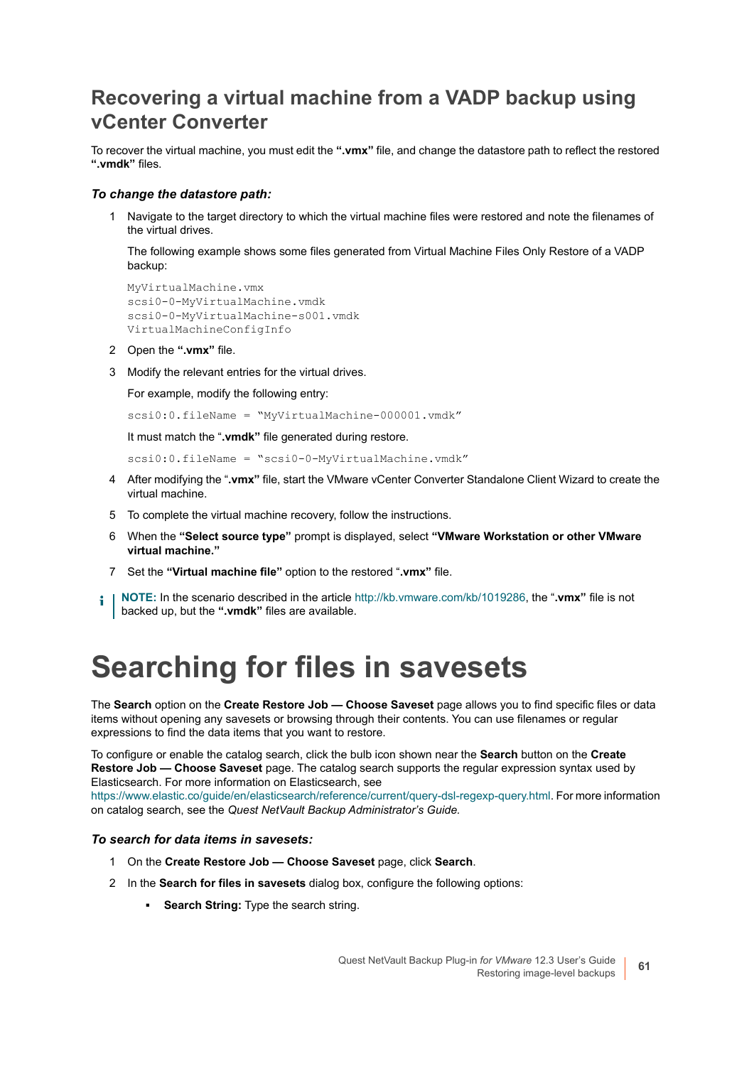## Recovering a virtual machine from a VADP backup using vCenter Converter

To recover the virtual machine, you must edit the **".vmx"** file, and change the datastore path to reflect the restored **".vmdk"** files.

### *To change the datastore path:*

1. Navigate to the target directory to which the virtual machine files were restored and note the filenames of the virtual drives.

   The following example shows some files generated from Virtual Machine Files Only Restore of a VADP backup:

   ```
   MyVirtualMachine.vmx
   scsi0-0-MyVirtualMachine.vmdk
   scsi0-0-MyVirtualMachine-s001.vmdk
   VirtualMachineConfigInfo
   ```

2. Open the **".vmx"** file.
3. Modify the relevant entries for the virtual drives.

   For example, modify the following entry:

   ```
   scsi0:0.fileName = "MyVirtualMachine-000001.vmdk"
   ```

   It must match the "**.vmdk"** file generated during restore.

   ```
   scsi0:0.fileName = "scsi0-0-MyVirtualMachine.vmdk"
   ```

4. After modifying the "**.vmx"** file, start the VMware vCenter Converter Standalone Client Wizard to create the virtual machine.
5. To complete the virtual machine recovery, follow the instructions.
6. When the **"Select source type"** prompt is displayed, select **"VMware Workstation or other VMware virtual machine."**
7. Set the **"Virtual machine file"** option to the restored "**.vmx"** file.

**NOTE:** In the scenario described in the article http://kb.vmware.com/kb/1019286, the "**.vmx"** file is not backed up, but the **".vmdk"** files are available.

# Searching for files in savesets

The **Search** option on the **Create Restore Job — Choose Saveset** page allows you to find specific files or data items without opening any savesets or browsing through their contents. You can use filenames or regular expressions to find the data items that you want to restore.

To configure or enable the catalog search, click the bulb icon shown near the **Search** button on the **Create Restore Job — Choose Saveset** page. The catalog search supports the regular expression syntax used by Elasticsearch. For more information on Elasticsearch, see https://www.elastic.co/guide/en/elasticsearch/reference/current/query-dsl-regexp-query.html. For more information on catalog search, see the *Quest NetVault Backup Administrator's Guide.*

### *To search for data items in savesets:*

1. On the **Create Restore Job — Choose Saveset** page, click **Search**.
2. In the **Search for files in savesets** dialog box, configure the following options:
   - **Search String:** Type the search string.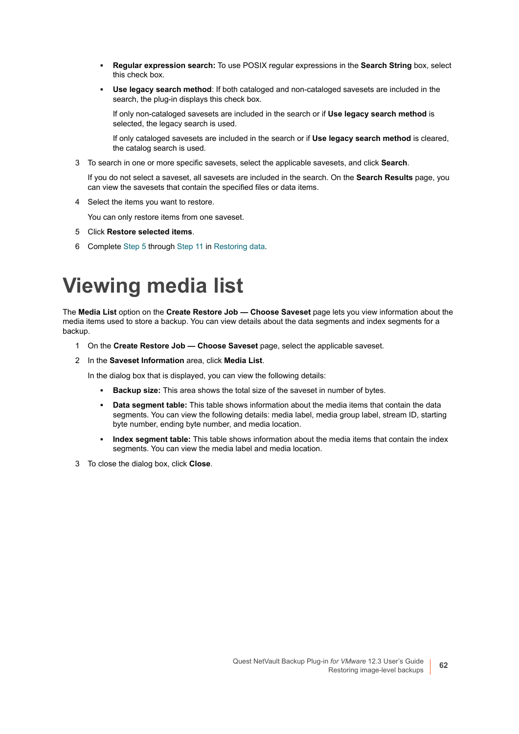- **Regular expression search:** To use POSIX regular expressions in the **Search String** box, select this check box.
- **Use legacy search method**: If both cataloged and non-cataloged savesets are included in the search, the plug-in displays this check box.

  If only non-cataloged savesets are included in the search or if **Use legacy search method** is selected, the legacy search is used.

  If only cataloged savesets are included in the search or if **Use legacy search method** is cleared, the catalog search is used.

3. To search in one or more specific savesets, select the applicable savesets, and click **Search**.

   If you do not select a saveset, all savesets are included in the search. On the **Search Results** page, you can view the savesets that contain the specified files or data items.

4. Select the items you want to restore.

   You can only restore items from one saveset.

5. Click **Restore selected items**.
6. Complete Step 5 through Step 11 in Restoring data.

# Viewing media list

The **Media List** option on the **Create Restore Job — Choose Saveset** page lets you view information about the media items used to store a backup. You can view details about the data segments and index segments for a backup.

1. On the **Create Restore Job — Choose Saveset** page, select the applicable saveset.
2. In the **Saveset Information** area, click **Media List**.

   In the dialog box that is displayed, you can view the following details:

   - **Backup size:** This area shows the total size of the saveset in number of bytes.
   - **Data segment table:** This table shows information about the media items that contain the data segments. You can view the following details: media label, media group label, stream ID, starting byte number, ending byte number, and media location.
   - **Index segment table:** This table shows information about the media items that contain the index segments. You can view the media label and media location.

3. To close the dialog box, click **Close**.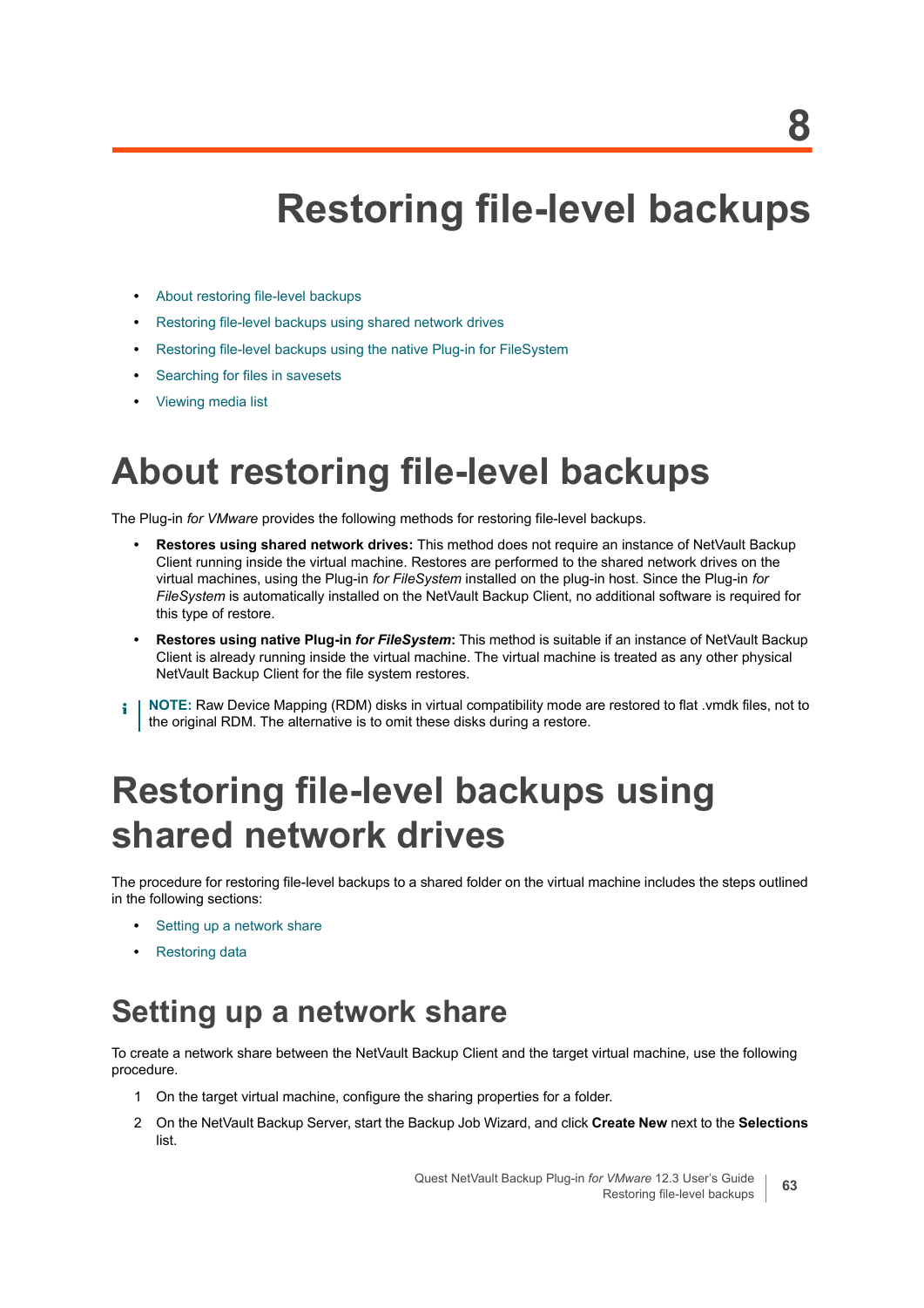# 8 Restoring file-level backups

- About restoring file-level backups
- Restoring file-level backups using shared network drives
- Restoring file-level backups using the native Plug-in for FileSystem
- Searching for files in savesets
- Viewing media list

# About restoring file-level backups

The Plug-in *for VMware* provides the following methods for restoring file-level backups.

- **Restores using shared network drives:** This method does not require an instance of NetVault Backup Client running inside the virtual machine. Restores are performed to the shared network drives on the virtual machines, using the Plug-in *for FileSystem* installed on the plug-in host. Since the Plug-in *for FileSystem* is automatically installed on the NetVault Backup Client, no additional software is required for this type of restore.
- **Restores using native Plug-in *for FileSystem*:** This method is suitable if an instance of NetVault Backup Client is already running inside the virtual machine. The virtual machine is treated as any other physical NetVault Backup Client for the file system restores.

> **NOTE:** Raw Device Mapping (RDM) disks in virtual compatibility mode are restored to flat .vmdk files, not to the original RDM. The alternative is to omit these disks during a restore.

# Restoring file-level backups using shared network drives

The procedure for restoring file-level backups to a shared folder on the virtual machine includes the steps outlined in the following sections:

- Setting up a network share
- Restoring data

## Setting up a network share

To create a network share between the NetVault Backup Client and the target virtual machine, use the following procedure.

1. On the target virtual machine, configure the sharing properties for a folder.
2. On the NetVault Backup Server, start the Backup Job Wizard, and click **Create New** next to the **Selections** list.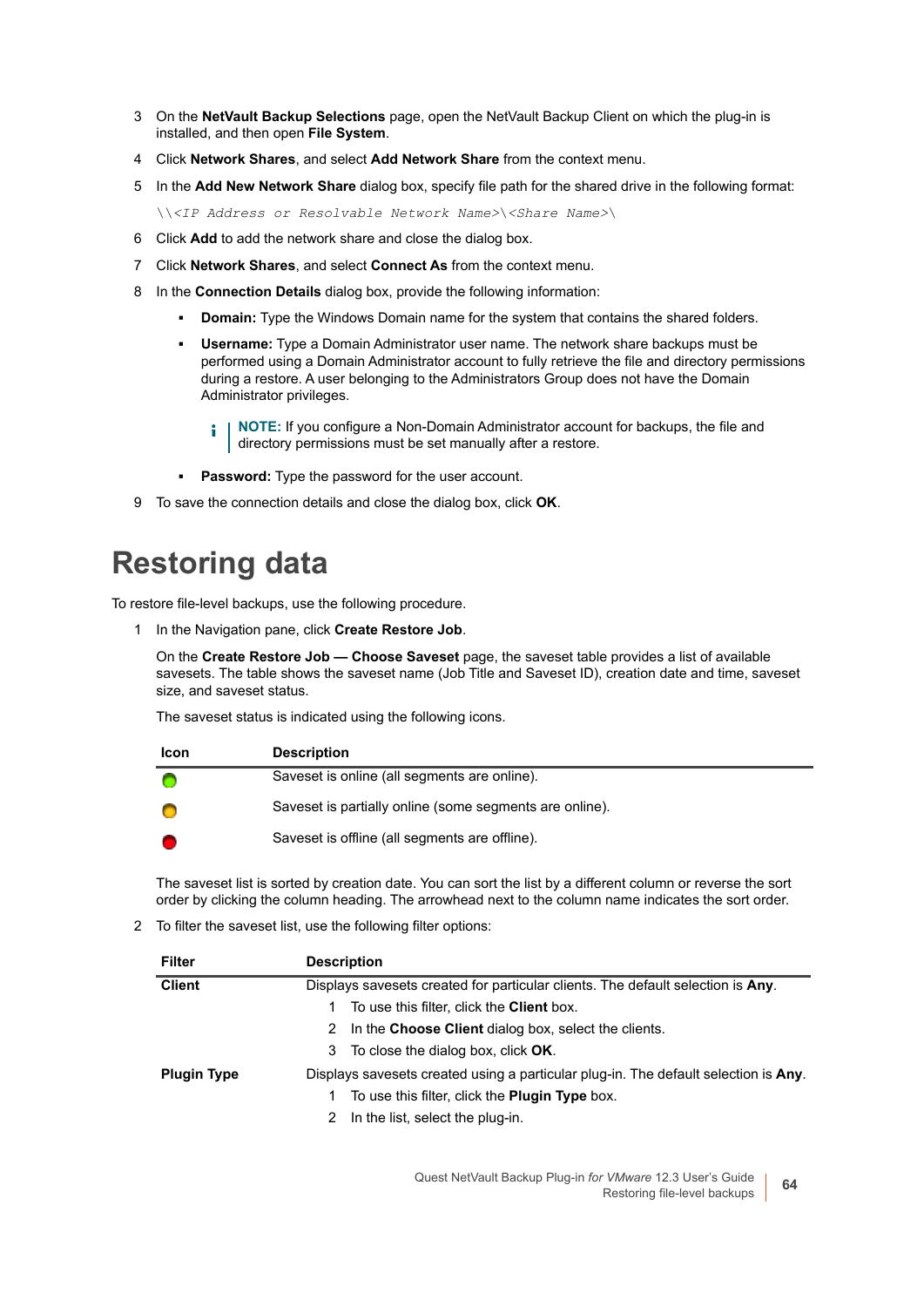3 On the **NetVault Backup Selections** page, open the NetVault Backup Client on which the plug-in is installed, and then open **File System**.

4 Click **Network Shares**, and select **Add Network Share** from the context menu.

5 In the **Add New Network Share** dialog box, specify file path for the shared drive in the following format:

   ```
   \\<IP Address or Resolvable Network Name>\<Share Name>\
   ```

6 Click **Add** to add the network share and close the dialog box.

7 Click **Network Shares**, and select **Connect As** from the context menu.

8 In the **Connection Details** dialog box, provide the following information:

   - **Domain:** Type the Windows Domain name for the system that contains the shared folders.
   - **Username:** Type a Domain Administrator user name. The network share backups must be performed using a Domain Administrator account to fully retrieve the file and directory permissions during a restore. A user belonging to the Administrators Group does not have the Domain Administrator privileges.

     > **NOTE:** If you configure a Non-Domain Administrator account for backups, the file and directory permissions must be set manually after a restore.

   - **Password:** Type the password for the user account.

9 To save the connection details and close the dialog box, click **OK**.

# Restoring data

To restore file-level backups, use the following procedure.

1 In the Navigation pane, click **Create Restore Job**.

   On the **Create Restore Job — Choose Saveset** page, the saveset table provides a list of available savesets. The table shows the saveset name (Job Title and Saveset ID), creation date and time, saveset size, and saveset status.

   The saveset status is indicated using the following icons.

| Icon | Description |
|---|---|
| (green) | Saveset is online (all segments are online). |
| (orange) | Saveset is partially online (some segments are online). |
| (red) | Saveset is offline (all segments are offline). |

   The saveset list is sorted by creation date. You can sort the list by a different column or reverse the sort order by clicking the column heading. The arrowhead next to the column name indicates the sort order.

2 To filter the saveset list, use the following filter options:

| Filter | Description |
|---|---|
| **Client** | Displays savesets created for particular clients. The default selection is **Any**.<br>1 To use this filter, click the **Client** box.<br>2 In the **Choose Client** dialog box, select the clients.<br>3 To close the dialog box, click **OK**. |
| **Plugin Type** | Displays savesets created using a particular plug-in. The default selection is **Any**.<br>1 To use this filter, click the **Plugin Type** box.<br>2 In the list, select the plug-in. |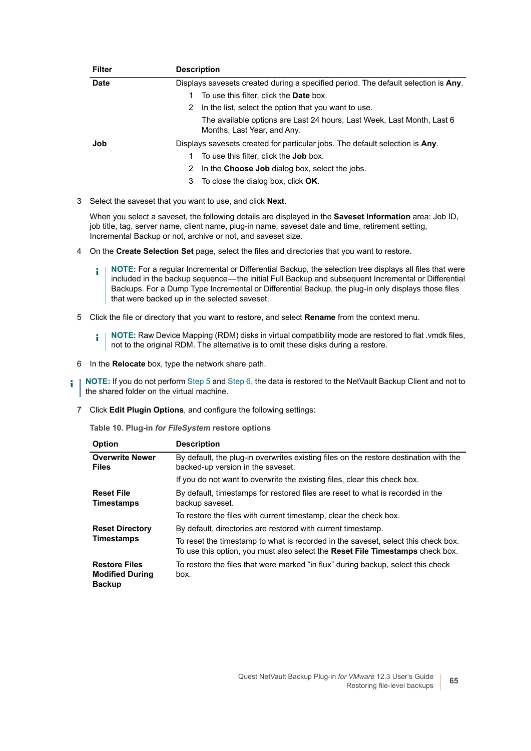| Filter | Description |
|---|---|
| **Date** | Displays savesets created during a specified period. The default selection is **Any**.<br>1 To use this filter, click the **Date** box.<br>2 In the list, select the option that you want to use.<br>The available options are Last 24 hours, Last Week, Last Month, Last 6 Months, Last Year, and Any. |
| **Job** | Displays savesets created for particular jobs. The default selection is **Any**.<br>1 To use this filter, click the **Job** box.<br>2 In the **Choose Job** dialog box, select the jobs.<br>3 To close the dialog box, click **OK**. |

3 Select the saveset that you want to use, and click **Next**.

When you select a saveset, the following details are displayed in the **Saveset Information** area: Job ID, job title, tag, server name, client name, plug-in name, saveset date and time, retirement setting, Incremental Backup or not, archive or not, and saveset size.

4 On the **Create Selection Set** page, select the files and directories that you want to restore.

> **NOTE:** For a regular Incremental or Differential Backup, the selection tree displays all files that were included in the backup sequence—the initial Full Backup and subsequent Incremental or Differential Backups. For a Dump Type Incremental or Differential Backup, the plug-in only displays those files that were backed up in the selected saveset.

5 Click the file or directory that you want to restore, and select **Rename** from the context menu.

> **NOTE:** Raw Device Mapping (RDM) disks in virtual compatibility mode are restored to flat .vmdk files, not to the original RDM. The alternative is to omit these disks during a restore.

6 In the **Relocate** box, type the network share path.

> **NOTE:** If you do not perform Step 5 and Step 6, the data is restored to the NetVault Backup Client and not to the shared folder on the virtual machine.

7 Click **Edit Plugin Options**, and configure the following settings:

**Table 10. Plug-in *for FileSystem* restore options**

| Option | Description |
|---|---|
| **Overwrite Newer Files** | By default, the plug-in overwrites existing files on the restore destination with the backed-up version in the saveset.<br>If you do not want to overwrite the existing files, clear this check box. |
| **Reset File Timestamps** | By default, timestamps for restored files are reset to what is recorded in the backup saveset.<br>To restore the files with current timestamp, clear the check box. |
| **Reset Directory Timestamps** | By default, directories are restored with current timestamp.<br>To reset the timestamp to what is recorded in the saveset, select this check box. To use this option, you must also select the **Reset File Timestamps** check box. |
| **Restore Files Modified During Backup** | To restore the files that were marked “in flux” during backup, select this check box. |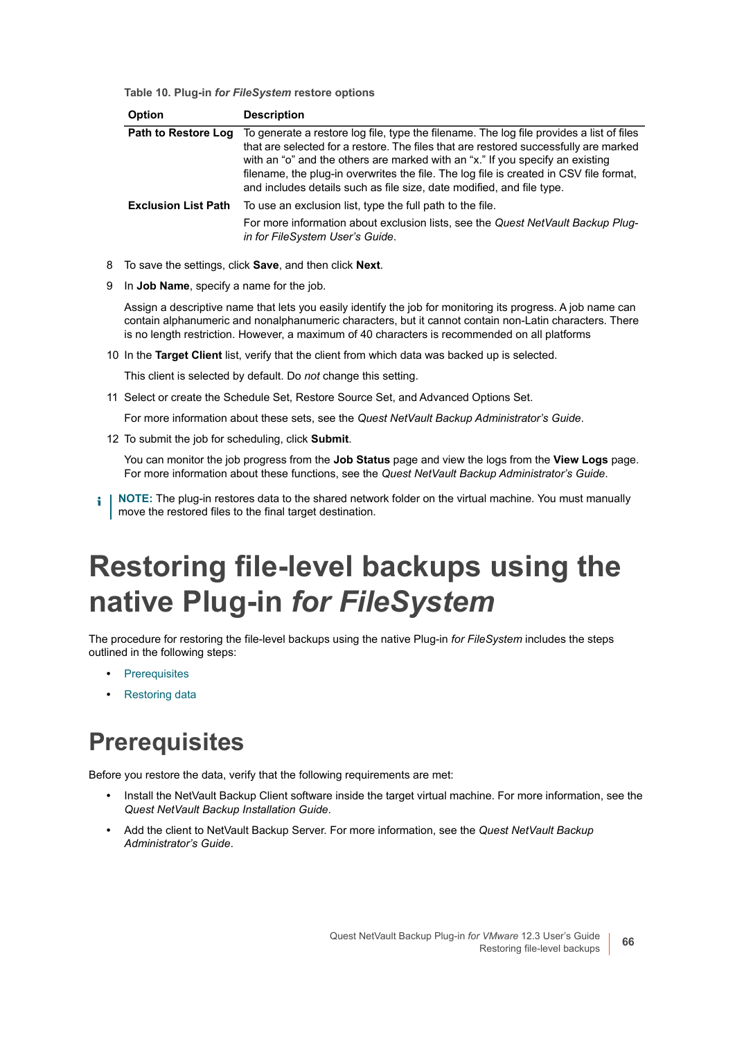**Table 10. Plug-in *for FileSystem* restore options**

| Option | Description |
|---|---|
| **Path to Restore Log** | To generate a restore log file, type the filename. The log file provides a list of files that are selected for a restore. The files that are restored successfully are marked with an “o” and the others are marked with an “x.” If you specify an existing filename, the plug-in overwrites the file. The log file is created in CSV file format, and includes details such as file size, date modified, and file type. |
| **Exclusion List Path** | To use an exclusion list, type the full path to the file. For more information about exclusion lists, see the *Quest NetVault Backup Plug-in for FileSystem User’s Guide*. |

8 To save the settings, click **Save**, and then click **Next**.

9 In **Job Name**, specify a name for the job.

Assign a descriptive name that lets you easily identify the job for monitoring its progress. A job name can contain alphanumeric and nonalphanumeric characters, but it cannot contain non-Latin characters. There is no length restriction. However, a maximum of 40 characters is recommended on all platforms

10 In the **Target Client** list, verify that the client from which data was backed up is selected.

This client is selected by default. Do *not* change this setting.

11 Select or create the Schedule Set, Restore Source Set, and Advanced Options Set.

For more information about these sets, see the *Quest NetVault Backup Administrator’s Guide*.

12 To submit the job for scheduling, click **Submit**.

You can monitor the job progress from the **Job Status** page and view the logs from the **View Logs** page. For more information about these functions, see the *Quest NetVault Backup Administrator’s Guide*.

**NOTE:** The plug-in restores data to the shared network folder on the virtual machine. You must manually move the restored files to the final target destination.

# Restoring file-level backups using the native Plug-in *for FileSystem*

The procedure for restoring the file-level backups using the native Plug-in *for FileSystem* includes the steps outlined in the following steps:

- Prerequisites
- Restoring data

## Prerequisites

Before you restore the data, verify that the following requirements are met:

- Install the NetVault Backup Client software inside the target virtual machine. For more information, see the *Quest NetVault Backup Installation Guide*.
- Add the client to NetVault Backup Server. For more information, see the *Quest NetVault Backup Administrator’s Guide*.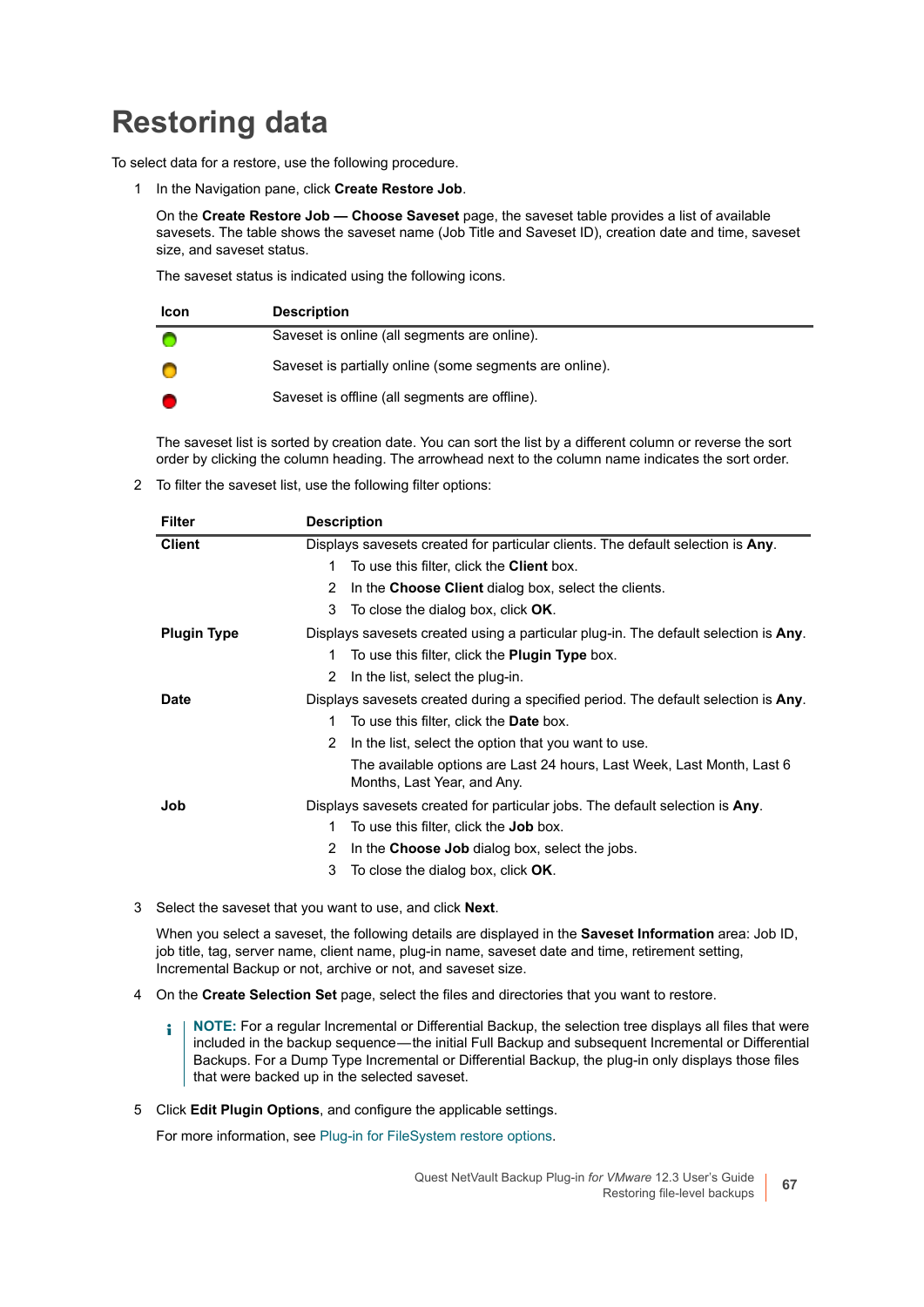# Restoring data

To select data for a restore, use the following procedure.

1. In the Navigation pane, click **Create Restore Job**.

   On the **Create Restore Job — Choose Saveset** page, the saveset table provides a list of available savesets. The table shows the saveset name (Job Title and Saveset ID), creation date and time, saveset size, and saveset status.

   The saveset status is indicated using the following icons.

   | Icon | Description |
   |---|---|
   | 🟢 | Saveset is online (all segments are online). |
   | 🟡 | Saveset is partially online (some segments are online). |
   | 🔴 | Saveset is offline (all segments are offline). |

   The saveset list is sorted by creation date. You can sort the list by a different column or reverse the sort order by clicking the column heading. The arrowhead next to the column name indicates the sort order.

2. To filter the saveset list, use the following filter options:

   | Filter | Description |
   |---|---|
   | **Client** | Displays savesets created for particular clients. The default selection is **Any**.<br>1 To use this filter, click the **Client** box.<br>2 In the **Choose Client** dialog box, select the clients.<br>3 To close the dialog box, click **OK**. |
   | **Plugin Type** | Displays savesets created using a particular plug-in. The default selection is **Any**.<br>1 To use this filter, click the **Plugin Type** box.<br>2 In the list, select the plug-in. |
   | **Date** | Displays savesets created during a specified period. The default selection is **Any**.<br>1 To use this filter, click the **Date** box.<br>2 In the list, select the option that you want to use.<br>The available options are Last 24 hours, Last Week, Last Month, Last 6 Months, Last Year, and Any. |
   | **Job** | Displays savesets created for particular jobs. The default selection is **Any**.<br>1 To use this filter, click the **Job** box.<br>2 In the **Choose Job** dialog box, select the jobs.<br>3 To close the dialog box, click **OK**. |

3. Select the saveset that you want to use, and click **Next**.

   When you select a saveset, the following details are displayed in the **Saveset Information** area: Job ID, job title, tag, server name, client name, plug-in name, saveset date and time, retirement setting, Incremental Backup or not, archive or not, and saveset size.

4. On the **Create Selection Set** page, select the files and directories that you want to restore.

   > **NOTE:** For a regular Incremental or Differential Backup, the selection tree displays all files that were included in the backup sequence—the initial Full Backup and subsequent Incremental or Differential Backups. For a Dump Type Incremental or Differential Backup, the plug-in only displays those files that were backed up in the selected saveset.

5. Click **Edit Plugin Options**, and configure the applicable settings.

   For more information, see Plug-in for FileSystem restore options.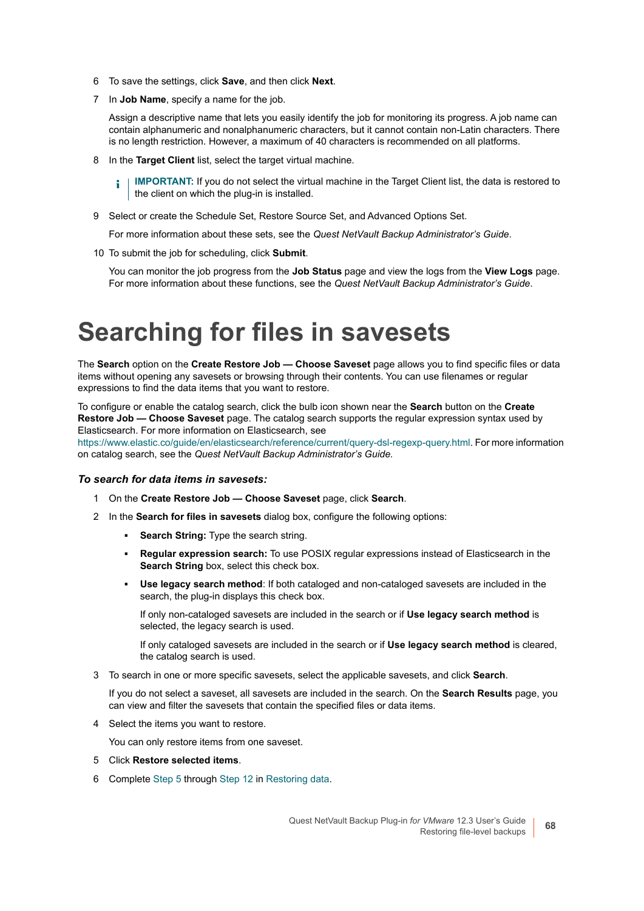6 To save the settings, click **Save**, and then click **Next**.

7 In **Job Name**, specify a name for the job.

   Assign a descriptive name that lets you easily identify the job for monitoring its progress. A job name can contain alphanumeric and nonalphanumeric characters, but it cannot contain non-Latin characters. There is no length restriction. However, a maximum of 40 characters is recommended on all platforms.

8 In the **Target Client** list, select the target virtual machine.

   > **IMPORTANT:** If you do not select the virtual machine in the Target Client list, the data is restored to the client on which the plug-in is installed.

9 Select or create the Schedule Set, Restore Source Set, and Advanced Options Set.

   For more information about these sets, see the *Quest NetVault Backup Administrator's Guide*.

10 To submit the job for scheduling, click **Submit**.

   You can monitor the job progress from the **Job Status** page and view the logs from the **View Logs** page. For more information about these functions, see the *Quest NetVault Backup Administrator's Guide*.

# Searching for files in savesets

The **Search** option on the **Create Restore Job — Choose Saveset** page allows you to find specific files or data items without opening any savesets or browsing through their contents. You can use filenames or regular expressions to find the data items that you want to restore.

To configure or enable the catalog search, click the bulb icon shown near the **Search** button on the **Create Restore Job — Choose Saveset** page. The catalog search supports the regular expression syntax used by Elasticsearch. For more information on Elasticsearch, see https://www.elastic.co/guide/en/elasticsearch/reference/current/query-dsl-regexp-query.html. For more information on catalog search, see the *Quest NetVault Backup Administrator's Guide.*

### *To search for data items in savesets:*

1 On the **Create Restore Job — Choose Saveset** page, click **Search**.

2 In the **Search for files in savesets** dialog box, configure the following options:

   - **Search String:** Type the search string.
   - **Regular expression search:** To use POSIX regular expressions instead of Elasticsearch in the **Search String** box, select this check box.
   - **Use legacy search method**: If both cataloged and non-cataloged savesets are included in the search, the plug-in displays this check box.

     If only non-cataloged savesets are included in the search or if **Use legacy search method** is selected, the legacy search is used.

     If only cataloged savesets are included in the search or if **Use legacy search method** is cleared, the catalog search is used.

3 To search in one or more specific savesets, select the applicable savesets, and click **Search**.

   If you do not select a saveset, all savesets are included in the search. On the **Search Results** page, you can view and filter the savesets that contain the specified files or data items.

4 Select the items you want to restore.

   You can only restore items from one saveset.

5 Click **Restore selected items**.

6 Complete Step 5 through Step 12 in Restoring data.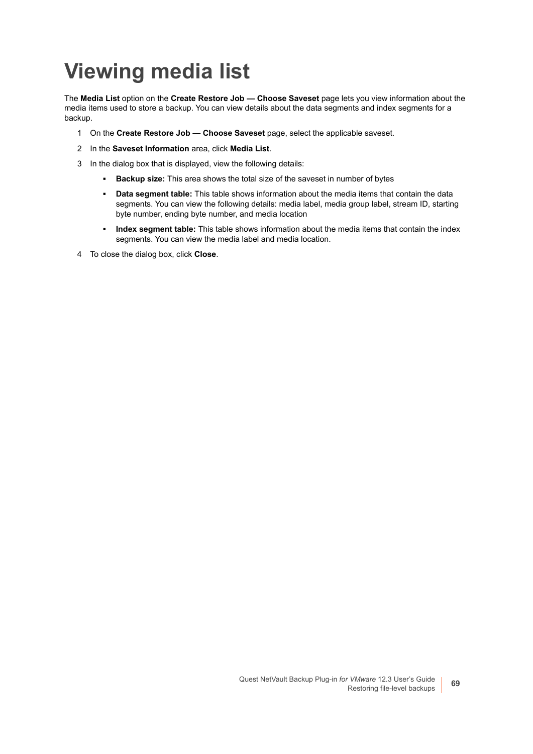# Viewing media list

The **Media List** option on the **Create Restore Job — Choose Saveset** page lets you view information about the media items used to store a backup. You can view details about the data segments and index segments for a backup.

1. On the **Create Restore Job — Choose Saveset** page, select the applicable saveset.
2. In the **Saveset Information** area, click **Media List**.
3. In the dialog box that is displayed, view the following details:
   - **Backup size:** This area shows the total size of the saveset in number of bytes
   - **Data segment table:** This table shows information about the media items that contain the data segments. You can view the following details: media label, media group label, stream ID, starting byte number, ending byte number, and media location
   - **Index segment table:** This table shows information about the media items that contain the index segments. You can view the media label and media location.
4. To close the dialog box, click **Close**.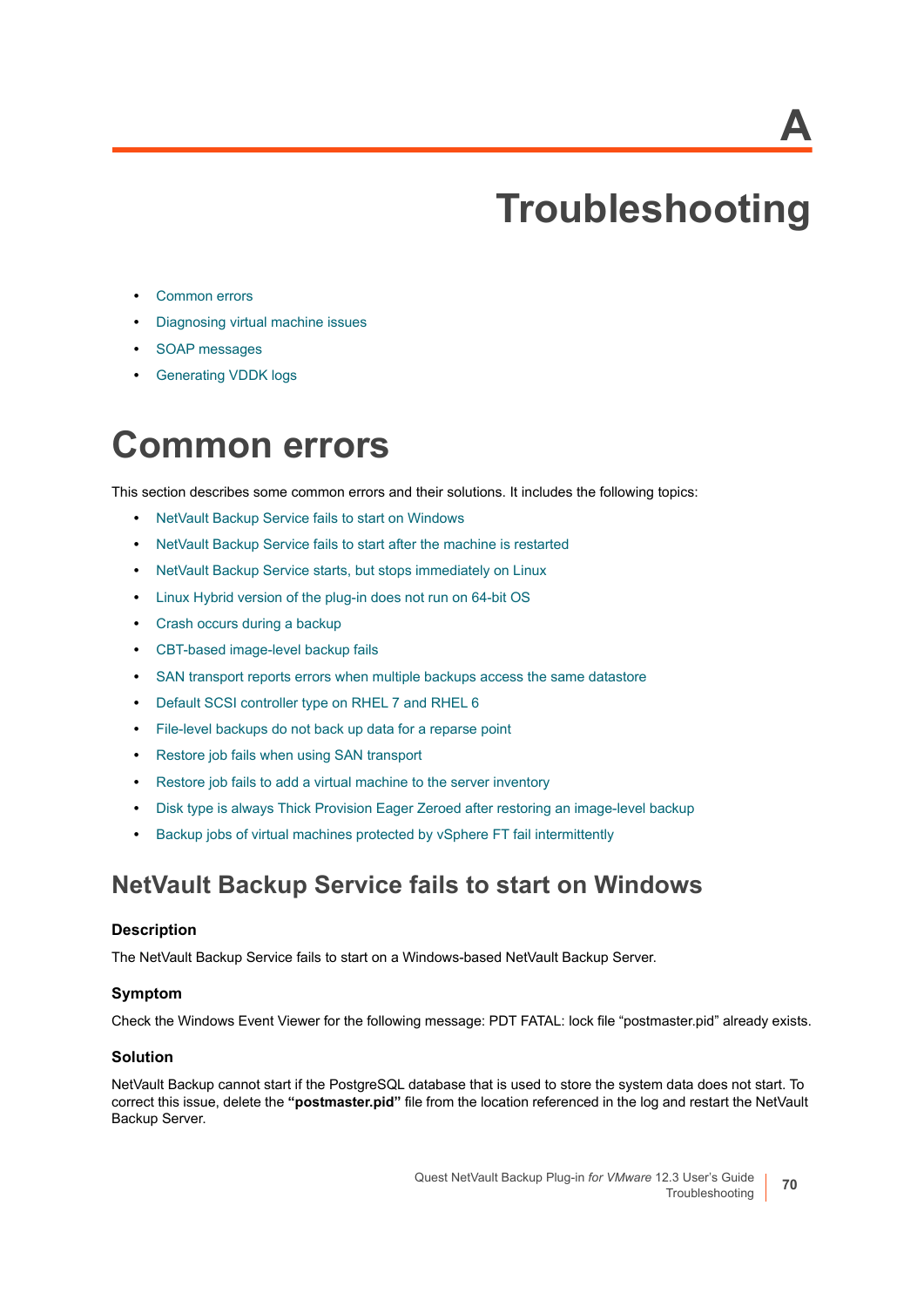# A

# Troubleshooting

- Common errors
- Diagnosing virtual machine issues
- SOAP messages
- Generating VDDK logs

## Common errors

This section describes some common errors and their solutions. It includes the following topics:

- NetVault Backup Service fails to start on Windows
- NetVault Backup Service fails to start after the machine is restarted
- NetVault Backup Service starts, but stops immediately on Linux
- Linux Hybrid version of the plug-in does not run on 64-bit OS
- Crash occurs during a backup
- CBT-based image-level backup fails
- SAN transport reports errors when multiple backups access the same datastore
- Default SCSI controller type on RHEL 7 and RHEL 6
- File-level backups do not back up data for a reparse point
- Restore job fails when using SAN transport
- Restore job fails to add a virtual machine to the server inventory
- Disk type is always Thick Provision Eager Zeroed after restoring an image-level backup
- Backup jobs of virtual machines protected by vSphere FT fail intermittently

### NetVault Backup Service fails to start on Windows

#### Description

The NetVault Backup Service fails to start on a Windows-based NetVault Backup Server.

#### Symptom

Check the Windows Event Viewer for the following message: PDT FATAL: lock file “postmaster.pid” already exists.

#### Solution

NetVault Backup cannot start if the PostgreSQL database that is used to store the system data does not start. To correct this issue, delete the **“postmaster.pid”** file from the location referenced in the log and restart the NetVault Backup Server.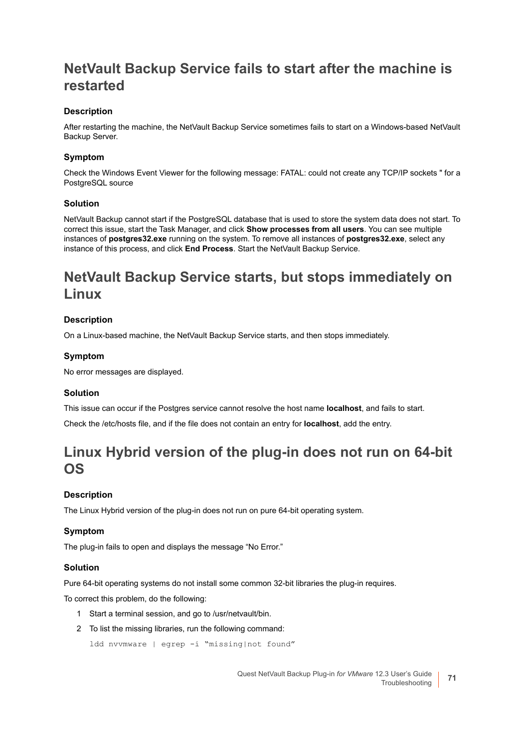## NetVault Backup Service fails to start after the machine is restarted

### Description

After restarting the machine, the NetVault Backup Service sometimes fails to start on a Windows-based NetVault Backup Server.

### Symptom

Check the Windows Event Viewer for the following message: FATAL: could not create any TCP/IP sockets " for a PostgreSQL source

### Solution

NetVault Backup cannot start if the PostgreSQL database that is used to store the system data does not start. To correct this issue, start the Task Manager, and click **Show processes from all users**. You can see multiple instances of **postgres32.exe** running on the system. To remove all instances of **postgres32.exe**, select any instance of this process, and click **End Process**. Start the NetVault Backup Service.

## NetVault Backup Service starts, but stops immediately on Linux

### Description

On a Linux-based machine, the NetVault Backup Service starts, and then stops immediately.

### Symptom

No error messages are displayed.

### Solution

This issue can occur if the Postgres service cannot resolve the host name **localhost**, and fails to start.

Check the /etc/hosts file, and if the file does not contain an entry for **localhost**, add the entry.

## Linux Hybrid version of the plug-in does not run on 64-bit OS

### Description

The Linux Hybrid version of the plug-in does not run on pure 64-bit operating system.

### Symptom

The plug-in fails to open and displays the message “No Error.”

### Solution

Pure 64-bit operating systems do not install some common 32-bit libraries the plug-in requires.

To correct this problem, do the following:

1. Start a terminal session, and go to /usr/netvault/bin.
2. To list the missing libraries, run the following command:

   ```
   ldd nvvmware | egrep -i “missing|not found”
   ```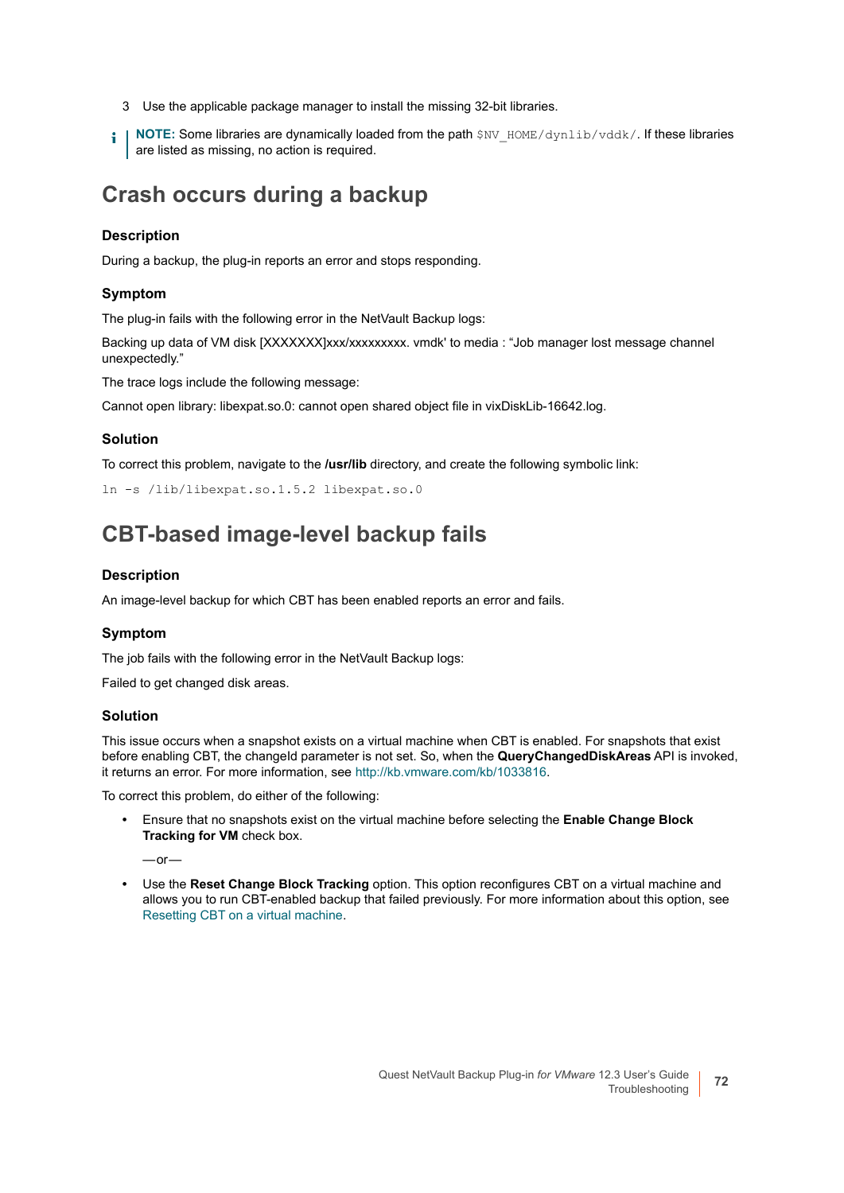3 Use the applicable package manager to install the missing 32-bit libraries.

**NOTE:** Some libraries are dynamically loaded from the path `$NV_HOME/dynlib/vddk/`. If these libraries are listed as missing, no action is required.

## Crash occurs during a backup

### Description

During a backup, the plug-in reports an error and stops responding.

### Symptom

The plug-in fails with the following error in the NetVault Backup logs:

Backing up data of VM disk [XXXXXXX]xxx/xxxxxxxxx. vmdk' to media : “Job manager lost message channel unexpectedly.”

The trace logs include the following message:

Cannot open library: libexpat.so.0: cannot open shared object file in vixDiskLib-16642.log.

### Solution

To correct this problem, navigate to the **/usr/lib** directory, and create the following symbolic link:

```
ln -s /lib/libexpat.so.1.5.2 libexpat.so.0
```

## CBT-based image-level backup fails

### Description

An image-level backup for which CBT has been enabled reports an error and fails.

### Symptom

The job fails with the following error in the NetVault Backup logs:

Failed to get changed disk areas.

### Solution

This issue occurs when a snapshot exists on a virtual machine when CBT is enabled. For snapshots that exist before enabling CBT, the changeId parameter is not set. So, when the **QueryChangedDiskAreas** API is invoked, it returns an error. For more information, see http://kb.vmware.com/kb/1033816.

To correct this problem, do either of the following:

- Ensure that no snapshots exist on the virtual machine before selecting the **Enable Change Block Tracking for VM** check box.

  —or—

- Use the **Reset Change Block Tracking** option. This option reconfigures CBT on a virtual machine and allows you to run CBT-enabled backup that failed previously. For more information about this option, see Resetting CBT on a virtual machine.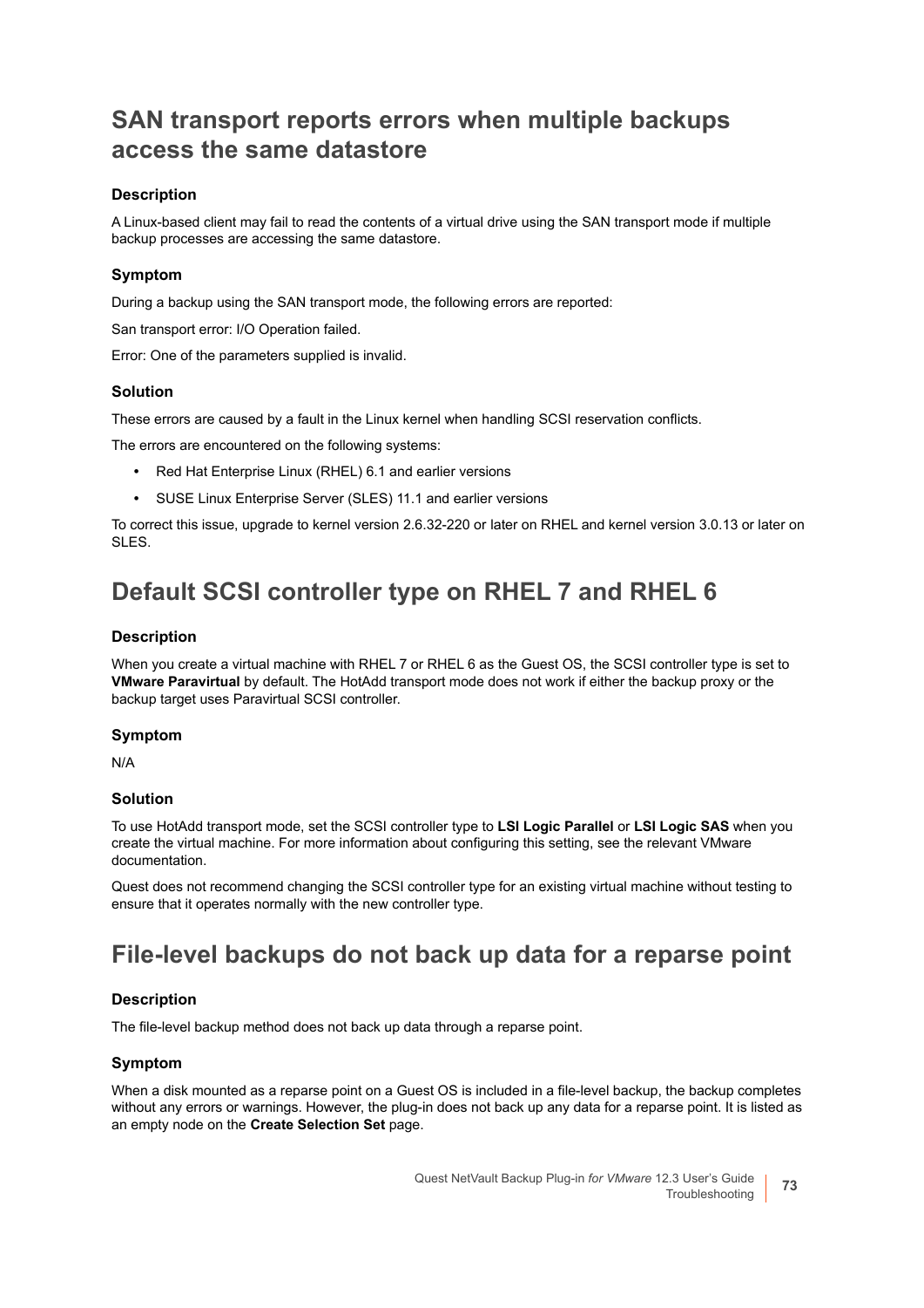## SAN transport reports errors when multiple backups access the same datastore

### Description

A Linux-based client may fail to read the contents of a virtual drive using the SAN transport mode if multiple backup processes are accessing the same datastore.

### Symptom

During a backup using the SAN transport mode, the following errors are reported:

San transport error: I/O Operation failed.

Error: One of the parameters supplied is invalid.

### Solution

These errors are caused by a fault in the Linux kernel when handling SCSI reservation conflicts.

The errors are encountered on the following systems:

- Red Hat Enterprise Linux (RHEL) 6.1 and earlier versions
- SUSE Linux Enterprise Server (SLES) 11.1 and earlier versions

To correct this issue, upgrade to kernel version 2.6.32-220 or later on RHEL and kernel version 3.0.13 or later on SLES.

## Default SCSI controller type on RHEL 7 and RHEL 6

### Description

When you create a virtual machine with RHEL 7 or RHEL 6 as the Guest OS, the SCSI controller type is set to **VMware Paravirtual** by default. The HotAdd transport mode does not work if either the backup proxy or the backup target uses Paravirtual SCSI controller.

### Symptom

N/A

### Solution

To use HotAdd transport mode, set the SCSI controller type to **LSI Logic Parallel** or **LSI Logic SAS** when you create the virtual machine. For more information about configuring this setting, see the relevant VMware documentation.

Quest does not recommend changing the SCSI controller type for an existing virtual machine without testing to ensure that it operates normally with the new controller type.

## File-level backups do not back up data for a reparse point

### Description

The file-level backup method does not back up data through a reparse point.

### Symptom

When a disk mounted as a reparse point on a Guest OS is included in a file-level backup, the backup completes without any errors or warnings. However, the plug-in does not back up any data for a reparse point. It is listed as an empty node on the **Create Selection Set** page.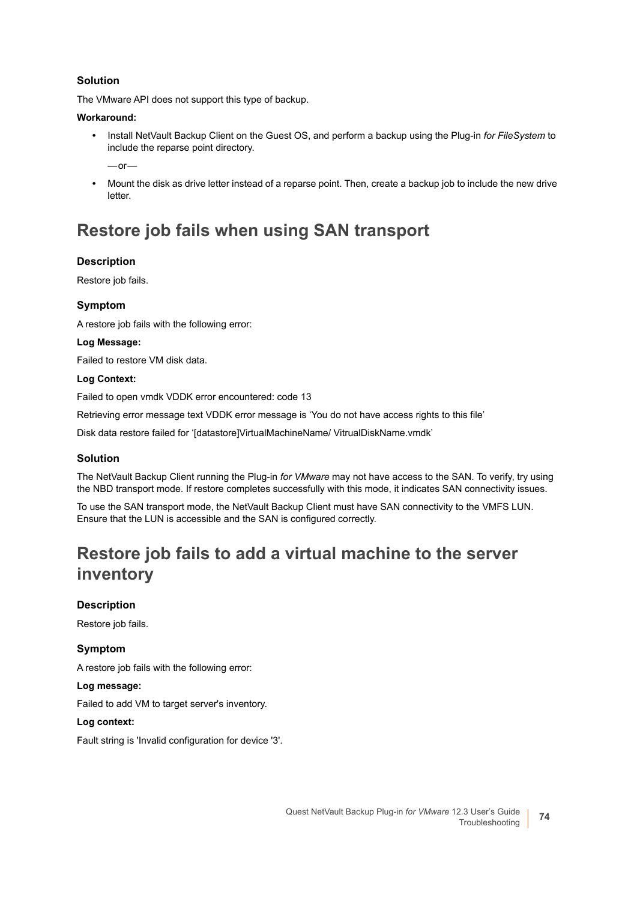### Solution

The VMware API does not support this type of backup.

**Workaround:**

- Install NetVault Backup Client on the Guest OS, and perform a backup using the Plug-in *for FileSystem* to include the reparse point directory.

  —or—

- Mount the disk as drive letter instead of a reparse point. Then, create a backup job to include the new drive letter.

## Restore job fails when using SAN transport

### Description

Restore job fails.

### Symptom

A restore job fails with the following error:

**Log Message:**

Failed to restore VM disk data.

**Log Context:**

Failed to open vmdk VDDK error encountered: code 13

Retrieving error message text VDDK error message is 'You do not have access rights to this file'

Disk data restore failed for '[datastore]VirtualMachineName/ VitrualDiskName.vmdk'

### Solution

The NetVault Backup Client running the Plug-in *for VMware* may not have access to the SAN. To verify, try using the NBD transport mode. If restore completes successfully with this mode, it indicates SAN connectivity issues.

To use the SAN transport mode, the NetVault Backup Client must have SAN connectivity to the VMFS LUN. Ensure that the LUN is accessible and the SAN is configured correctly.

## Restore job fails to add a virtual machine to the server inventory

### Description

Restore job fails.

### Symptom

A restore job fails with the following error:

**Log message:**

Failed to add VM to target server's inventory.

**Log context:**

Fault string is 'Invalid configuration for device '3'.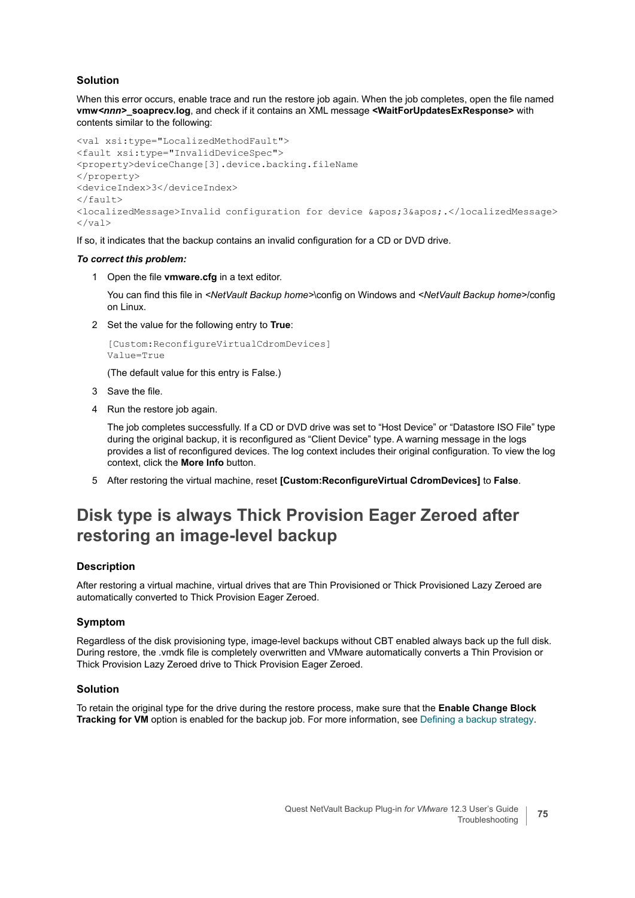### Solution

When this error occurs, enable trace and run the restore job again. When the job completes, open the file named **vmw*<nnn>*_soaprecv.log**, and check if it contains an XML message **<WaitForUpdatesExResponse>** with contents similar to the following:

```
<val xsi:type="LocalizedMethodFault">
<fault xsi:type="InvalidDeviceSpec">
<property>deviceChange[3].device.backing.fileName
</property>
<deviceIndex>3</deviceIndex>
</fault>
<localizedMessage>Invalid configuration for device &apos;3&apos;.</localizedMessage>
</val>
```

If so, it indicates that the backup contains an invalid configuration for a CD or DVD drive.

***To correct this problem:***

1. Open the file **vmware.cfg** in a text editor.

   You can find this file in *<NetVault Backup home>*\config on Windows and *<NetVault Backup home>*/config on Linux.

2. Set the value for the following entry to **True**:

   ```
   [Custom:ReconfigureVirtualCdromDevices]
   Value=True
   ```

   (The default value for this entry is False.)

3. Save the file.

4. Run the restore job again.

   The job completes successfully. If a CD or DVD drive was set to “Host Device” or “Datastore ISO File” type during the original backup, it is reconfigured as “Client Device” type. A warning message in the logs provides a list of reconfigured devices. The log context includes their original configuration. To view the log context, click the **More Info** button.

5. After restoring the virtual machine, reset **[Custom:ReconfigureVirtual CdromDevices]** to **False**.

## Disk type is always Thick Provision Eager Zeroed after restoring an image-level backup

### Description

After restoring a virtual machine, virtual drives that are Thin Provisioned or Thick Provisioned Lazy Zeroed are automatically converted to Thick Provision Eager Zeroed.

### Symptom

Regardless of the disk provisioning type, image-level backups without CBT enabled always back up the full disk. During restore, the .vmdk file is completely overwritten and VMware automatically converts a Thin Provision or Thick Provision Lazy Zeroed drive to Thick Provision Eager Zeroed.

### Solution

To retain the original type for the drive during the restore process, make sure that the **Enable Change Block Tracking for VM** option is enabled for the backup job. For more information, see Defining a backup strategy.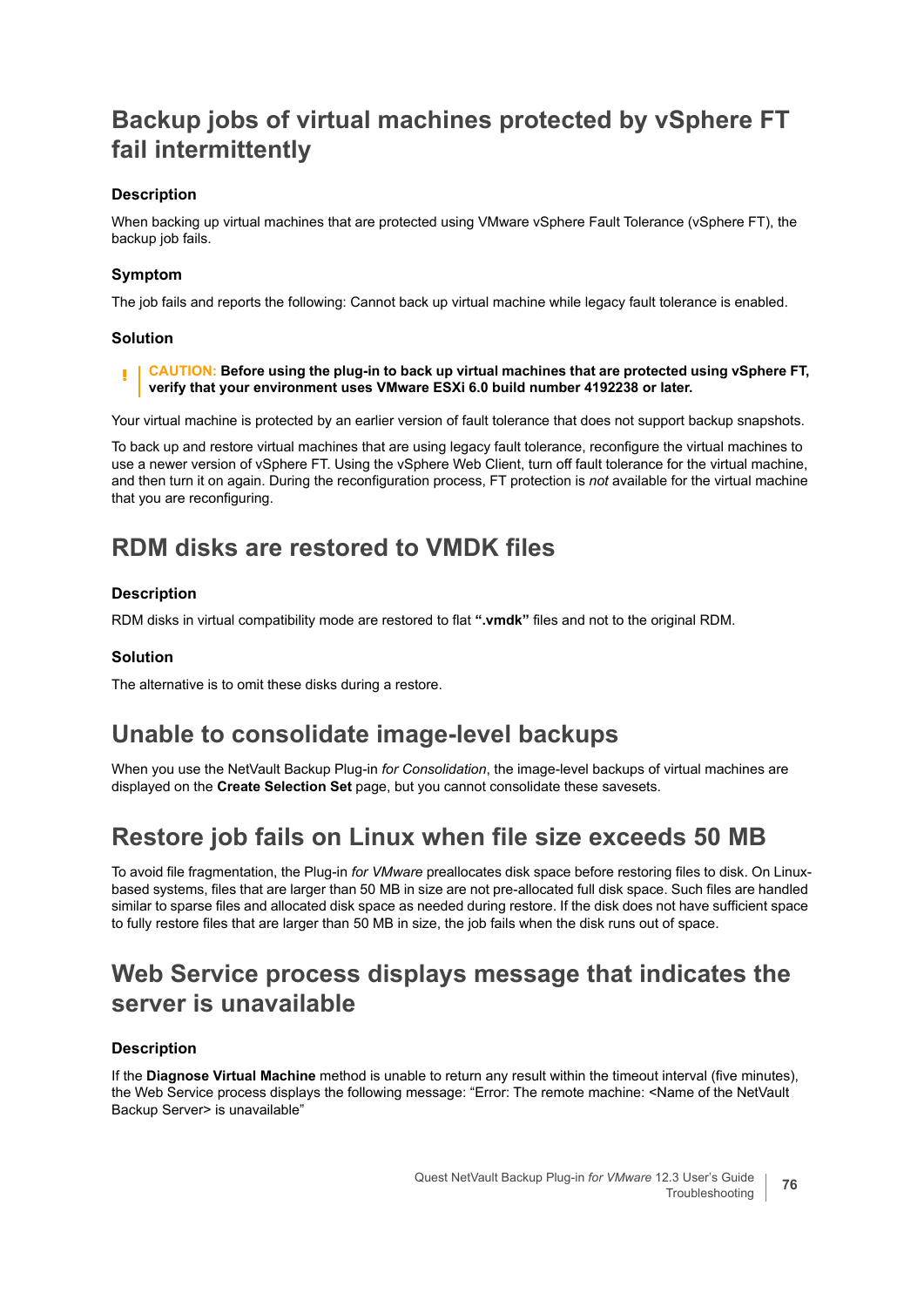## Backup jobs of virtual machines protected by vSphere FT fail intermittently

### Description

When backing up virtual machines that are protected using VMware vSphere Fault Tolerance (vSphere FT), the backup job fails.

### Symptom

The job fails and reports the following: Cannot back up virtual machine while legacy fault tolerance is enabled.

### Solution

> **CAUTION: Before using the plug-in to back up virtual machines that are protected using vSphere FT, verify that your environment uses VMware ESXi 6.0 build number 4192238 or later.**

Your virtual machine is protected by an earlier version of fault tolerance that does not support backup snapshots.

To back up and restore virtual machines that are using legacy fault tolerance, reconfigure the virtual machines to use a newer version of vSphere FT. Using the vSphere Web Client, turn off fault tolerance for the virtual machine, and then turn it on again. During the reconfiguration process, FT protection is *not* available for the virtual machine that you are reconfiguring.

## RDM disks are restored to VMDK files

### Description

RDM disks in virtual compatibility mode are restored to flat **".vmdk"** files and not to the original RDM.

### Solution

The alternative is to omit these disks during a restore.

## Unable to consolidate image-level backups

When you use the NetVault Backup Plug-in *for Consolidation*, the image-level backups of virtual machines are displayed on the **Create Selection Set** page, but you cannot consolidate these savesets.

## Restore job fails on Linux when file size exceeds 50 MB

To avoid file fragmentation, the Plug-in *for VMware* preallocates disk space before restoring files to disk. On Linux-based systems, files that are larger than 50 MB in size are not pre-allocated full disk space. Such files are handled similar to sparse files and allocated disk space as needed during restore. If the disk does not have sufficient space to fully restore files that are larger than 50 MB in size, the job fails when the disk runs out of space.

## Web Service process displays message that indicates the server is unavailable

### Description

If the **Diagnose Virtual Machine** method is unable to return any result within the timeout interval (five minutes), the Web Service process displays the following message: "Error: The remote machine: <Name of the NetVault Backup Server> is unavailable"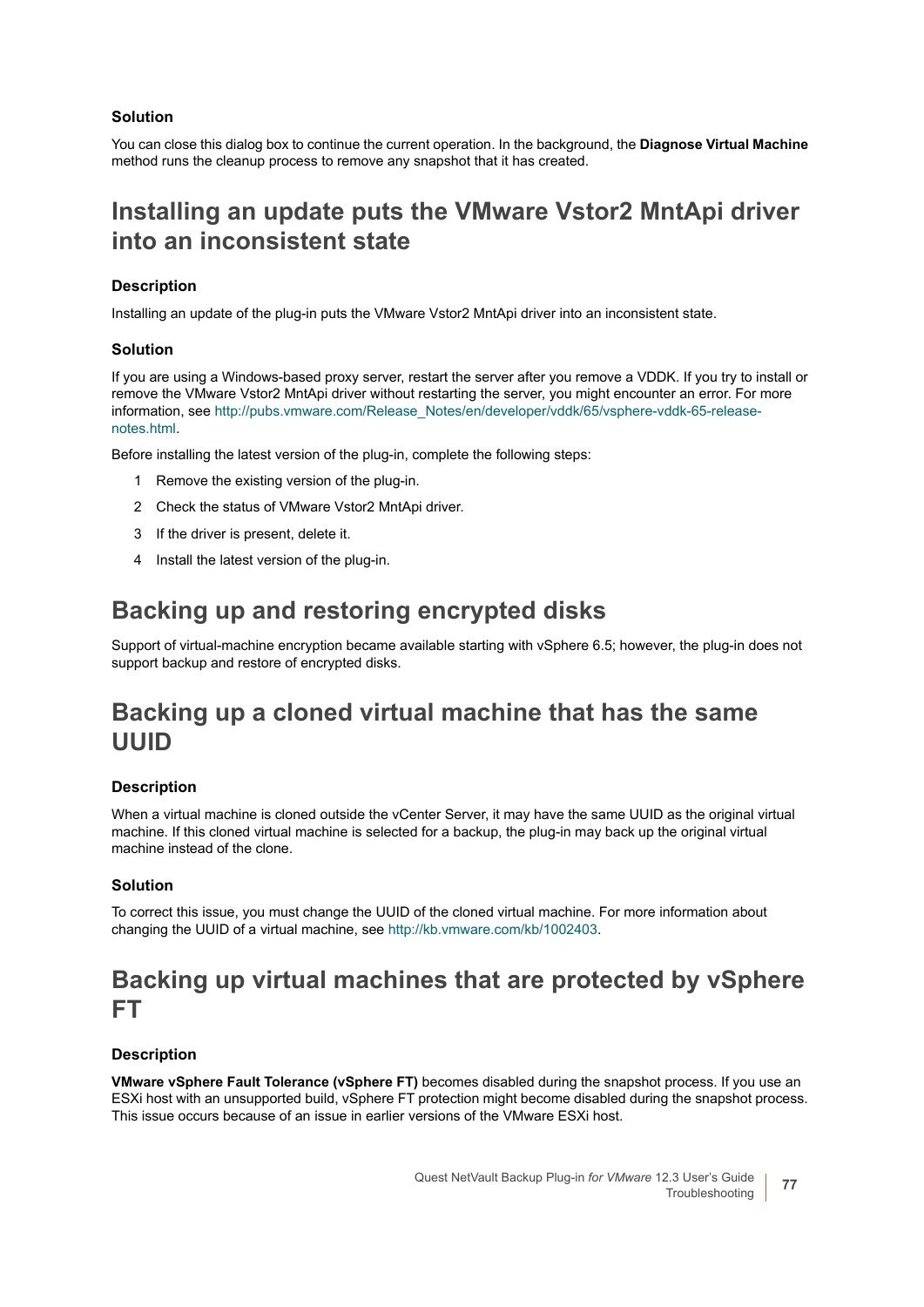#### Solution

You can close this dialog box to continue the current operation. In the background, the **Diagnose Virtual Machine** method runs the cleanup process to remove any snapshot that it has created.

## Installing an update puts the VMware Vstor2 MntApi driver into an inconsistent state

#### Description

Installing an update of the plug-in puts the VMware Vstor2 MntApi driver into an inconsistent state.

#### Solution

If you are using a Windows-based proxy server, restart the server after you remove a VDDK. If you try to install or remove the VMware Vstor2 MntApi driver without restarting the server, you might encounter an error. For more information, see http://pubs.vmware.com/Release_Notes/en/developer/vddk/65/vsphere-vddk-65-release-notes.html.

Before installing the latest version of the plug-in, complete the following steps:

1. Remove the existing version of the plug-in.
2. Check the status of VMware Vstor2 MntApi driver.
3. If the driver is present, delete it.
4. Install the latest version of the plug-in.

## Backing up and restoring encrypted disks

Support of virtual-machine encryption became available starting with vSphere 6.5; however, the plug-in does not support backup and restore of encrypted disks.

## Backing up a cloned virtual machine that has the same UUID

#### Description

When a virtual machine is cloned outside the vCenter Server, it may have the same UUID as the original virtual machine. If this cloned virtual machine is selected for a backup, the plug-in may back up the original virtual machine instead of the clone.

#### Solution

To correct this issue, you must change the UUID of the cloned virtual machine. For more information about changing the UUID of a virtual machine, see http://kb.vmware.com/kb/1002403.

## Backing up virtual machines that are protected by vSphere FT

#### Description

**VMware vSphere Fault Tolerance (vSphere FT)** becomes disabled during the snapshot process. If you use an ESXi host with an unsupported build, vSphere FT protection might become disabled during the snapshot process. This issue occurs because of an issue in earlier versions of the VMware ESXi host.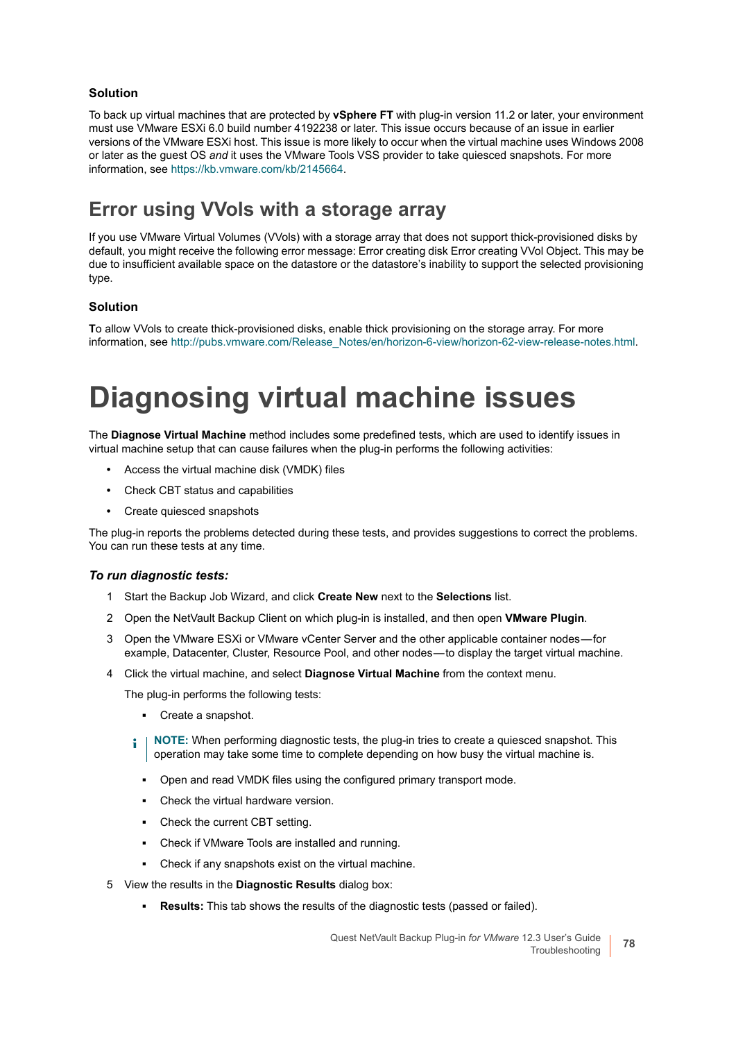### Solution

To back up virtual machines that are protected by **vSphere FT** with plug-in version 11.2 or later, your environment must use VMware ESXi 6.0 build number 4192238 or later. This issue occurs because of an issue in earlier versions of the VMware ESXi host. This issue is more likely to occur when the virtual machine uses Windows 2008 or later as the guest OS *and* it uses the VMware Tools VSS provider to take quiesced snapshots. For more information, see https://kb.vmware.com/kb/2145664.

## Error using VVols with a storage array

If you use VMware Virtual Volumes (VVols) with a storage array that does not support thick-provisioned disks by default, you might receive the following error message: Error creating disk Error creating VVol Object. This may be due to insufficient available space on the datastore or the datastore's inability to support the selected provisioning type.

### Solution

**T**o allow VVols to create thick-provisioned disks, enable thick provisioning on the storage array. For more information, see http://pubs.vmware.com/Release_Notes/en/horizon-6-view/horizon-62-view-release-notes.html.

# Diagnosing virtual machine issues

The **Diagnose Virtual Machine** method includes some predefined tests, which are used to identify issues in virtual machine setup that can cause failures when the plug-in performs the following activities:

- Access the virtual machine disk (VMDK) files
- Check CBT status and capabilities
- Create quiesced snapshots

The plug-in reports the problems detected during these tests, and provides suggestions to correct the problems. You can run these tests at any time.

#### *To run diagnostic tests:*

1. Start the Backup Job Wizard, and click **Create New** next to the **Selections** list.
2. Open the NetVault Backup Client on which plug-in is installed, and then open **VMware Plugin**.
3. Open the VMware ESXi or VMware vCenter Server and the other applicable container nodes—for example, Datacenter, Cluster, Resource Pool, and other nodes—to display the target virtual machine.
4. Click the virtual machine, and select **Diagnose Virtual Machine** from the context menu.

   The plug-in performs the following tests:

   - Create a snapshot.

   > **NOTE:** When performing diagnostic tests, the plug-in tries to create a quiesced snapshot. This operation may take some time to complete depending on how busy the virtual machine is.

   - Open and read VMDK files using the configured primary transport mode.
   - Check the virtual hardware version.
   - Check the current CBT setting.
   - Check if VMware Tools are installed and running.
   - Check if any snapshots exist on the virtual machine.
5. View the results in the **Diagnostic Results** dialog box:
   - **Results:** This tab shows the results of the diagnostic tests (passed or failed).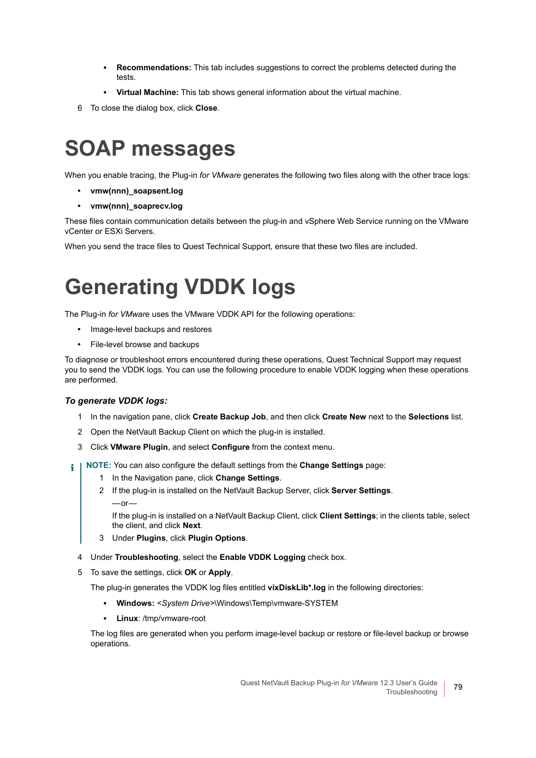- **Recommendations:** This tab includes suggestions to correct the problems detected during the tests.
- **Virtual Machine:** This tab shows general information about the virtual machine.

6 To close the dialog box, click **Close**.

# SOAP messages

When you enable tracing, the Plug-in *for VMware* generates the following two files along with the other trace logs:

- **vmw(nnn)_soapsent.log**
- **vmw(nnn)_soaprecv.log**

These files contain communication details between the plug-in and vSphere Web Service running on the VMware vCenter or ESXi Servers.

When you send the trace files to Quest Technical Support, ensure that these two files are included.

# Generating VDDK logs

The Plug-in *for VMware* uses the VMware VDDK API for the following operations:

- Image-level backups and restores
- File-level browse and backups

To diagnose or troubleshoot errors encountered during these operations, Quest Technical Support may request you to send the VDDK logs. You can use the following procedure to enable VDDK logging when these operations are performed.

***To generate VDDK logs:***

1. In the navigation pane, click **Create Backup Job**, and then click **Create New** next to the **Selections** list.
2. Open the NetVault Backup Client on which the plug-in is installed.
3. Click **VMware Plugin**, and select **Configure** from the context menu.

> **NOTE:** You can also configure the default settings from the **Change Settings** page:
> 1. In the Navigation pane, click **Change Settings**.
> 2. If the plug-in is installed on the NetVault Backup Server, click **Server Settings**.
>
>    —or—
>
>    If the plug-in is installed on a NetVault Backup Client, click **Client Settings**; in the clients table, select the client, and click **Next**.
> 3. Under **Plugins**, click **Plugin Options**.

4. Under **Troubleshooting**, select the **Enable VDDK Logging** check box.
5. To save the settings, click **OK** or **Apply**.

   The plug-in generates the VDDK log files entitled **vixDiskLib*.log** in the following directories:

   - **Windows:** <*System Drive*>\Windows\Temp\vmware-SYSTEM
   - **Linux**: /tmp/vmware-root

   The log files are generated when you perform image-level backup or restore or file-level backup or browse operations.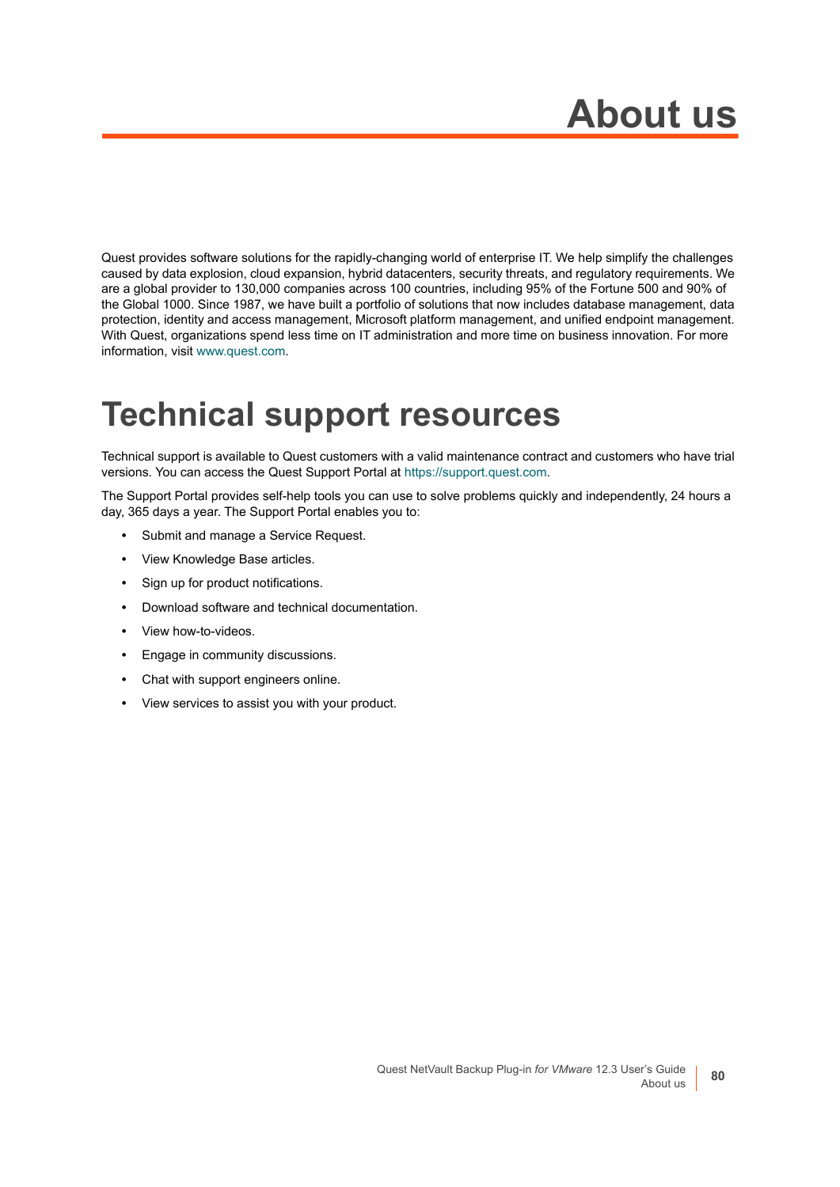# About us

Quest provides software solutions for the rapidly-changing world of enterprise IT. We help simplify the challenges caused by data explosion, cloud expansion, hybrid datacenters, security threats, and regulatory requirements. We are a global provider to 130,000 companies across 100 countries, including 95% of the Fortune 500 and 90% of the Global 1000. Since 1987, we have built a portfolio of solutions that now includes database management, data protection, identity and access management, Microsoft platform management, and unified endpoint management. With Quest, organizations spend less time on IT administration and more time on business innovation. For more information, visit www.quest.com.

# Technical support resources

Technical support is available to Quest customers with a valid maintenance contract and customers who have trial versions. You can access the Quest Support Portal at https://support.quest.com.

The Support Portal provides self-help tools you can use to solve problems quickly and independently, 24 hours a day, 365 days a year. The Support Portal enables you to:

- Submit and manage a Service Request.
- View Knowledge Base articles.
- Sign up for product notifications.
- Download software and technical documentation.
- View how-to-videos.
- Engage in community discussions.
- Chat with support engineers online.
- View services to assist you with your product.